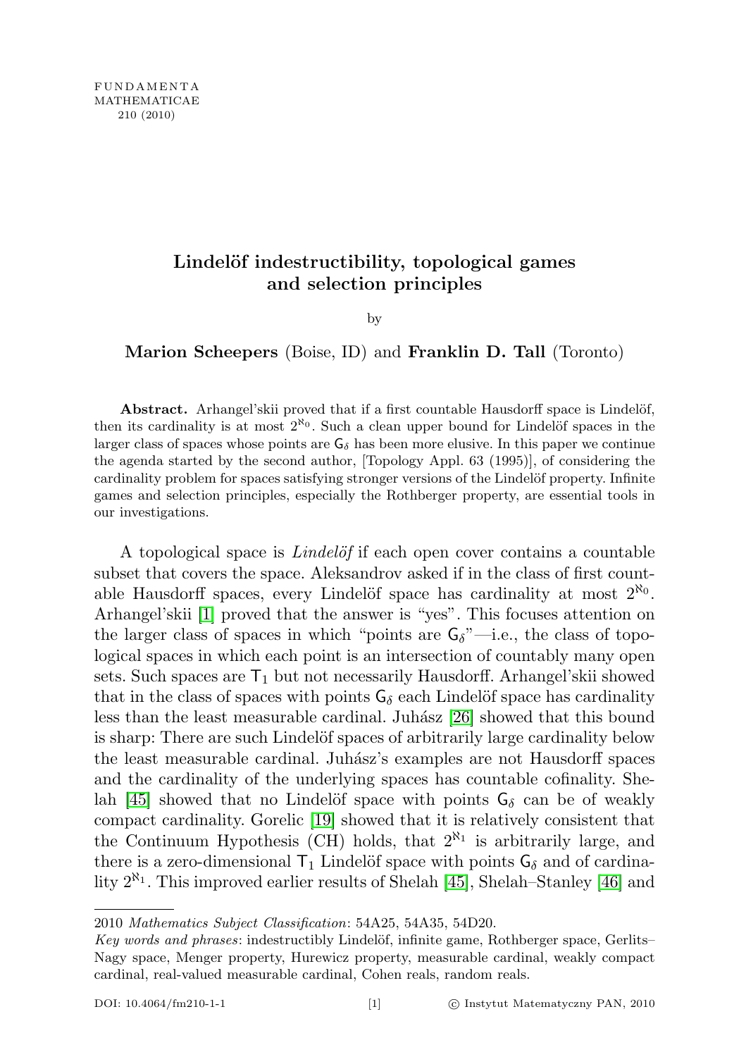# Lindelöf indestructibility, topological games and selection principles

by

**Marion Scheepers** (Boise, ID) and **Franklin D. Tall** (Toronto)

**Abstract.** Arhangel'skii proved that if a first countable Hausdorff space is Lindelöf, then its cardinality is at most $2^{\aleph_0}$. Such a clean upper bound for Lindelöf spaces in the larger class of spaces whose points are $\mathsf{G}_\delta$ has been more elusive. In this paper we continue the agenda started by the second author, [Topology Appl. 63 (1995)], of considering the cardinality problem for spaces satisfying stronger versions of the Lindelöf property. Infinite games and selection principles, especially the Rothberger property, are essential tools in our investigations.

A topological space is *Lindelöf* if each open cover contains a countable subset that covers the space. Aleksandrov asked if in the class of first countable Hausdorff spaces, every Lindelöf space has cardinality at most $2^{\aleph_0}$. Arhangel'skii [1] proved that the answer is "yes". This focuses attention on the larger class of spaces in which "points are $\mathsf{G}_\delta$"—i.e., the class of topological spaces in which each point is an intersection of countably many open sets. Such spaces are $\mathsf{T}_1$ but not necessarily Hausdorff. Arhangel'skii showed that in the class of spaces with points $\mathsf{G}_\delta$ each Lindelöf space has cardinality less than the least measurable cardinal. Juhász [26] showed that this bound is sharp: There are such Lindelöf spaces of arbitrarily large cardinality below the least measurable cardinal. Juhász's examples are not Hausdorff spaces and the cardinality of the underlying spaces has countable cofinality. Shelah [45] showed that no Lindelöf space with points $\mathsf{G}_\delta$ can be of weakly compact cardinality. Gorelic [19] showed that it is relatively consistent that the Continuum Hypothesis (CH) holds, that $2^{\aleph_1}$ is arbitrarily large, and there is a zero-dimensional $\mathsf{T}_1$ Lindelöf space with points $\mathsf{G}_\delta$ and of cardinality $2^{\aleph_1}$. This improved earlier results of Shelah [45], Shelah–Stanley [46] and

---

2010 *Mathematics Subject Classification*: 54A25, 54A35, 54D20.

*Key words and phrases*: indestructibly Lindelöf, infinite game, Rothberger space, Gerlits–Nagy space, Menger property, Hurewicz property, measurable cardinal, weakly compact cardinal, real-valued measurable cardinal, Cohen reals, random reals.

DOI: 10.4064/fm210-1-1 © Instytut Matematyczny PAN, 2010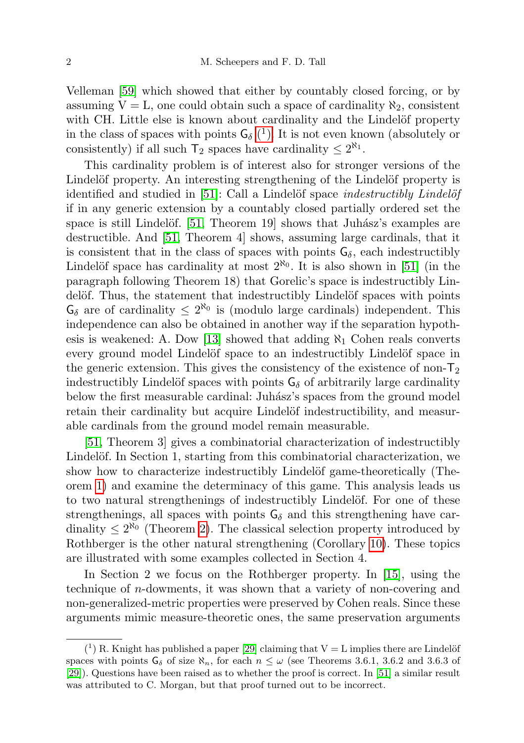Velleman [59] which showed that either by countably closed forcing, or by assuming $V = L$, one could obtain such a space of cardinality $\aleph_2$, consistent with CH. Little else is known about cardinality and the Lindelöf property in the class of spaces with points $\mathsf{G}_\delta$ ([1]). It is not even known (absolutely or consistently) if all such $\mathsf{T}_2$ spaces have cardinality $\le 2^{\aleph_1}$.

This cardinality problem is of interest also for stronger versions of the Lindelöf property. An interesting strengthening of the Lindelöf property is identified and studied in [51]: Call a Lindelöf space *indestructibly Lindelöf* if in any generic extension by a countably closed partially ordered set the space is still Lindelöf. [51, Theorem 19] shows that Juhász's examples are destructible. And [51, Theorem 4] shows, assuming large cardinals, that it is consistent that in the class of spaces with points $\mathsf{G}_\delta$, each indestructibly Lindelöf space has cardinality at most $2^{\aleph_0}$. It is also shown in [51] (in the paragraph following Theorem 18) that Gorelic's space is indestructibly Lindelöf. Thus, the statement that indestructibly Lindelöf spaces with points $\mathsf{G}_\delta$ are of cardinality $\le 2^{\aleph_0}$ is (modulo large cardinals) independent. This independence can also be obtained in another way if the separation hypothesis is weakened: A. Dow [13] showed that adding $\aleph_1$ Cohen reals converts every ground model Lindelöf space to an indestructibly Lindelöf space in the generic extension. This gives the consistency of the existence of non-$\mathsf{T}_2$ indestructibly Lindelöf spaces with points $\mathsf{G}_\delta$ of arbitrarily large cardinality below the first measurable cardinal: Juhász's spaces from the ground model retain their cardinality but acquire Lindelöf indestructibility, and measurable cardinals from the ground model remain measurable.

[51, Theorem 3] gives a combinatorial characterization of indestructibly Lindelöf. In Section 1, starting from this combinatorial characterization, we show how to characterize indestructibly Lindelöf game-theoretically (Theorem 1) and examine the determinacy of this game. This analysis leads us to two natural strengthenings of indestructibly Lindelöf. For one of these strengthenings, all spaces with points $\mathsf{G}_\delta$ and this strengthening have cardinality $\le 2^{\aleph_0}$ (Theorem 2). The classical selection property introduced by Rothberger is the other natural strengthening (Corollary 10). These topics are illustrated with some examples collected in Section 4.

In Section 2 we focus on the Rothberger property. In [15], using the technique of $n$-dowments, it was shown that a variety of non-covering and non-generalized-metric properties were preserved by Cohen reals. Since these arguments mimic measure-theoretic ones, the same preservation arguments

---

([1]) R. Knight has published a paper [29] claiming that $V = L$ implies there are Lindelöf spaces with points $\mathsf{G}_\delta$ of size $\aleph_n$, for each $n \le \omega$ (see Theorems 3.6.1, 3.6.2 and 3.6.3 of [29]). Questions have been raised as to whether the proof is correct. In [51] a similar result was attributed to C. Morgan, but that proof turned out to be incorrect.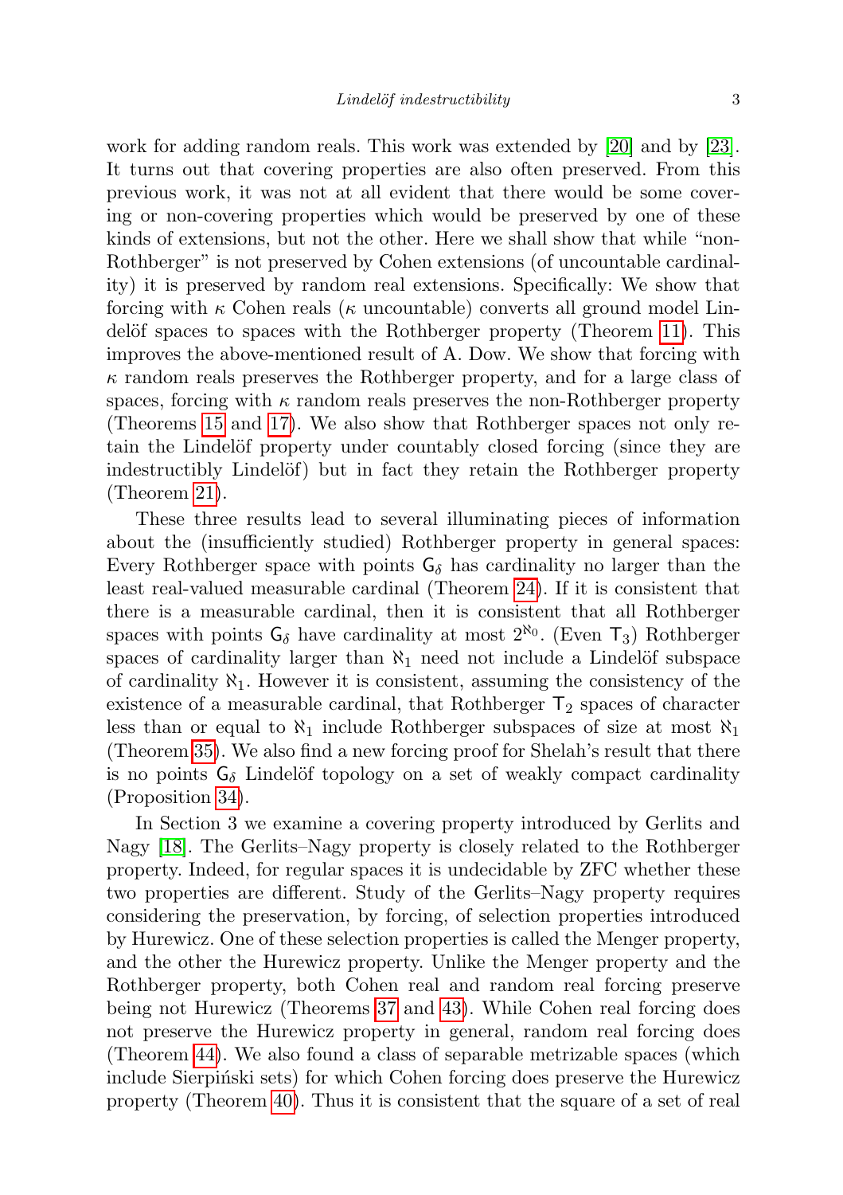work for adding random reals. This work was extended by [20] and by [23]. It turns out that covering properties are also often preserved. From this previous work, it was not at all evident that there would be some covering or non-covering properties which would be preserved by one of these kinds of extensions, but not the other. Here we shall show that while "non-Rothberger" is not preserved by Cohen extensions (of uncountable cardinality) it is preserved by random real extensions. Specifically: We show that forcing with $\kappa$ Cohen reals ($\kappa$ uncountable) converts all ground model Lindelöf spaces to spaces with the Rothberger property (Theorem 11). This improves the above-mentioned result of A. Dow. We show that forcing with $\kappa$ random reals preserves the Rothberger property, and for a large class of spaces, forcing with $\kappa$ random reals preserves the non-Rothberger property (Theorems 15 and 17). We also show that Rothberger spaces not only retain the Lindelöf property under countably closed forcing (since they are indestructibly Lindelöf) but in fact they retain the Rothberger property (Theorem 21).

These three results lead to several illuminating pieces of information about the (insufficiently studied) Rothberger property in general spaces: Every Rothberger space with points $\mathsf{G}_\delta$ has cardinality no larger than the least real-valued measurable cardinal (Theorem 24). If it is consistent that there is a measurable cardinal, then it is consistent that all Rothberger spaces with points $\mathsf{G}_\delta$ have cardinality at most $2^{\aleph_0}$. (Even $\mathsf{T}_3$) Rothberger spaces of cardinality larger than $\aleph_1$ need not include a Lindelöf subspace of cardinality $\aleph_1$. However it is consistent, assuming the consistency of the existence of a measurable cardinal, that Rothberger $\mathsf{T}_2$ spaces of character less than or equal to $\aleph_1$ include Rothberger subspaces of size at most $\aleph_1$ (Theorem 35). We also find a new forcing proof for Shelah's result that there is no points $\mathsf{G}_\delta$ Lindelöf topology on a set of weakly compact cardinality (Proposition 34).

In Section 3 we examine a covering property introduced by Gerlits and Nagy [18]. The Gerlits–Nagy property is closely related to the Rothberger property. Indeed, for regular spaces it is undecidable by ZFC whether these two properties are different. Study of the Gerlits–Nagy property requires considering the preservation, by forcing, of selection properties introduced by Hurewicz. One of these selection properties is called the Menger property, and the other the Hurewicz property. Unlike the Menger property and the Rothberger property, both Cohen real and random real forcing preserve being not Hurewicz (Theorems 37 and 43). While Cohen real forcing does not preserve the Hurewicz property in general, random real forcing does (Theorem 44). We also found a class of separable metrizable spaces (which include Sierpiński sets) for which Cohen forcing does preserve the Hurewicz property (Theorem 40). Thus it is consistent that the square of a set of real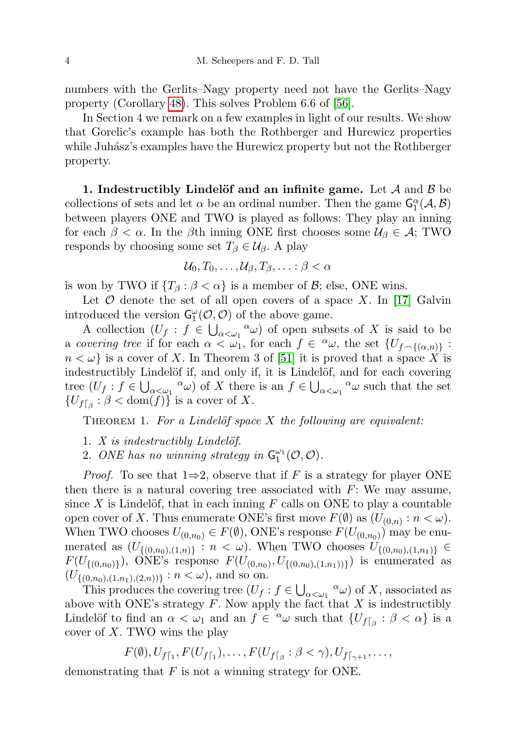numbers with the Gerlits–Nagy property need not have the Gerlits–Nagy property (Corollary 48). This solves Problem 6.6 of [56].

In Section 4 we remark on a few examples in light of our results. We show that Gorelic's example has both the Rothberger and Hurewicz properties while Juhász's examples have the Hurewicz property but not the Rothberger property.

**1. Indestructibly Lindelöf and an infinite game.** Let $\mathcal{A}$ and $\mathcal{B}$ be collections of sets and let $\alpha$ be an ordinal number. Then the game $\mathsf{G}_1^{\alpha}(\mathcal{A},\mathcal{B})$ between players ONE and TWO is played as follows: They play an inning for each $\beta < \alpha$. In the $\beta$th inning ONE first chooses some $\mathcal{U}_\beta \in \mathcal{A}$; TWO responds by choosing some set $T_\beta \in \mathcal{U}_\beta$. A play

$$\mathcal{U}_0, T_0, \ldots, \mathcal{U}_\beta, T_\beta, \ldots : \beta < \alpha$$

is won by TWO if $\{T_\beta : \beta < \alpha\}$ is a member of $\mathcal{B}$; else, ONE wins.

Let $\mathcal{O}$ denote the set of all open covers of a space $X$. In [17] Galvin introduced the version $\mathsf{G}_1^{\omega}(\mathcal{O},\mathcal{O})$ of the above game.

A collection $(U_f : f \in \bigcup_{\alpha<\omega_1} {}^{\alpha}\omega)$ of open subsets of $X$ is said to be a *covering tree* if for each $\alpha < \omega_1$, for each $f \in {}^{\alpha}\omega$, the set $\{U_{f\frown\{(\alpha,n)\}} : n < \omega\}$ is a cover of $X$. In Theorem 3 of [51] it is proved that a space $X$ is indestructibly Lindelöf if, and only if, it is Lindelöf, and for each covering tree $(U_f : f \in \bigcup_{\alpha<\omega_1} {}^{\alpha}\omega)$ of $X$ there is an $f \in \bigcup_{\alpha<\omega_1} {}^{\alpha}\omega$ such that the set $\{U_{f\lceil_\beta} : \beta < \mathrm{dom}(f)\}$ is a cover of $X$.

Theorem 1. *For a Lindelöf space $X$ the following are equivalent:*

1. *$X$ is indestructibly Lindelöf.*
2. *ONE has no winning strategy in $\mathsf{G}_1^{\omega_1}(\mathcal{O},\mathcal{O})$.*

*Proof.* To see that 1⇒2, observe that if $F$ is a strategy for player ONE then there is a natural covering tree associated with $F$: We may assume, since $X$ is Lindelöf, that in each inning $F$ calls on ONE to play a countable open cover of $X$. Thus enumerate ONE's first move $F(\emptyset)$ as $(U_{(0,n)} : n < \omega)$. When TWO chooses $U_{(0,n_0)} \in F(\emptyset)$, ONE's response $F(U_{(0,n_0)})$ may be enumerated as $(U_{\{(0,n_0),(1,n)\}} : n < \omega)$. When TWO chooses $U_{\{(0,n_0),(1,n_1)\}} \in F(U_{\{(0,n_0)\}})$, ONE's response $F(U_{(0,n_0)}, U_{\{(0,n_0),(1,n_1)\}})$ is enumerated as $(U_{\{(0,n_0),(1,n_1),(2,n)\}} : n < \omega)$, and so on.

This produces the covering tree $(U_f : f \in \bigcup_{\alpha<\omega_1} {}^{\alpha}\omega)$ of $X$, associated as above with ONE's strategy $F$. Now apply the fact that $X$ is indestructibly Lindelöf to find an $\alpha < \omega_1$ and an $f \in {}^{\alpha}\omega$ such that $\{U_{f\lceil_\beta} : \beta < \alpha\}$ is a cover of $X$. TWO wins the play

$$F(\emptyset), U_{f\lceil_1}, F(U_{f\lceil_1}), \ldots, F(U_{f\lceil_\beta} : \beta < \gamma), U_{f\lceil_{\gamma+1}}, \ldots,$$

demonstrating that $F$ is not a winning strategy for ONE.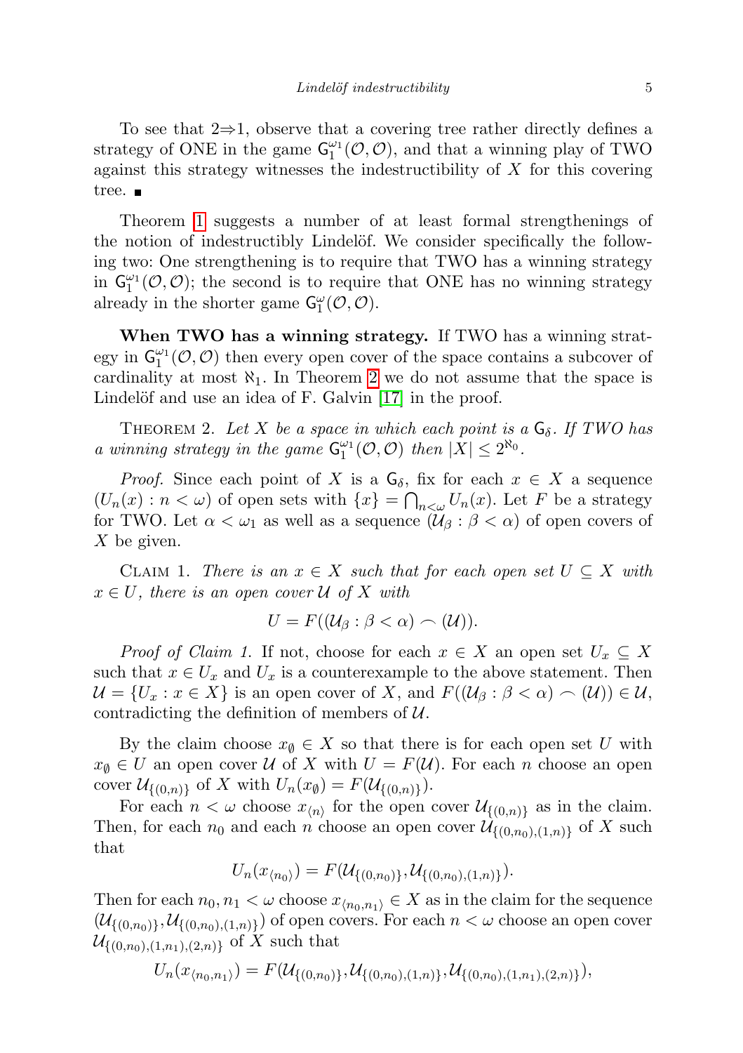To see that 2⇒1, observe that a covering tree rather directly defines a strategy of ONE in the game $\mathsf{G}_1^{\omega_1}(\mathcal{O},\mathcal{O})$, and that a winning play of TWO against this strategy witnesses the indestructibility of $X$ for this covering tree. ■

Theorem 1 suggests a number of at least formal strengthenings of the notion of indestructibly Lindelöf. We consider specifically the following two: One strengthening is to require that TWO has a winning strategy in $\mathsf{G}_1^{\omega_1}(\mathcal{O},\mathcal{O})$; the second is to require that ONE has no winning strategy already in the shorter game $\mathsf{G}_1^{\omega}(\mathcal{O},\mathcal{O})$.

**When TWO has a winning strategy.** If TWO has a winning strategy in $\mathsf{G}_1^{\omega_1}(\mathcal{O},\mathcal{O})$ then every open cover of the space contains a subcover of cardinality at most $\aleph_1$. In Theorem 2 we do not assume that the space is Lindelöf and use an idea of F. Galvin [17] in the proof.

THEOREM 2. *Let $X$ be a space in which each point is a $\mathsf{G}_\delta$. If TWO has a winning strategy in the game $\mathsf{G}_1^{\omega_1}(\mathcal{O},\mathcal{O})$ then $|X| \leq 2^{\aleph_0}$.*

*Proof.* Since each point of $X$ is a $\mathsf{G}_\delta$, fix for each $x \in X$ a sequence $(U_n(x) : n < \omega)$ of open sets with $\{x\} = \bigcap_{n<\omega} U_n(x)$. Let $F$ be a strategy for TWO. Let $\alpha < \omega_1$ as well as a sequence $(\mathcal{U}_\beta : \beta < \alpha)$ of open covers of $X$ be given.

CLAIM 1. *There is an $x \in X$ such that for each open set $U \subseteq X$ with $x \in U$, there is an open cover $\mathcal{U}$ of $X$ with*

$$U = F((\mathcal{U}_\beta : \beta < \alpha) \frown (\mathcal{U})).$$

*Proof of Claim 1.* If not, choose for each $x \in X$ an open set $U_x \subseteq X$ such that $x \in U_x$ and $U_x$ is a counterexample to the above statement. Then $\mathcal{U} = \{U_x : x \in X\}$ is an open cover of $X$, and $F((\mathcal{U}_\beta : \beta < \alpha) \frown (\mathcal{U})) \in \mathcal{U}$, contradicting the definition of members of $\mathcal{U}$.

By the claim choose $x_\emptyset \in X$ so that there is for each open set $U$ with $x_\emptyset \in U$ an open cover $\mathcal{U}$ of $X$ with $U = F(\mathcal{U})$. For each $n$ choose an open cover $\mathcal{U}_{\{(0,n)\}}$ of $X$ with $U_n(x_\emptyset) = F(\mathcal{U}_{\{(0,n)\}})$.

For each $n < \omega$ choose $x_{\langle n \rangle}$ for the open cover $\mathcal{U}_{\{(0,n)\}}$ as in the claim. Then, for each $n_0$ and each $n$ choose an open cover $\mathcal{U}_{\{(0,n_0),(1,n)\}}$ of $X$ such that

$$U_n(x_{\langle n_0 \rangle}) = F(\mathcal{U}_{\{(0,n_0)\}}, \mathcal{U}_{\{(0,n_0),(1,n)\}}).$$

Then for each $n_0, n_1 < \omega$ choose $x_{\langle n_0,n_1 \rangle} \in X$ as in the claim for the sequence $(\mathcal{U}_{\{(0,n_0)\}}, \mathcal{U}_{\{(0,n_0),(1,n)\}})$ of open covers. For each $n < \omega$ choose an open cover $\mathcal{U}_{\{(0,n_0),(1,n_1),(2,n)\}}$ of $X$ such that

$$U_n(x_{\langle n_0,n_1 \rangle}) = F(\mathcal{U}_{\{(0,n_0)\}}, \mathcal{U}_{\{(0,n_0),(1,n)\}}, \mathcal{U}_{\{(0,n_0),(1,n_1),(2,n)\}}),$$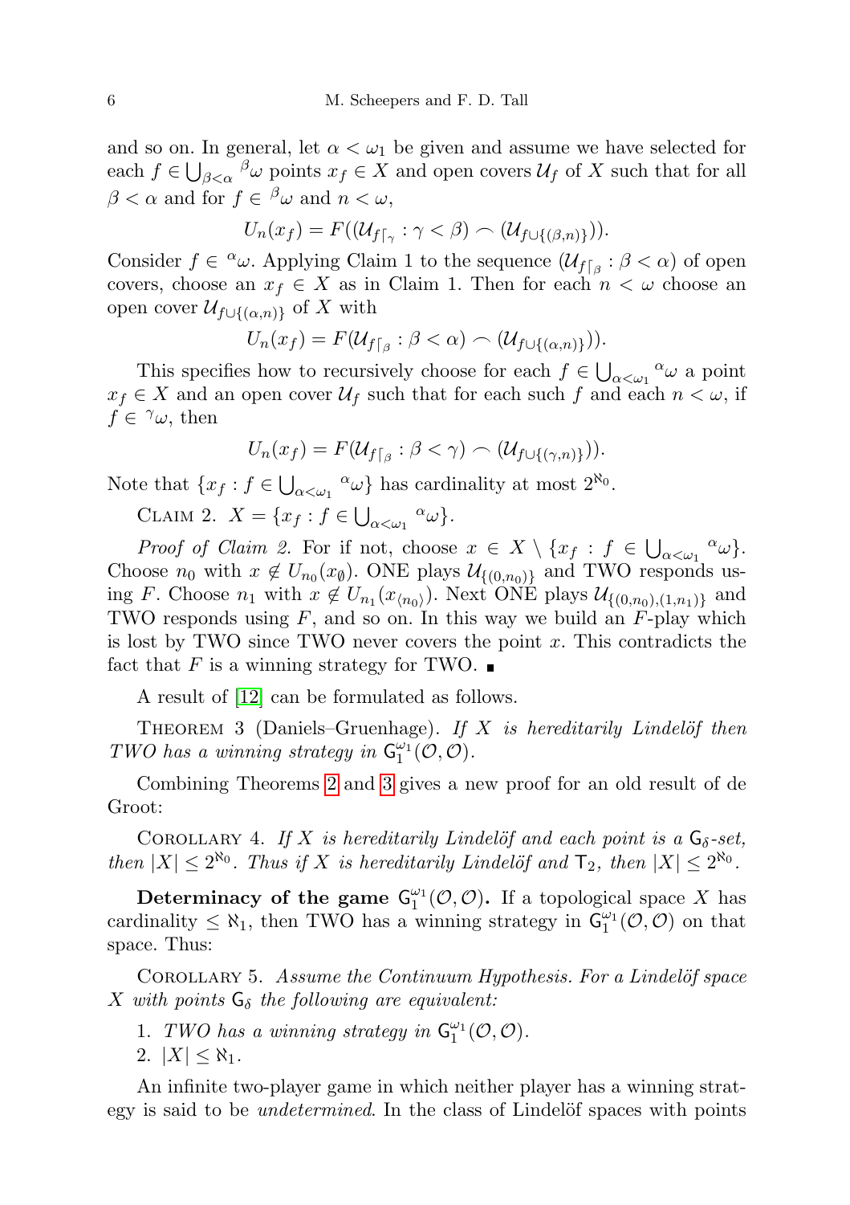and so on. In general, let $\alpha < \omega_1$ be given and assume we have selected for each $f \in \bigcup_{\beta<\alpha} {}^{\beta}\omega$ points $x_f \in X$ and open covers $\mathcal{U}_f$ of $X$ such that for all $\beta < \alpha$ and for $f \in {}^{\beta}\omega$ and $n < \omega$,

$$U_n(x_f) = F((\mathcal{U}_{f\lceil_\gamma} : \gamma < \beta) \frown (\mathcal{U}_{f\cup\{(\beta,n)\}})).$$

Consider $f \in {}^{\alpha}\omega$. Applying Claim 1 to the sequence $(\mathcal{U}_{f\lceil_\beta} : \beta < \alpha)$ of open covers, choose an $x_f \in X$ as in Claim 1. Then for each $n < \omega$ choose an open cover $\mathcal{U}_{f\cup\{(\alpha,n)\}}$ of $X$ with

$$U_n(x_f) = F(\mathcal{U}_{f\lceil_\beta} : \beta < \alpha) \frown (\mathcal{U}_{f\cup\{(\alpha,n)\}})).$$

This specifies how to recursively choose for each $f \in \bigcup_{\alpha<\omega_1} {}^{\alpha}\omega$ a point $x_f \in X$ and an open cover $\mathcal{U}_f$ such that for each such $f$ and each $n < \omega$, if $f \in {}^{\gamma}\omega$, then

$$U_n(x_f) = F(\mathcal{U}_{f\lceil_\beta} : \beta < \gamma) \frown (\mathcal{U}_{f\cup\{(\gamma,n)\}})).$$

Note that $\{x_f : f \in \bigcup_{\alpha<\omega_1} {}^{\alpha}\omega\}$ has cardinality at most $2^{\aleph_0}$.

Claim 2. $X = \{x_f : f \in \bigcup_{\alpha<\omega_1} {}^{\alpha}\omega\}$.

*Proof of Claim 2.* For if not, choose $x \in X \setminus \{x_f : f \in \bigcup_{\alpha<\omega_1} {}^{\alpha}\omega\}$. Choose $n_0$ with $x \notin U_{n_0}(x_\emptyset)$. ONE plays $\mathcal{U}_{\{(0,n_0)\}}$ and TWO responds using $F$. Choose $n_1$ with $x \notin U_{n_1}(x_{\langle n_0\rangle})$. Next ONE plays $\mathcal{U}_{\{(0,n_0),(1,n_1)\}}$ and TWO responds using $F$, and so on. In this way we build an $F$-play which is lost by TWO since TWO never covers the point $x$. This contradicts the fact that $F$ is a winning strategy for TWO. ∎

A result of [12] can be formulated as follows.

Theorem 3 (Daniels–Gruenhage). *If $X$ is hereditarily Lindelöf then TWO has a winning strategy in $\mathsf{G}_1^{\omega_1}(\mathcal{O},\mathcal{O})$.*

Combining Theorems 2 and 3 gives a new proof for an old result of de Groot:

Corollary 4. *If $X$ is hereditarily Lindelöf and each point is a $\mathsf{G}_\delta$-set, then $|X| \le 2^{\aleph_0}$. Thus if $X$ is hereditarily Lindelöf and $\mathsf{T}_2$, then $|X| \le 2^{\aleph_0}$.*

**Determinacy of the game $\mathsf{G}_1^{\omega_1}(\mathcal{O},\mathcal{O})$.** If a topological space $X$ has cardinality $\le \aleph_1$, then TWO has a winning strategy in $\mathsf{G}_1^{\omega_1}(\mathcal{O},\mathcal{O})$ on that space. Thus:

Corollary 5. *Assume the Continuum Hypothesis. For a Lindelöf space $X$ with points $\mathsf{G}_\delta$ the following are equivalent:*

1. *TWO has a winning strategy in $\mathsf{G}_1^{\omega_1}(\mathcal{O},\mathcal{O})$.*
2. $|X| \le \aleph_1$.

An infinite two-player game in which neither player has a winning strategy is said to be *undetermined*. In the class of Lindelöf spaces with points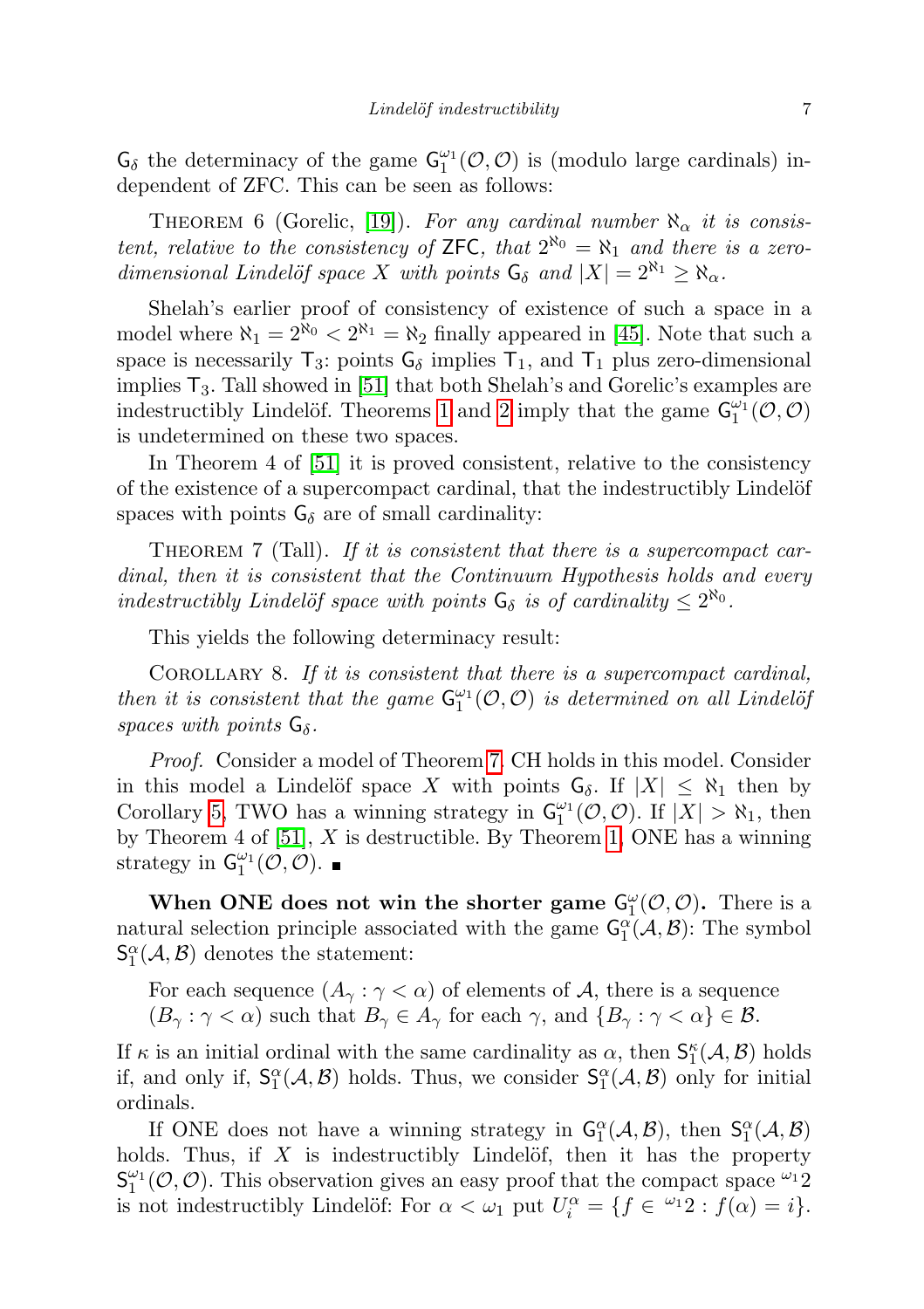$\mathsf{G}_\delta$ the determinacy of the game $\mathsf{G}_1^{\omega_1}(\mathcal{O},\mathcal{O})$ is (modulo large cardinals) independent of ZFC. This can be seen as follows:

Theorem 6 (Gorelic, [19]). *For any cardinal number $\aleph_\alpha$ it is consistent, relative to the consistency of* $\mathsf{ZFC}$, *that $2^{\aleph_0} = \aleph_1$ and there is a zero-dimensional Lindelöf space $X$ with points $\mathsf{G}_\delta$ and $|X| = 2^{\aleph_1} \geq \aleph_\alpha$.*

Shelah's earlier proof of consistency of existence of such a space in a model where $\aleph_1 = 2^{\aleph_0} < 2^{\aleph_1} = \aleph_2$ finally appeared in [45]. Note that such a space is necessarily $\mathsf{T}_3$: points $\mathsf{G}_\delta$ implies $\mathsf{T}_1$, and $\mathsf{T}_1$ plus zero-dimensional implies $\mathsf{T}_3$. Tall showed in [51] that both Shelah's and Gorelic's examples are indestructibly Lindelöf. Theorems 1 and 2 imply that the game $\mathsf{G}_1^{\omega_1}(\mathcal{O},\mathcal{O})$ is undetermined on these two spaces.

In Theorem 4 of [51] it is proved consistent, relative to the consistency of the existence of a supercompact cardinal, that the indestructibly Lindelöf spaces with points $\mathsf{G}_\delta$ are of small cardinality:

Theorem 7 (Tall). *If it is consistent that there is a supercompact cardinal, then it is consistent that the Continuum Hypothesis holds and every indestructibly Lindelöf space with points $\mathsf{G}_\delta$ is of cardinality $\leq 2^{\aleph_0}$.*

This yields the following determinacy result:

Corollary 8. *If it is consistent that there is a supercompact cardinal, then it is consistent that the game $\mathsf{G}_1^{\omega_1}(\mathcal{O},\mathcal{O})$ is determined on all Lindelöf spaces with points $\mathsf{G}_\delta$.*

*Proof.* Consider a model of Theorem 7. CH holds in this model. Consider in this model a Lindelöf space $X$ with points $\mathsf{G}_\delta$. If $|X| \leq \aleph_1$ then by Corollary 5, TWO has a winning strategy in $\mathsf{G}_1^{\omega_1}(\mathcal{O},\mathcal{O})$. If $|X| > \aleph_1$, then by Theorem 4 of [51], $X$ is destructible. By Theorem 1, ONE has a winning strategy in $\mathsf{G}_1^{\omega_1}(\mathcal{O},\mathcal{O})$. ∎

**When ONE does not win the shorter game $\mathsf{G}_1^{\omega}(\mathcal{O},\mathcal{O})$.** There is a natural selection principle associated with the game $\mathsf{G}_1^{\alpha}(\mathcal{A},\mathcal{B})$: The symbol $\mathsf{S}_1^{\alpha}(\mathcal{A},\mathcal{B})$ denotes the statement:

> For each sequence $(A_\gamma : \gamma < \alpha)$ of elements of $\mathcal{A}$, there is a sequence $(B_\gamma : \gamma < \alpha)$ such that $B_\gamma \in A_\gamma$ for each $\gamma$, and $\{B_\gamma : \gamma < \alpha\} \in \mathcal{B}$.

If $\kappa$ is an initial ordinal with the same cardinality as $\alpha$, then $\mathsf{S}_1^{\kappa}(\mathcal{A},\mathcal{B})$ holds if, and only if, $\mathsf{S}_1^{\alpha}(\mathcal{A},\mathcal{B})$ holds. Thus, we consider $\mathsf{S}_1^{\alpha}(\mathcal{A},\mathcal{B})$ only for initial ordinals.

If ONE does not have a winning strategy in $\mathsf{G}_1^{\alpha}(\mathcal{A},\mathcal{B})$, then $\mathsf{S}_1^{\alpha}(\mathcal{A},\mathcal{B})$ holds. Thus, if $X$ is indestructibly Lindelöf, then it has the property $\mathsf{S}_1^{\omega_1}(\mathcal{O},\mathcal{O})$. This observation gives an easy proof that the compact space ${}^{\omega_1}2$ is not indestructibly Lindelöf: For $\alpha < \omega_1$ put $U_i^\alpha = \{f \in {}^{\omega_1}2 : f(\alpha) = i\}$.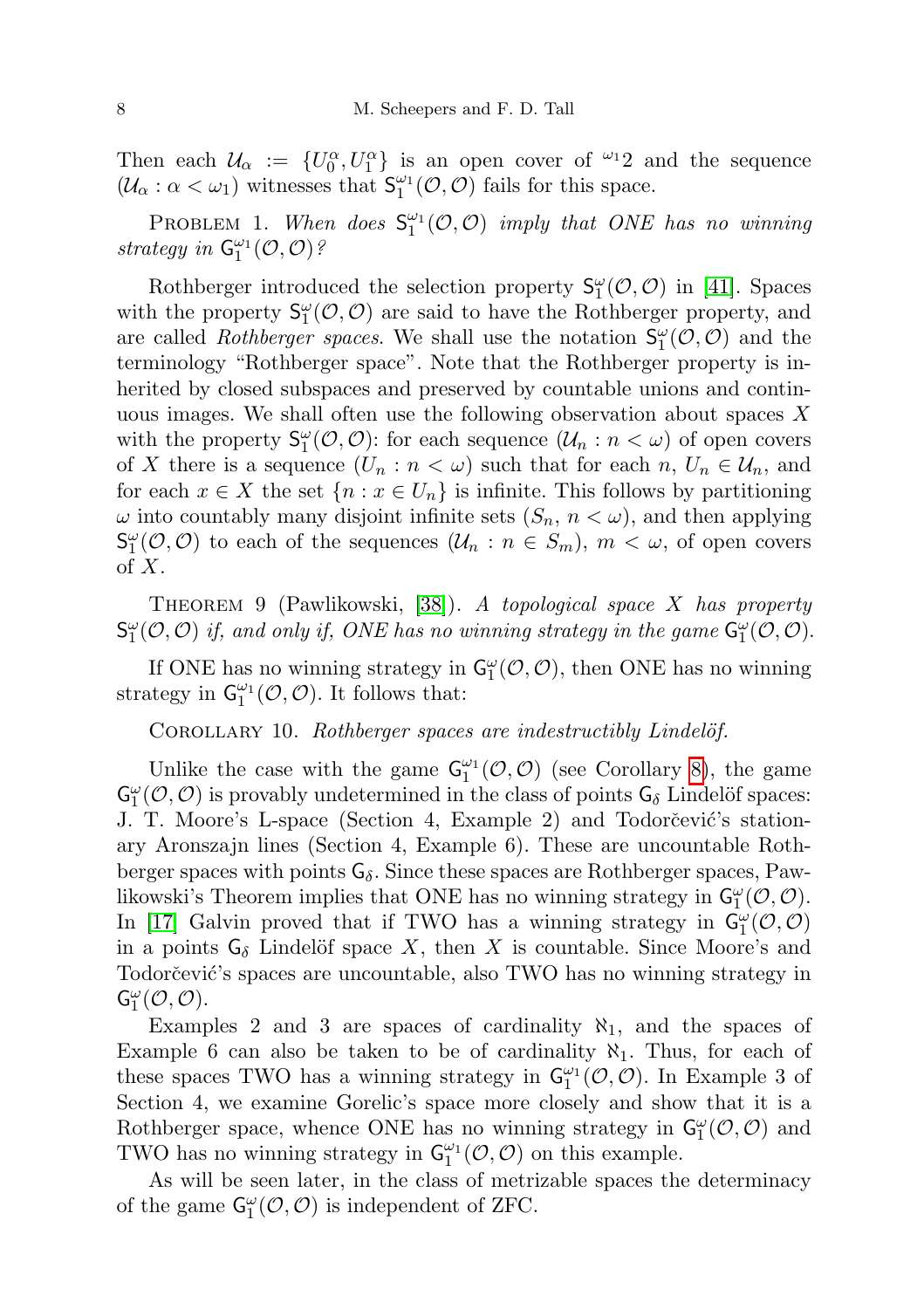Then each $\mathcal{U}_\alpha := \{U_0^\alpha, U_1^\alpha\}$ is an open cover of ${}^{\omega_1}2$ and the sequence $(\mathcal{U}_\alpha : \alpha < \omega_1)$ witnesses that $\mathsf{S}_1^{\omega_1}(\mathcal{O},\mathcal{O})$ fails for this space.

PROBLEM 1. *When does $\mathsf{S}_1^{\omega_1}(\mathcal{O},\mathcal{O})$ imply that ONE has no winning strategy in $\mathsf{G}_1^{\omega_1}(\mathcal{O},\mathcal{O})$?*

Rothberger introduced the selection property $\mathsf{S}_1^{\omega}(\mathcal{O},\mathcal{O})$ in [41]. Spaces with the property $\mathsf{S}_1^{\omega}(\mathcal{O},\mathcal{O})$ are said to have the Rothberger property, and are called *Rothberger spaces*. We shall use the notation $\mathsf{S}_1^{\omega}(\mathcal{O},\mathcal{O})$ and the terminology "Rothberger space". Note that the Rothberger property is inherited by closed subspaces and preserved by countable unions and continuous images. We shall often use the following observation about spaces $X$ with the property $\mathsf{S}_1^{\omega}(\mathcal{O},\mathcal{O})$: for each sequence $(\mathcal{U}_n : n < \omega)$ of open covers of $X$ there is a sequence $(U_n : n < \omega)$ such that for each $n$, $U_n \in \mathcal{U}_n$, and for each $x \in X$ the set $\{n : x \in U_n\}$ is infinite. This follows by partitioning $\omega$ into countably many disjoint infinite sets $(S_n,\, n < \omega)$, and then applying $\mathsf{S}_1^{\omega}(\mathcal{O},\mathcal{O})$ to each of the sequences $(\mathcal{U}_n : n \in S_m)$, $m < \omega$, of open covers of $X$.

THEOREM 9 (Pawlikowski, [38]). *A topological space $X$ has property $\mathsf{S}_1^{\omega}(\mathcal{O},\mathcal{O})$ if, and only if, ONE has no winning strategy in the game $\mathsf{G}_1^{\omega}(\mathcal{O},\mathcal{O})$.*

If ONE has no winning strategy in $\mathsf{G}_1^{\omega}(\mathcal{O},\mathcal{O})$, then ONE has no winning strategy in $\mathsf{G}_1^{\omega_1}(\mathcal{O},\mathcal{O})$. It follows that:

COROLLARY 10. *Rothberger spaces are indestructibly Lindelöf.*

Unlike the case with the game $\mathsf{G}_1^{\omega_1}(\mathcal{O},\mathcal{O})$ (see Corollary 8), the game $\mathsf{G}_1^{\omega}(\mathcal{O},\mathcal{O})$ is provably undetermined in the class of points $\mathsf{G}_\delta$ Lindelöf spaces: J. T. Moore's L-space (Section 4, Example 2) and Todorčević's stationary Aronszajn lines (Section 4, Example 6). These are uncountable Rothberger spaces with points $\mathsf{G}_\delta$. Since these spaces are Rothberger spaces, Pawlikowski's Theorem implies that ONE has no winning strategy in $\mathsf{G}_1^{\omega}(\mathcal{O},\mathcal{O})$. In [17] Galvin proved that if TWO has a winning strategy in $\mathsf{G}_1^{\omega}(\mathcal{O},\mathcal{O})$ in a points $\mathsf{G}_\delta$ Lindelöf space $X$, then $X$ is countable. Since Moore's and Todorčević's spaces are uncountable, also TWO has no winning strategy in $\mathsf{G}_1^{\omega}(\mathcal{O},\mathcal{O})$.

Examples 2 and 3 are spaces of cardinality $\aleph_1$, and the spaces of Example 6 can also be taken to be of cardinality $\aleph_1$. Thus, for each of these spaces TWO has a winning strategy in $\mathsf{G}_1^{\omega_1}(\mathcal{O},\mathcal{O})$. In Example 3 of Section 4, we examine Gorelic's space more closely and show that it is a Rothberger space, whence ONE has no winning strategy in $\mathsf{G}_1^{\omega}(\mathcal{O},\mathcal{O})$ and TWO has no winning strategy in $\mathsf{G}_1^{\omega_1}(\mathcal{O},\mathcal{O})$ on this example.

As will be seen later, in the class of metrizable spaces the determinacy of the game $\mathsf{G}_1^{\omega}(\mathcal{O},\mathcal{O})$ is independent of ZFC.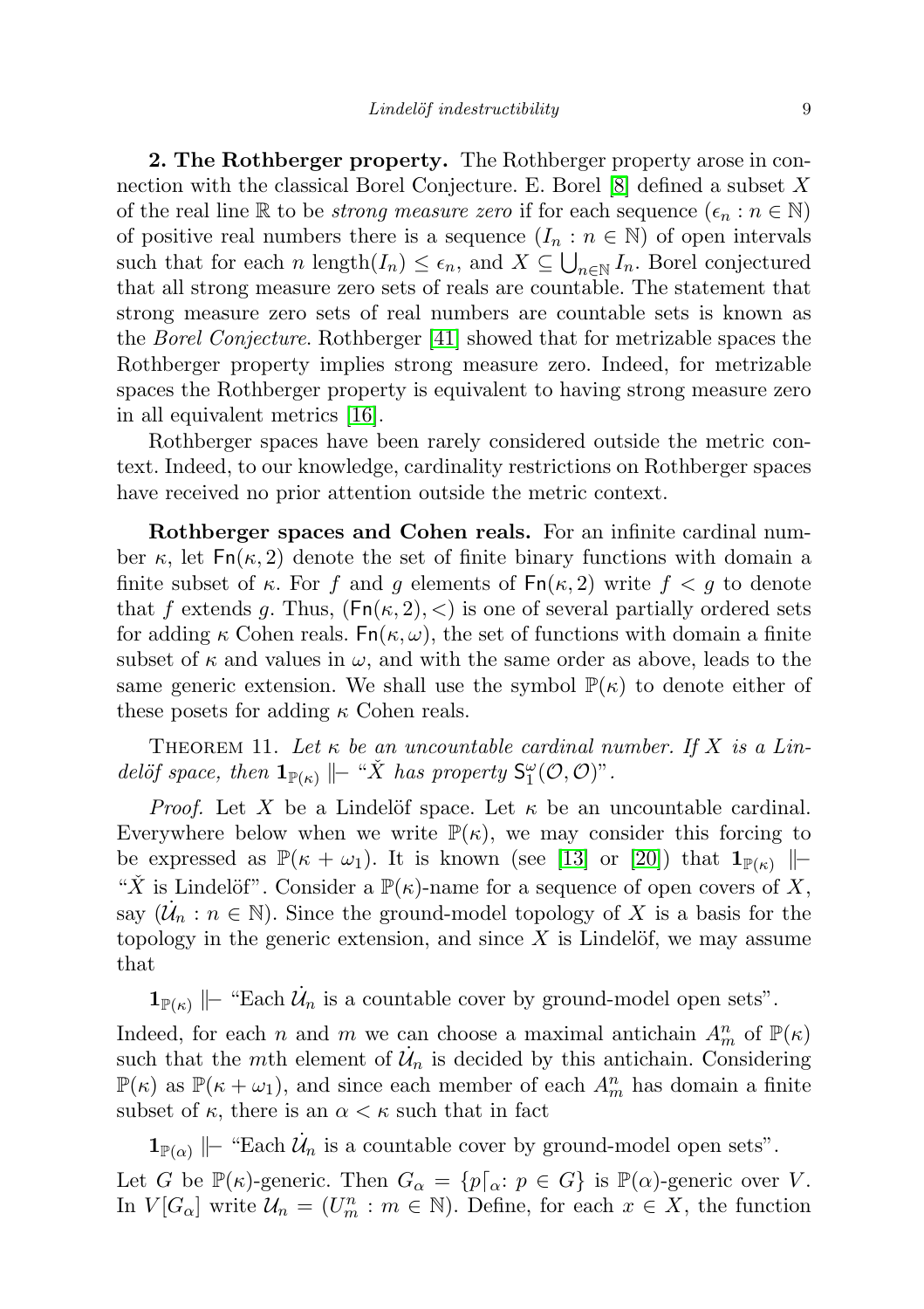**2. The Rothberger property.** The Rothberger property arose in connection with the classical Borel Conjecture. E. Borel [8] defined a subset $X$ of the real line $\mathbb{R}$ to be *strong measure zero* if for each sequence $(\epsilon_n : n \in \mathbb{N})$ of positive real numbers there is a sequence $(I_n : n \in \mathbb{N})$ of open intervals such that for each $n$ $\text{length}(I_n) \leq \epsilon_n$, and $X \subseteq \bigcup_{n\in\mathbb{N}} I_n$. Borel conjectured that all strong measure zero sets of reals are countable. The statement that strong measure zero sets of real numbers are countable sets is known as the *Borel Conjecture*. Rothberger [41] showed that for metrizable spaces the Rothberger property implies strong measure zero. Indeed, for metrizable spaces the Rothberger property is equivalent to having strong measure zero in all equivalent metrics [16].

Rothberger spaces have been rarely considered outside the metric context. Indeed, to our knowledge, cardinality restrictions on Rothberger spaces have received no prior attention outside the metric context.

**Rothberger spaces and Cohen reals.** For an infinite cardinal number $\kappa$, let $\mathsf{Fn}(\kappa, 2)$ denote the set of finite binary functions with domain a finite subset of $\kappa$. For $f$ and $g$ elements of $\mathsf{Fn}(\kappa, 2)$ write $f < g$ to denote that $f$ extends $g$. Thus, $(\mathsf{Fn}(\kappa, 2), <)$ is one of several partially ordered sets for adding $\kappa$ Cohen reals. $\mathsf{Fn}(\kappa, \omega)$, the set of functions with domain a finite subset of $\kappa$ and values in $\omega$, and with the same order as above, leads to the same generic extension. We shall use the symbol $\mathbb{P}(\kappa)$ to denote either of these posets for adding $\kappa$ Cohen reals.

THEOREM 11. *Let $\kappa$ be an uncountable cardinal number. If $X$ is a Lindelöf space, then $\mathbf{1}_{\mathbb{P}(\kappa)} \Vdash$ "$\check{X}$ has property $\mathsf{S}_1^{\omega}(\mathcal{O}, \mathcal{O})$".*

*Proof.* Let $X$ be a Lindelöf space. Let $\kappa$ be an uncountable cardinal. Everywhere below when we write $\mathbb{P}(\kappa)$, we may consider this forcing to be expressed as $\mathbb{P}(\kappa + \omega_1)$. It is known (see [13] or [20]) that $\mathbf{1}_{\mathbb{P}(\kappa)} \Vdash$ "$\check{X}$ is Lindelöf". Consider a $\mathbb{P}(\kappa)$-name for a sequence of open covers of $X$, say $(\dot{\mathcal{U}}_n : n \in \mathbb{N})$. Since the ground-model topology of $X$ is a basis for the topology in the generic extension, and since $X$ is Lindelöf, we may assume that

$\mathbf{1}_{\mathbb{P}(\kappa)} \Vdash$ "Each $\dot{\mathcal{U}}_n$ is a countable cover by ground-model open sets".

Indeed, for each $n$ and $m$ we can choose a maximal antichain $A^n_m$ of $\mathbb{P}(\kappa)$ such that the $m$th element of $\dot{\mathcal{U}}_n$ is decided by this antichain. Considering $\mathbb{P}(\kappa)$ as $\mathbb{P}(\kappa + \omega_1)$, and since each member of each $A^n_m$ has domain a finite subset of $\kappa$, there is an $\alpha < \kappa$ such that in fact

$\mathbf{1}_{\mathbb{P}(\alpha)} \Vdash$ "Each $\dot{\mathcal{U}}_n$ is a countable cover by ground-model open sets".

Let $G$ be $\mathbb{P}(\kappa)$-generic. Then $G_\alpha = \{p\lceil_\alpha : p \in G\}$ is $\mathbb{P}(\alpha)$-generic over $V$. In $V[G_\alpha]$ write $\mathcal{U}_n = (U^n_m : m \in \mathbb{N})$. Define, for each $x \in X$, the function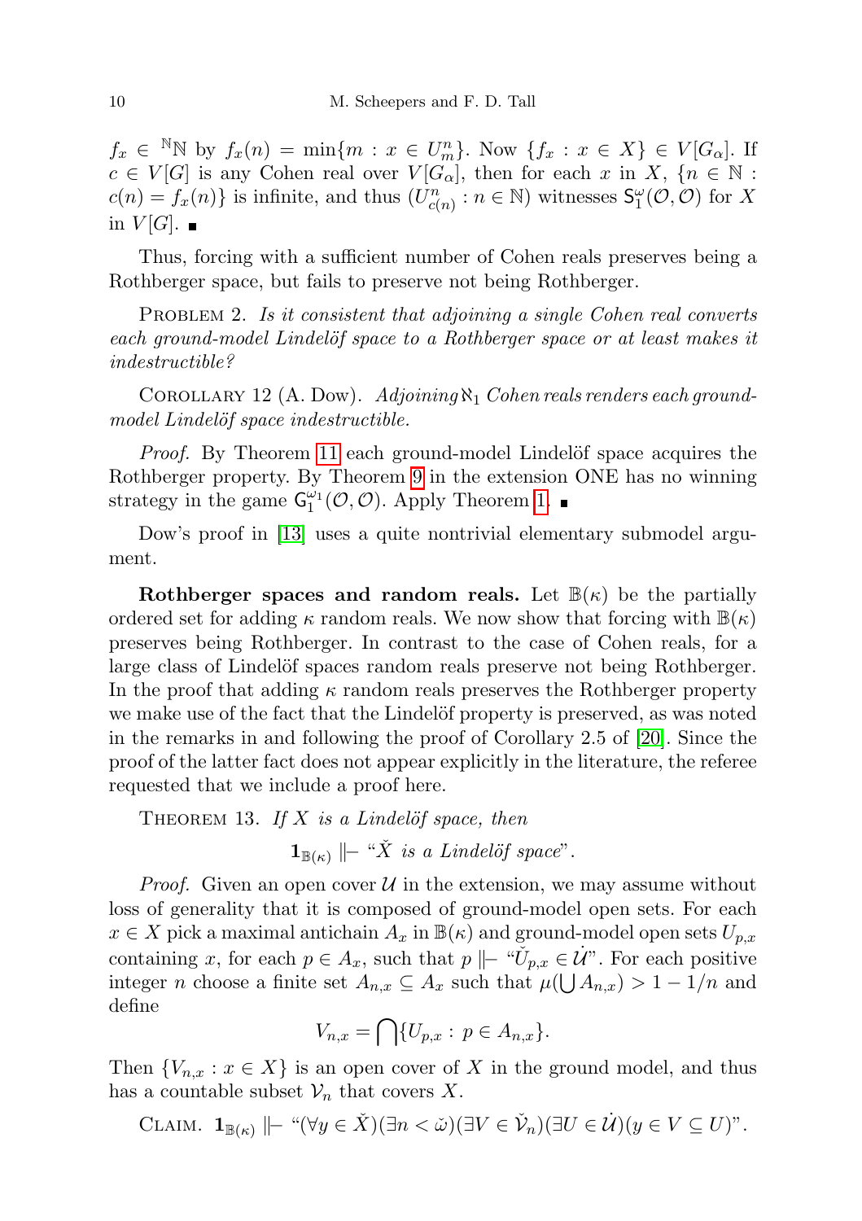$f_x \in {}^{\mathbb{N}}\mathbb{N}$ by $f_x(n) = \min\{m : x \in U^n_m\}$. Now $\{f_x : x \in X\} \in V[G_\alpha]$. If $c \in V[G]$ is any Cohen real over $V[G_\alpha]$, then for each $x$ in $X$, $\{n \in \mathbb{N} : c(n) = f_x(n)\}$ is infinite, and thus $(U^n_{c(n)} : n \in \mathbb{N})$ witnesses $\mathsf{S}_1^\omega(\mathcal{O}, \mathcal{O})$ for $X$ in $V[G]$. ∎

Thus, forcing with a sufficient number of Cohen reals preserves being a Rothberger space, but fails to preserve not being Rothberger.

Problem 2. *Is it consistent that adjoining a single Cohen real converts each ground-model Lindelöf space to a Rothberger space or at least makes it indestructible?*

Corollary 12 (A. Dow). *Adjoining $\aleph_1$ Cohen reals renders each ground-model Lindelöf space indestructible.*

*Proof.* By Theorem 11 each ground-model Lindelöf space acquires the Rothberger property. By Theorem 9 in the extension ONE has no winning strategy in the game $\mathsf{G}_1^{\omega_1}(\mathcal{O}, \mathcal{O})$. Apply Theorem 1. ∎

Dow's proof in [13] uses a quite nontrivial elementary submodel argument.

**Rothberger spaces and random reals.** Let $\mathbb{B}(\kappa)$ be the partially ordered set for adding $\kappa$ random reals. We now show that forcing with $\mathbb{B}(\kappa)$ preserves being Rothberger. In contrast to the case of Cohen reals, for a large class of Lindelöf spaces random reals preserve not being Rothberger. In the proof that adding $\kappa$ random reals preserves the Rothberger property we make use of the fact that the Lindelöf property is preserved, as was noted in the remarks in and following the proof of Corollary 2.5 of [20]. Since the proof of the latter fact does not appear explicitly in the literature, the referee requested that we include a proof here.

Theorem 13. *If $X$ is a Lindelöf space, then*

$$\mathbf{1}_{\mathbb{B}(\kappa)} \Vdash \text{“}\check{X} \text{ is a Lindelöf space”}.$$

*Proof.* Given an open cover $\mathcal{U}$ in the extension, we may assume without loss of generality that it is composed of ground-model open sets. For each $x \in X$ pick a maximal antichain $A_x$ in $\mathbb{B}(\kappa)$ and ground-model open sets $U_{p,x}$ containing $x$, for each $p \in A_x$, such that $p \Vdash$ “$\check{U}_{p,x} \in \dot{\mathcal{U}}$”. For each positive integer $n$ choose a finite set $A_{n,x} \subseteq A_x$ such that $\mu(\bigcup A_{n,x}) > 1 - 1/n$ and define

$$V_{n,x} = \bigcap\{U_{p,x} : p \in A_{n,x}\}.$$

Then $\{V_{n,x} : x \in X\}$ is an open cover of $X$ in the ground model, and thus has a countable subset $\mathcal{V}_n$ that covers $X$.

Claim. $\mathbf{1}_{\mathbb{B}(\kappa)} \Vdash$ “$(\forall y \in \check{X})(\exists n < \check{\omega})(\exists V \in \check{\mathcal{V}}_n)(\exists U \in \dot{\mathcal{U}})(y \in V \subseteq U)$”.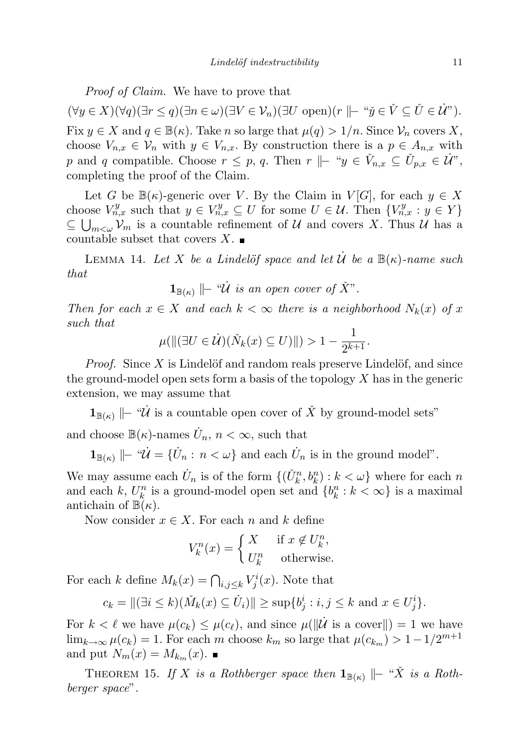*Proof of Claim.* We have to prove that

$$(\forall y \in X)(\forall q)(\exists r \leq q)(\exists n \in \omega)(\exists V \in \mathcal{V}_n)(\exists U \text{ open})(r \Vdash \text{“}\check{y} \in \check{V} \subseteq \check{U} \in \dot{\mathcal{U}}\text{”}).$$

Fix $y \in X$ and $q \in \mathbb{B}(\kappa)$. Take $n$ so large that $\mu(q) > 1/n$. Since $\mathcal{V}_n$ covers $X$, choose $V_{n,x} \in \mathcal{V}_n$ with $y \in V_{n,x}$. By construction there is a $p \in A_{n,x}$ with $p$ and $q$ compatible. Choose $r \leq p, q$. Then $r \Vdash$ “$y \in \check{V}_{n,x} \subseteq \check{U}_{p,x} \in \dot{\mathcal{U}}$”, completing the proof of the Claim.

Let $G$ be $\mathbb{B}(\kappa)$-generic over $V$. By the Claim in $V[G]$, for each $y \in X$ choose $V^y_{n,x}$ such that $y \in V^y_{n,x} \subseteq U$ for some $U \in \mathcal{U}$. Then $\{V^y_{n,x} : y \in Y\} \subseteq \bigcup_{m<\omega} \mathcal{V}_m$ is a countable refinement of $\mathcal{U}$ and covers $X$. Thus $\mathcal{U}$ has a countable subset that covers $X$. ∎

Lemma 14. *Let $X$ be a Lindelöf space and let $\dot{\mathcal{U}}$ be a $\mathbb{B}(\kappa)$-name such that*

$$\mathbf{1}_{\mathbb{B}(\kappa)} \Vdash \text{“}\dot{\mathcal{U}} \text{ is an open cover of } \check{X}\text{”}.$$

*Then for each $x \in X$ and each $k < \infty$ there is a neighborhood $N_k(x)$ of $x$ such that*

$$\mu(\|(\exists U \in \dot{\mathcal{U}})(\check{N}_k(x) \subseteq U)\|) > 1 - \frac{1}{2^{k+1}}.$$

*Proof.* Since $X$ is Lindelöf and random reals preserve Lindelöf, and since the ground-model open sets form a basis of the topology $X$ has in the generic extension, we may assume that

$$\mathbf{1}_{\mathbb{B}(\kappa)} \Vdash \text{“}\dot{\mathcal{U}} \text{ is a countable open cover of } \check{X} \text{ by ground-model sets”}$$

and choose $\mathbb{B}(\kappa)$-names $\dot{U}_n$, $n < \infty$, such that

$$\mathbf{1}_{\mathbb{B}(\kappa)} \Vdash \text{“}\dot{\mathcal{U}} = \{\dot{U}_n : n < \omega\} \text{ and each } \dot{U}_n \text{ is in the ground model”}.$$

We may assume each $\dot{U}_n$ is of the form $\{(\check{U}^n_k, b^n_k) : k < \omega\}$ where for each $n$ and each $k$, $U^n_k$ is a ground-model open set and $\{b^n_k : k < \infty\}$ is a maximal antichain of $\mathbb{B}(\kappa)$.

Now consider $x \in X$. For each $n$ and $k$ define

$$V^n_k(x) = \begin{cases} X & \text{if } x \notin U^n_k, \\ U^n_k & \text{otherwise.} \end{cases}$$

For each $k$ define $M_k(x) = \bigcap_{i,j \leq k} V^i_j(x)$. Note that

$$c_k = \|(\exists i \leq k)(\check{M}_k(x) \subseteq \dot{U}_i)\| \geq \sup\{b^i_j : i, j \leq k \text{ and } x \in U^i_j\}.$$

For $k < \ell$ we have $\mu(c_k) \leq \mu(c_\ell)$, and since $\mu(\|\dot{\mathcal{U}} \text{ is a cover}\|) = 1$ we have $\lim_{k\to\infty} \mu(c_k) = 1$. For each $m$ choose $k_m$ so large that $\mu(c_{k_m}) > 1 - 1/2^{m+1}$ and put $N_m(x) = M_{k_m}(x)$. ∎

Theorem 15. *If $X$ is a Rothberger space then $\mathbf{1}_{\mathbb{B}(\kappa)} \Vdash$ “$\check{X}$ is a Rothberger space”.*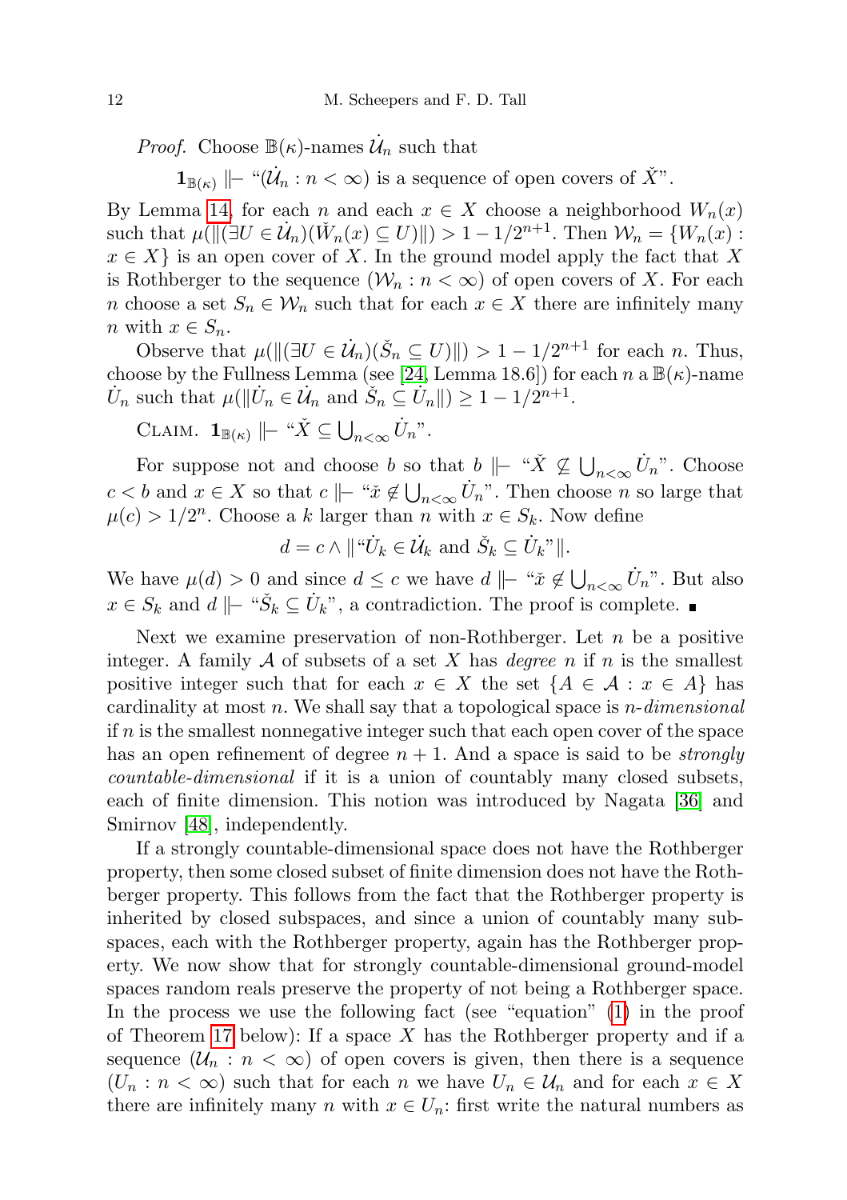*Proof.* Choose $\mathbb{B}(\kappa)$-names $\dot{\mathcal{U}}_n$ such that

$$\mathbf{1}_{\mathbb{B}(\kappa)} \Vdash \text{“}(\dot{\mathcal{U}}_n : n < \infty) \text{ is a sequence of open covers of } \check{X}\text{”}.$$

By Lemma 14, for each $n$ and each $x \in X$ choose a neighborhood $W_n(x)$ such that $\mu(\|(\exists U \in \dot{\mathcal{U}}_n)(\check{W}_n(x) \subseteq U)\|) > 1 - 1/2^{n+1}$. Then $\mathcal{W}_n = \{W_n(x) : x \in X\}$ is an open cover of $X$. In the ground model apply the fact that $X$ is Rothberger to the sequence $(\mathcal{W}_n : n < \infty)$ of open covers of $X$. For each $n$ choose a set $S_n \in \mathcal{W}_n$ such that for each $x \in X$ there are infinitely many $n$ with $x \in S_n$.

Observe that $\mu(\|(\exists U \in \dot{\mathcal{U}}_n)(\check{S}_n \subseteq U)\|) > 1 - 1/2^{n+1}$ for each $n$. Thus, choose by the Fullness Lemma (see [24, Lemma 18.6]) for each $n$ a $\mathbb{B}(\kappa)$-name $\dot{U}_n$ such that $\mu(\|\dot{U}_n \in \dot{\mathcal{U}}_n \text{ and } \check{S}_n \subseteq \dot{U}_n\|) \geq 1 - 1/2^{n+1}$.

Claim. $\mathbf{1}_{\mathbb{B}(\kappa)} \Vdash \text{“}\check{X} \subseteq \bigcup_{n<\infty} \dot{U}_n\text{”}$.

For suppose not and choose $b$ so that $b \Vdash \text{“}\check{X} \not\subseteq \bigcup_{n<\infty} \dot{U}_n\text{”}$. Choose $c < b$ and $x \in X$ so that $c \Vdash \text{“}\check{x} \notin \bigcup_{n<\infty} \dot{U}_n\text{”}$. Then choose $n$ so large that $\mu(c) > 1/2^n$. Choose a $k$ larger than $n$ with $x \in S_k$. Now define

$$d = c \wedge \|\text{“}\dot{U}_k \in \dot{\mathcal{U}}_k \text{ and } \check{S}_k \subseteq \dot{U}_k\text{”}\|.$$

We have $\mu(d) > 0$ and since $d \leq c$ we have $d \Vdash \text{“}\check{x} \notin \bigcup_{n<\infty} \dot{U}_n\text{”}$. But also $x \in S_k$ and $d \Vdash \text{“}\check{S}_k \subseteq \dot{U}_k\text{”}$, a contradiction. The proof is complete. ∎

Next we examine preservation of non-Rothberger. Let $n$ be a positive integer. A family $\mathcal{A}$ of subsets of a set $X$ has *degree* $n$ if $n$ is the smallest positive integer such that for each $x \in X$ the set $\{A \in \mathcal{A} : x \in A\}$ has cardinality at most $n$. We shall say that a topological space is *$n$-dimensional* if $n$ is the smallest nonnegative integer such that each open cover of the space has an open refinement of degree $n+1$. And a space is said to be *strongly countable-dimensional* if it is a union of countably many closed subsets, each of finite dimension. This notion was introduced by Nagata [36] and Smirnov [48], independently.

If a strongly countable-dimensional space does not have the Rothberger property, then some closed subset of finite dimension does not have the Rothberger property. This follows from the fact that the Rothberger property is inherited by closed subspaces, and since a union of countably many subspaces, each with the Rothberger property, again has the Rothberger property. We now show that for strongly countable-dimensional ground-model spaces random reals preserve the property of not being a Rothberger space. In the process we use the following fact (see “equation” (1) in the proof of Theorem 17 below): If a space $X$ has the Rothberger property and if a sequence $(\mathcal{U}_n : n < \infty)$ of open covers is given, then there is a sequence $(U_n : n < \infty)$ such that for each $n$ we have $U_n \in \mathcal{U}_n$ and for each $x \in X$ there are infinitely many $n$ with $x \in U_n$: first write the natural numbers as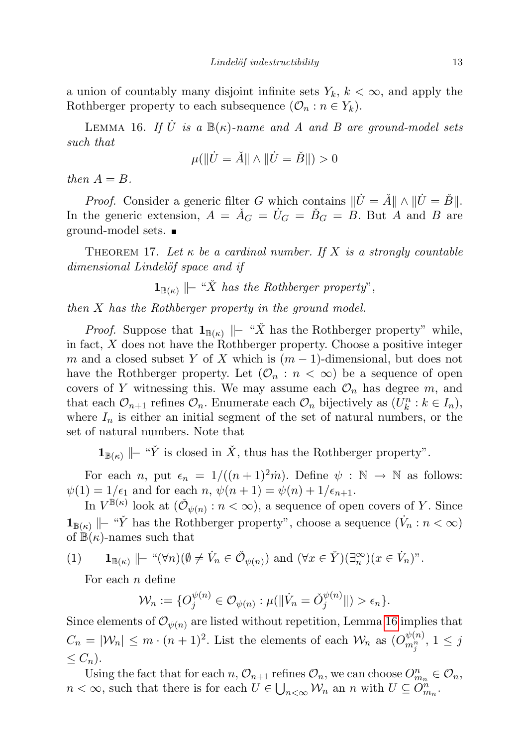a union of countably many disjoint infinite sets $Y_k$, $k < \infty$, and apply the Rothberger property to each subsequence $(\mathcal{O}_n : n \in Y_k)$.

Lemma 16. *If $\dot{U}$ is a $\mathbb{B}(\kappa)$-name and $A$ and $B$ are ground-model sets such that*

$$\mu(\|\dot{U} = \check{A}\| \wedge \|\dot{U} = \check{B}\|) > 0$$

*then $A = B$.*

*Proof.* Consider a generic filter $G$ which contains $\|\dot{U} = \check{A}\| \wedge \|\dot{U} = \check{B}\|$. In the generic extension, $A = \check{A}_G = \dot{U}_G = \check{B}_G = B$. But $A$ and $B$ are ground-model sets. ∎

Theorem 17. *Let $\kappa$ be a cardinal number. If $X$ is a strongly countable dimensional Lindelöf space and if*

$$\mathbf{1}_{\mathbb{B}(\kappa)} \Vdash \text{“}\check{X} \text{ has the Rothberger property”},$$

*then $X$ has the Rothberger property in the ground model.*

*Proof.* Suppose that $\mathbf{1}_{\mathbb{B}(\kappa)} \Vdash$ “$\check{X}$ has the Rothberger property” while, in fact, $X$ does not have the Rothberger property. Choose a positive integer $m$ and a closed subset $Y$ of $X$ which is $(m-1)$-dimensional, but does not have the Rothberger property. Let $(\mathcal{O}_n : n < \infty)$ be a sequence of open covers of $Y$ witnessing this. We may assume each $\mathcal{O}_n$ has degree $m$, and that each $\mathcal{O}_{n+1}$ refines $\mathcal{O}_n$. Enumerate each $\mathcal{O}_n$ bijectively as $(U^n_k : k \in I_n)$, where $I_n$ is either an initial segment of the set of natural numbers, or the set of natural numbers. Note that

$$\mathbf{1}_{\mathbb{B}(\kappa)} \Vdash \text{“}\check{Y} \text{ is closed in } \check{X}, \text{ thus has the Rothberger property”}.$$

For each $n$, put $\epsilon_n = 1/((n+1)^2\dot{m})$. Define $\psi : \mathbb{N} \to \mathbb{N}$ as follows: $\psi(1) = 1/\epsilon_1$ and for each $n$, $\psi(n+1) = \psi(n) + 1/\epsilon_{n+1}$.

In $V^{\mathbb{B}(\kappa)}$ look at $(\check{\mathcal{O}}_{\psi(n)} : n < \infty)$, a sequence of open covers of $Y$. Since $\mathbf{1}_{\mathbb{B}(\kappa)} \Vdash$ “$\check{Y}$ has the Rothberger property”, choose a sequence $(\dot{V}_n : n < \infty)$ of $\mathbb{B}(\kappa)$-names such that

$$\mathbf{1}_{\mathbb{B}(\kappa)} \Vdash \text{“}(\forall n)(\emptyset \neq \dot{V}_n \in \check{\mathcal{O}}_{\psi(n)}) \text{ and } (\forall x \in \check{Y})(\exists^\infty_n)(x \in \dot{V}_n)\text{”}. \tag{1}$$

For each $n$ define

$$\mathcal{W}_n := \{O^{\psi(n)}_j \in \mathcal{O}_{\psi(n)} : \mu(\|\dot{V}_n = \check{O}^{\psi(n)}_j\|) > \epsilon_n\}.$$

Since elements of $\mathcal{O}_{\psi(n)}$ are listed without repetition, Lemma 16 implies that $C_n = |\mathcal{W}_n| \leq m \cdot (n+1)^2$. List the elements of each $\mathcal{W}_n$ as $(O^{\psi(n)}_{m^n_j}, 1 \leq j \leq C_n)$.

Using the fact that for each $n$, $\mathcal{O}_{n+1}$ refines $\mathcal{O}_n$, we can choose $O^n_{m_n} \in \mathcal{O}_n$, $n < \infty$, such that there is for each $U \in \bigcup_{n<\infty} \mathcal{W}_n$ an $n$ with $U \subseteq O^n_{m_n}$.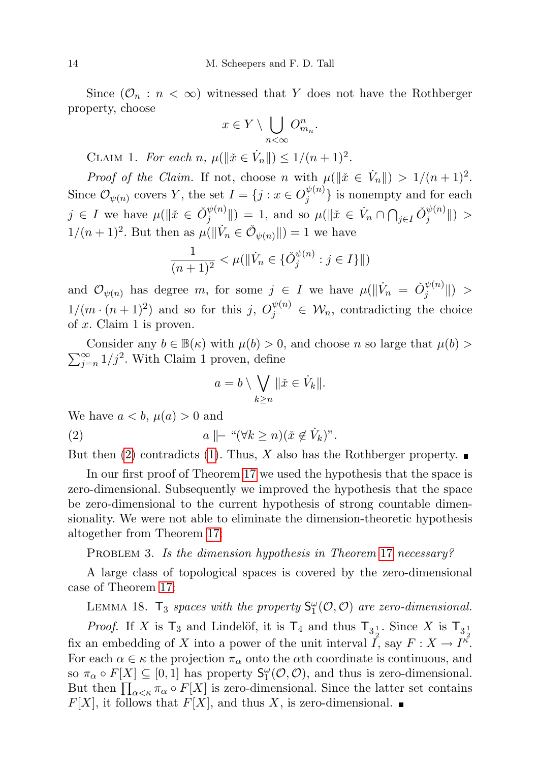Since $(\mathcal{O}_n : n < \infty)$ witnessed that $Y$ does not have the Rothberger property, choose

$$x \in Y \setminus \bigcup_{n<\infty} O^n_{m_n}.$$

Claim 1. *For each $n$, $\mu(\|\check{x} \in \dot{V}_n\|) \leq 1/(n+1)^2$.*

*Proof of the Claim.* If not, choose $n$ with $\mu(\|\check{x} \in \dot{V}_n\|) > 1/(n+1)^2$. Since $\mathcal{O}_{\psi(n)}$ covers $Y$, the set $I = \{j : x \in O^{\psi(n)}_j\}$ is nonempty and for each $j \in I$ we have $\mu(\|\check{x} \in \check{O}^{\psi(n)}_j\|) = 1$, and so $\mu(\|\check{x} \in \dot{V}_n \cap \bigcap_{j\in I} \check{O}^{\psi(n)}_j\|) > 1/(n+1)^2$. But then as $\mu(\|\dot{V}_n \in \check{\mathcal{O}}_{\psi(n)}\|) = 1$ we have

$$\frac{1}{(n+1)^2} < \mu(\|\dot{V}_n \in \{\check{O}^{\psi(n)}_j : j \in I\}\|)$$

and $\mathcal{O}_{\psi(n)}$ has degree $m$, for some $j \in I$ we have $\mu(\|\dot{V}_n = \check{O}^{\psi(n)}_j\|) > 1/(m \cdot (n+1)^2)$ and so for this $j$, $O^{\psi(n)}_j \in \mathcal{W}_n$, contradicting the choice of $x$. Claim 1 is proven.

Consider any $b \in \mathbb{B}(\kappa)$ with $\mu(b) > 0$, and choose $n$ so large that $\mu(b) > \sum_{j=n}^{\infty} 1/j^2$. With Claim 1 proven, define

$$a = b \setminus \bigvee_{k\geq n} \|\check{x} \in \dot{V}_k\|.$$

We have $a < b$, $\mu(a) > 0$ and

$$a \Vdash \text{“}(\forall k \geq n)(\check{x} \notin \dot{V}_k)\text{”}. \tag{2}$$

But then (2) contradicts (1). Thus, $X$ also has the Rothberger property. ∎

In our first proof of Theorem 17 we used the hypothesis that the space is zero-dimensional. Subsequently we improved the hypothesis that the space be zero-dimensional to the current hypothesis of strong countable dimensionality. We were not able to eliminate the dimension-theoretic hypothesis altogether from Theorem 17:

Problem 3. *Is the dimension hypothesis in Theorem 17 necessary?*

A large class of topological spaces is covered by the zero-dimensional case of Theorem 17:

Lemma 18. *$\mathsf{T}_3$ spaces with the property $\mathsf{S}^{\omega}_1(\mathcal{O}, \mathcal{O})$ are zero-dimensional.*

*Proof.* If $X$ is $\mathsf{T}_3$ and Lindelöf, it is $\mathsf{T}_4$ and thus $\mathsf{T}_{3\frac{1}{2}}$. Since $X$ is $\mathsf{T}_{3\frac{1}{2}}$ fix an embedding of $X$ into a power of the unit interval $I$, say $F : X \to I^{\kappa}$. For each $\alpha \in \kappa$ the projection $\pi_\alpha$ onto the $\alpha$th coordinate is continuous, and so $\pi_\alpha \circ F[X] \subseteq [0, 1]$ has property $\mathsf{S}^{\omega}_1(\mathcal{O}, \mathcal{O})$, and thus is zero-dimensional. But then $\prod_{\alpha<\kappa} \pi_\alpha \circ F[X]$ is zero-dimensional. Since the latter set contains $F[X]$, it follows that $F[X]$, and thus $X$, is zero-dimensional. ∎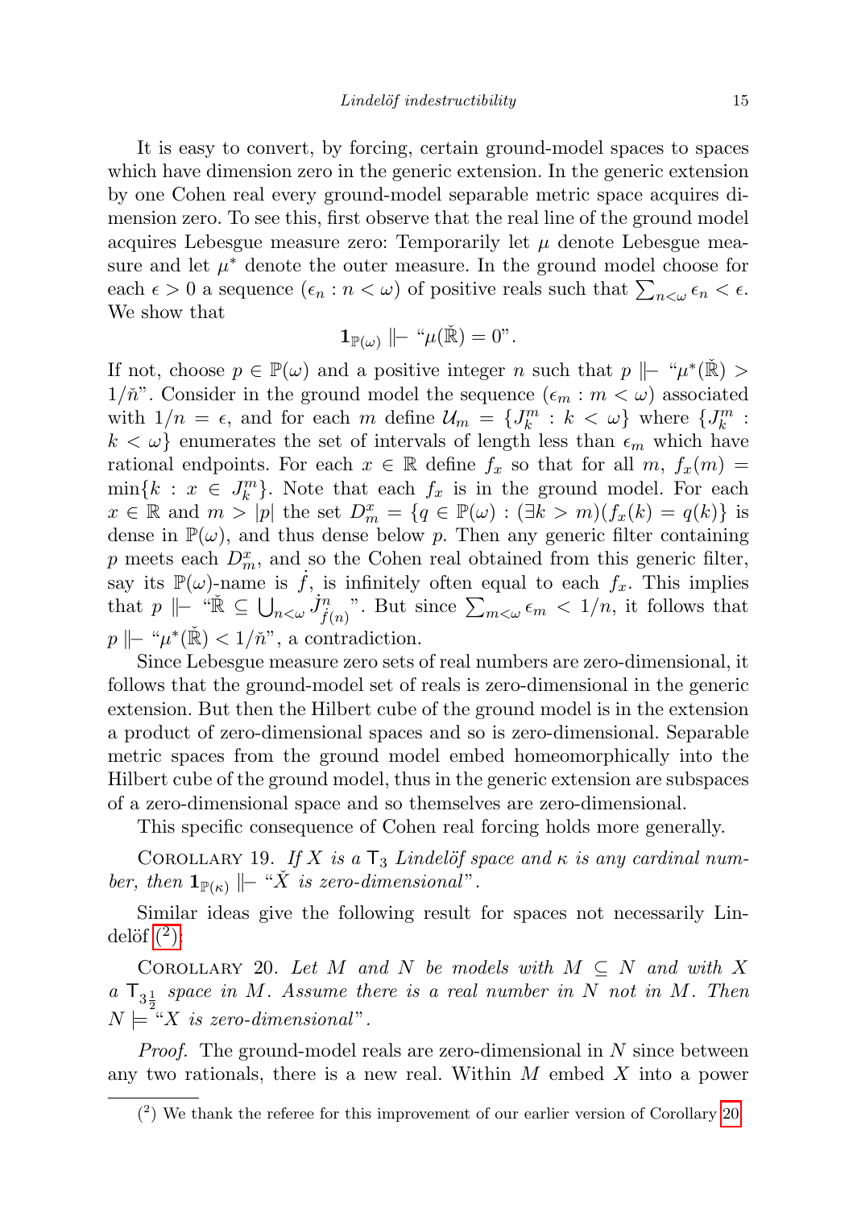It is easy to convert, by forcing, certain ground-model spaces to spaces which have dimension zero in the generic extension. In the generic extension by one Cohen real every ground-model separable metric space acquires dimension zero. To see this, first observe that the real line of the ground model acquires Lebesgue measure zero: Temporarily let $\mu$ denote Lebesgue measure and let $\mu^*$ denote the outer measure. In the ground model choose for each $\epsilon > 0$ a sequence $(\epsilon_n : n < \omega)$ of positive reals such that $\sum_{n<\omega} \epsilon_n < \epsilon$. We show that

$$\mathbf{1}_{\mathbb{P}(\omega)} \Vdash \text{“}\mu(\check{\mathbb{R}}) = 0\text{”}.$$

If not, choose $p \in \mathbb{P}(\omega)$ and a positive integer $n$ such that $p \Vdash$ “$\mu^*(\check{\mathbb{R}}) > 1/\check{n}$”. Consider in the ground model the sequence $(\epsilon_m : m < \omega)$ associated with $1/n = \epsilon$, and for each $m$ define $\mathcal{U}_m = \{J^m_k : k < \omega\}$ where $\{J^m_k : k < \omega\}$ enumerates the set of intervals of length less than $\epsilon_m$ which have rational endpoints. For each $x \in \mathbb{R}$ define $f_x$ so that for all $m$, $f_x(m) = \min\{k : x \in J^m_k\}$. Note that each $f_x$ is in the ground model. For each $x \in \mathbb{R}$ and $m > |p|$ the set $D^x_m = \{q \in \mathbb{P}(\omega) : (\exists k > m)(f_x(k) = q(k)\}$ is dense in $\mathbb{P}(\omega)$, and thus dense below $p$. Then any generic filter containing $p$ meets each $D^x_m$, and so the Cohen real obtained from this generic filter, say its $\mathbb{P}(\omega)$-name is $\dot{f}$, is infinitely often equal to each $f_x$. This implies that $p \Vdash$ “$\check{\mathbb{R}} \subseteq \bigcup_{n<\omega} \dot{J}^n_{\dot{f}(n)}$”. But since $\sum_{m<\omega} \epsilon_m < 1/n$, it follows that $p \Vdash$ “$\mu^*(\check{\mathbb{R}}) < 1/\check{n}$”, a contradiction.

Since Lebesgue measure zero sets of real numbers are zero-dimensional, it follows that the ground-model set of reals is zero-dimensional in the generic extension. But then the Hilbert cube of the ground model is in the extension a product of zero-dimensional spaces and so is zero-dimensional. Separable metric spaces from the ground model embed homeomorphically into the Hilbert cube of the ground model, thus in the generic extension are subspaces of a zero-dimensional space and so themselves are zero-dimensional.

This specific consequence of Cohen real forcing holds more generally.

Corollary 19. *If $X$ is a $\mathsf{T}_3$ Lindelöf space and $\kappa$ is any cardinal number, then $\mathbf{1}_{\mathbb{P}(\kappa)} \Vdash$ “$\check{X}$ is zero-dimensional”.*

Similar ideas give the following result for spaces not necessarily Lindelöf (2):

Corollary 20. *Let $M$ and $N$ be models with $M \subseteq N$ and with $X$ a $\mathsf{T}_{3\frac{1}{2}}$ space in $M$. Assume there is a real number in $N$ not in $M$. Then $N \models$ “$X$ is zero-dimensional”.*

*Proof.* The ground-model reals are zero-dimensional in $N$ since between any two rationals, there is a new real. Within $M$ embed $X$ into a power

---

(2) We thank the referee for this improvement of our earlier version of Corollary 20.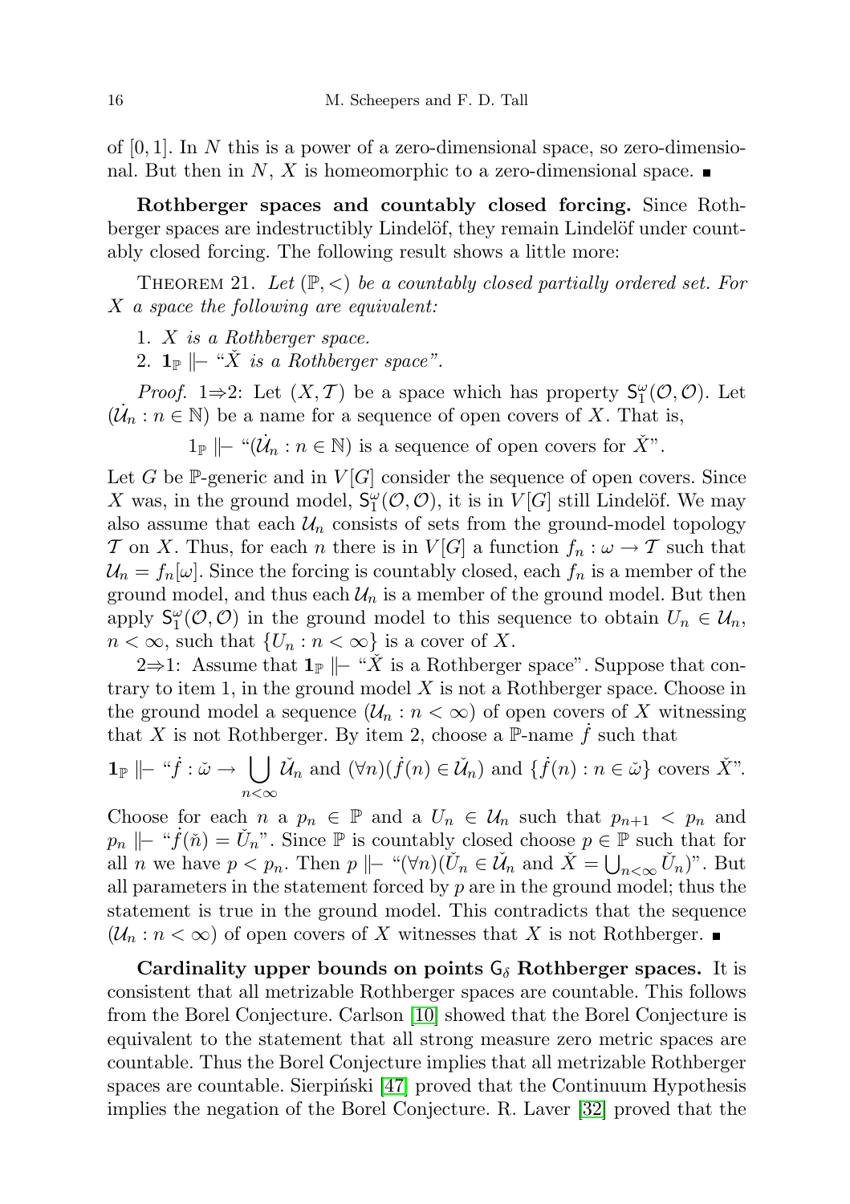of $[0,1]$. In $N$ this is a power of a zero-dimensional space, so zero-dimensional. But then in $N$, $X$ is homeomorphic to a zero-dimensional space. ∎

**Rothberger spaces and countably closed forcing.** Since Rothberger spaces are indestructibly Lindelöf, they remain Lindelöf under countably closed forcing. The following result shows a little more:

THEOREM 21. *Let $(\mathbb{P},<)$ be a countably closed partially ordered set. For $X$ a space the following are equivalent:*

1. *$X$ is a Rothberger space.*
2. *$\mathbf{1}_{\mathbb{P}} \Vdash$ "$\check{X}$ is a Rothberger space".*

*Proof.* 1⇒2: Let $(X,\mathcal{T})$ be a space which has property $\mathsf{S}_1^\omega(\mathcal{O},\mathcal{O})$. Let $(\dot{\mathcal{U}}_n : n \in \mathbb{N})$ be a name for a sequence of open covers of $X$. That is,

$$1_{\mathbb{P}} \Vdash \text{"}(\dot{\mathcal{U}}_n : n \in \mathbb{N}) \text{ is a sequence of open covers for } \check{X}\text{"}.$$

Let $G$ be $\mathbb{P}$-generic and in $V[G]$ consider the sequence of open covers. Since $X$ was, in the ground model, $\mathsf{S}_1^\omega(\mathcal{O},\mathcal{O})$, it is in $V[G]$ still Lindelöf. We may also assume that each $\mathcal{U}_n$ consists of sets from the ground-model topology $\mathcal{T}$ on $X$. Thus, for each $n$ there is in $V[G]$ a function $f_n : \omega \to \mathcal{T}$ such that $\mathcal{U}_n = f_n[\omega]$. Since the forcing is countably closed, each $f_n$ is a member of the ground model, and thus each $\mathcal{U}_n$ is a member of the ground model. But then apply $\mathsf{S}_1^\omega(\mathcal{O},\mathcal{O})$ in the ground model to this sequence to obtain $U_n \in \mathcal{U}_n$, $n < \infty$, such that $\{U_n : n < \infty\}$ is a cover of $X$.

2⇒1: Assume that $\mathbf{1}_{\mathbb{P}} \Vdash$ "$\check{X}$ is a Rothberger space". Suppose that contrary to item 1, in the ground model $X$ is not a Rothberger space. Choose in the ground model a sequence $(\mathcal{U}_n : n < \infty)$ of open covers of $X$ witnessing that $X$ is not Rothberger. By item 2, choose a $\mathbb{P}$-name $\dot{f}$ such that

$$\mathbf{1}_{\mathbb{P}} \Vdash \text{"}\dot{f} : \check{\omega} \to \bigcup_{n<\infty} \check{\mathcal{U}}_n \text{ and } (\forall n)(\dot{f}(n) \in \check{\mathcal{U}}_n) \text{ and } \{\dot{f}(n) : n \in \check{\omega}\} \text{ covers } \check{X}\text{"}.$$

Choose for each $n$ a $p_n \in \mathbb{P}$ and a $U_n \in \mathcal{U}_n$ such that $p_{n+1} < p_n$ and $p_n \Vdash$ "$\dot{f}(\check{n}) = \check{U}_n$". Since $\mathbb{P}$ is countably closed choose $p \in \mathbb{P}$ such that for all $n$ we have $p < p_n$. Then $p \Vdash$ "$(\forall n)(\check{U}_n \in \check{\mathcal{U}}_n$ and $\check{X} = \bigcup_{n<\infty} \check{U}_n)$". But all parameters in the statement forced by $p$ are in the ground model; thus the statement is true in the ground model. This contradicts that the sequence $(\mathcal{U}_n : n < \infty)$ of open covers of $X$ witnesses that $X$ is not Rothberger. ∎

**Cardinality upper bounds on points $\mathsf{G}_\delta$ Rothberger spaces.** It is consistent that all metrizable Rothberger spaces are countable. This follows from the Borel Conjecture. Carlson [10] showed that the Borel Conjecture is equivalent to the statement that all strong measure zero metric spaces are countable. Thus the Borel Conjecture implies that all metrizable Rothberger spaces are countable. Sierpiński [47] proved that the Continuum Hypothesis implies the negation of the Borel Conjecture. R. Laver [32] proved that the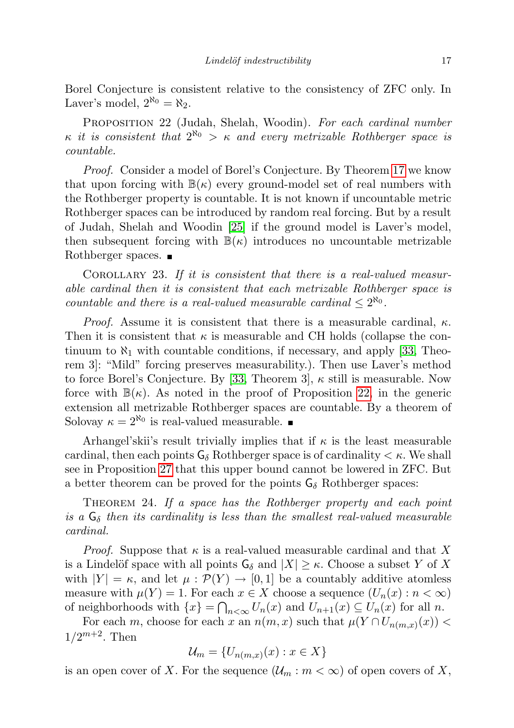Borel Conjecture is consistent relative to the consistency of ZFC only. In Laver's model, $2^{\aleph_0} = \aleph_2$.

Proposition 22 (Judah, Shelah, Woodin). *For each cardinal number $\kappa$ it is consistent that $2^{\aleph_0} > \kappa$ and every metrizable Rothberger space is countable.*

*Proof.* Consider a model of Borel's Conjecture. By Theorem 17 we know that upon forcing with $\mathbb{B}(\kappa)$ every ground-model set of real numbers with the Rothberger property is countable. It is not known if uncountable metric Rothberger spaces can be introduced by random real forcing. But by a result of Judah, Shelah and Woodin [25] if the ground model is Laver's model, then subsequent forcing with $\mathbb{B}(\kappa)$ introduces no uncountable metrizable Rothberger spaces. ■

Corollary 23. *If it is consistent that there is a real-valued measurable cardinal then it is consistent that each metrizable Rothberger space is countable and there is a real-valued measurable cardinal $\leq 2^{\aleph_0}$.*

*Proof.* Assume it is consistent that there is a measurable cardinal, $\kappa$. Then it is consistent that $\kappa$ is measurable and CH holds (collapse the continuum to $\aleph_1$ with countable conditions, if necessary, and apply [33, Theorem 3]: "Mild" forcing preserves measurability.). Then use Laver's method to force Borel's Conjecture. By [33, Theorem 3], $\kappa$ still is measurable. Now force with $\mathbb{B}(\kappa)$. As noted in the proof of Proposition 22, in the generic extension all metrizable Rothberger spaces are countable. By a theorem of Solovay $\kappa = 2^{\aleph_0}$ is real-valued measurable. ■

Arhangel'skii's result trivially implies that if $\kappa$ is the least measurable cardinal, then each points $\mathsf{G}_\delta$ Rothberger space is of cardinality $< \kappa$. We shall see in Proposition 27 that this upper bound cannot be lowered in ZFC. But a better theorem can be proved for the points $\mathsf{G}_\delta$ Rothberger spaces:

Theorem 24. *If a space has the Rothberger property and each point is a $\mathsf{G}_\delta$ then its cardinality is less than the smallest real-valued measurable cardinal.*

*Proof.* Suppose that $\kappa$ is a real-valued measurable cardinal and that $X$ is a Lindelöf space with all points $\mathsf{G}_\delta$ and $|X| \geq \kappa$. Choose a subset $Y$ of $X$ with $|Y| = \kappa$, and let $\mu : \mathcal{P}(Y) \to [0,1]$ be a countably additive atomless measure with $\mu(Y) = 1$. For each $x \in X$ choose a sequence $(U_n(x) : n < \infty)$ of neighborhoods with $\{x\} = \bigcap_{n<\infty} U_n(x)$ and $U_{n+1}(x) \subseteq U_n(x)$ for all $n$.

For each $m$, choose for each $x$ an $n(m,x)$ such that $\mu(Y \cap U_{n(m,x)}(x)) < 1/2^{m+2}$. Then

$$\mathcal{U}_m = \{U_{n(m,x)}(x) : x \in X\}$$

is an open cover of $X$. For the sequence $(\mathcal{U}_m : m < \infty)$ of open covers of $X$,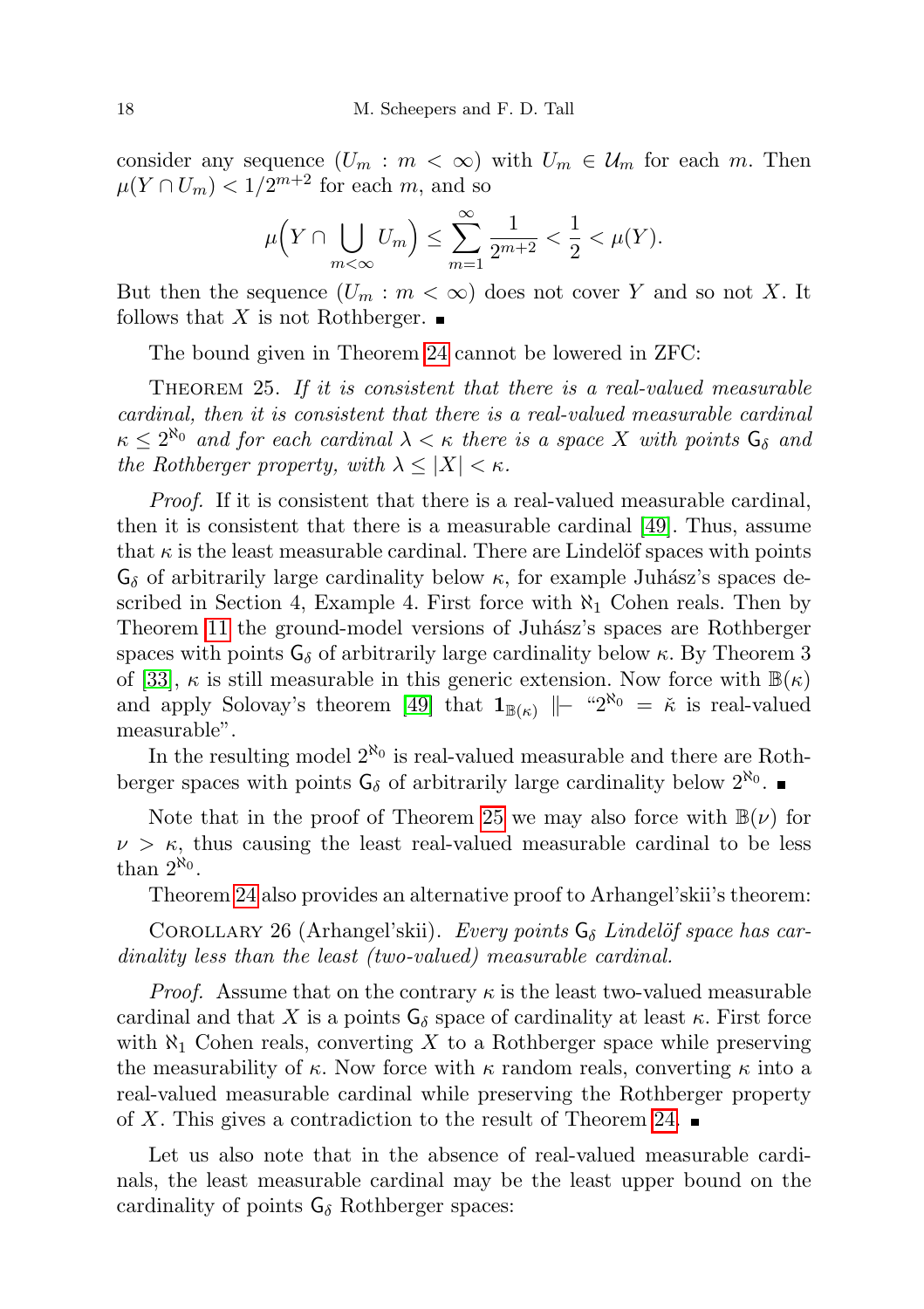consider any sequence $(U_m : m < \infty)$ with $U_m \in \mathcal{U}_m$ for each $m$. Then $\mu(Y \cap U_m) < 1/2^{m+2}$ for each $m$, and so

$$\mu\Big(Y \cap \bigcup_{m<\infty} U_m\Big) \le \sum_{m=1}^{\infty} \frac{1}{2^{m+2}} < \frac{1}{2} < \mu(Y).$$

But then the sequence $(U_m : m < \infty)$ does not cover $Y$ and so not $X$. It follows that $X$ is not Rothberger. ∎

The bound given in Theorem 24 cannot be lowered in ZFC:

THEOREM 25. *If it is consistent that there is a real-valued measurable cardinal, then it is consistent that there is a real-valued measurable cardinal $\kappa \le 2^{\aleph_0}$ and for each cardinal $\lambda < \kappa$ there is a space $X$ with points $\mathsf{G}_\delta$ and the Rothberger property, with $\lambda \le |X| < \kappa$.*

*Proof.* If it is consistent that there is a real-valued measurable cardinal, then it is consistent that there is a measurable cardinal [49]. Thus, assume that $\kappa$ is the least measurable cardinal. There are Lindelöf spaces with points $\mathsf{G}_\delta$ of arbitrarily large cardinality below $\kappa$, for example Juhász's spaces described in Section 4, Example 4. First force with $\aleph_1$ Cohen reals. Then by Theorem 11 the ground-model versions of Juhász's spaces are Rothberger spaces with points $\mathsf{G}_\delta$ of arbitrarily large cardinality below $\kappa$. By Theorem 3 of [33], $\kappa$ is still measurable in this generic extension. Now force with $\mathbb{B}(\kappa)$ and apply Solovay's theorem [49] that $\mathbf{1}_{\mathbb{B}(\kappa)} \Vdash$ "$2^{\aleph_0} = \check{\kappa}$ is real-valued measurable".

In the resulting model $2^{\aleph_0}$ is real-valued measurable and there are Rothberger spaces with points $\mathsf{G}_\delta$ of arbitrarily large cardinality below $2^{\aleph_0}$. ∎

Note that in the proof of Theorem 25 we may also force with $\mathbb{B}(\nu)$ for $\nu > \kappa$, thus causing the least real-valued measurable cardinal to be less than $2^{\aleph_0}$.

Theorem 24 also provides an alternative proof to Arhangel'skii's theorem:

COROLLARY 26 (Arhangel'skii). *Every points $\mathsf{G}_\delta$ Lindelöf space has cardinality less than the least (two-valued) measurable cardinal.*

*Proof.* Assume that on the contrary $\kappa$ is the least two-valued measurable cardinal and that $X$ is a points $\mathsf{G}_\delta$ space of cardinality at least $\kappa$. First force with $\aleph_1$ Cohen reals, converting $X$ to a Rothberger space while preserving the measurability of $\kappa$. Now force with $\kappa$ random reals, converting $\kappa$ into a real-valued measurable cardinal while preserving the Rothberger property of $X$. This gives a contradiction to the result of Theorem 24. ∎

Let us also note that in the absence of real-valued measurable cardinals, the least measurable cardinal may be the least upper bound on the cardinality of points $\mathsf{G}_\delta$ Rothberger spaces: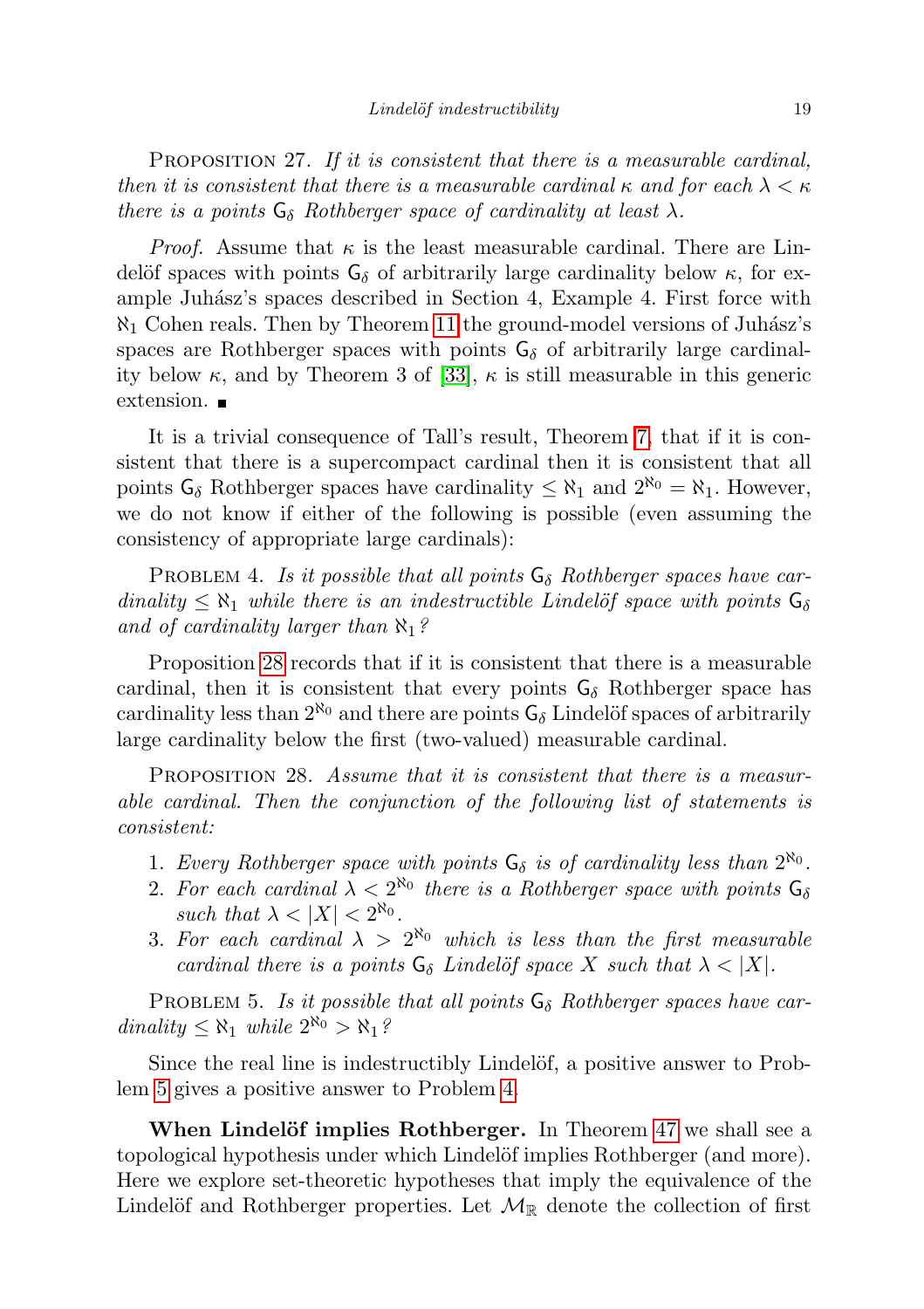PROPOSITION 27. *If it is consistent that there is a measurable cardinal, then it is consistent that there is a measurable cardinal $\kappa$ and for each $\lambda < \kappa$ there is a points $\mathsf{G}_\delta$ Rothberger space of cardinality at least $\lambda$.*

*Proof.* Assume that $\kappa$ is the least measurable cardinal. There are Lindelöf spaces with points $\mathsf{G}_\delta$ of arbitrarily large cardinality below $\kappa$, for example Juhász's spaces described in Section 4, Example 4. First force with $\aleph_1$ Cohen reals. Then by Theorem 11 the ground-model versions of Juhász's spaces are Rothberger spaces with points $\mathsf{G}_\delta$ of arbitrarily large cardinality below $\kappa$, and by Theorem 3 of [33], $\kappa$ is still measurable in this generic extension. ∎

It is a trivial consequence of Tall's result, Theorem 7, that if it is consistent that there is a supercompact cardinal then it is consistent that all points $\mathsf{G}_\delta$ Rothberger spaces have cardinality $\leq \aleph_1$ and $2^{\aleph_0} = \aleph_1$. However, we do not know if either of the following is possible (even assuming the consistency of appropriate large cardinals):

PROBLEM 4. *Is it possible that all points $\mathsf{G}_\delta$ Rothberger spaces have cardinality $\leq \aleph_1$ while there is an indestructible Lindelöf space with points $\mathsf{G}_\delta$ and of cardinality larger than $\aleph_1$?*

Proposition 28 records that if it is consistent that there is a measurable cardinal, then it is consistent that every points $\mathsf{G}_\delta$ Rothberger space has cardinality less than $2^{\aleph_0}$ and there are points $\mathsf{G}_\delta$ Lindelöf spaces of arbitrarily large cardinality below the first (two-valued) measurable cardinal.

PROPOSITION 28. *Assume that it is consistent that there is a measurable cardinal. Then the conjunction of the following list of statements is consistent:*

1. *Every Rothberger space with points $\mathsf{G}_\delta$ is of cardinality less than $2^{\aleph_0}$.*
2. *For each cardinal $\lambda < 2^{\aleph_0}$ there is a Rothberger space with points $\mathsf{G}_\delta$ such that $\lambda < |X| < 2^{\aleph_0}$.*
3. *For each cardinal $\lambda > 2^{\aleph_0}$ which is less than the first measurable cardinal there is a points $\mathsf{G}_\delta$ Lindelöf space $X$ such that $\lambda < |X|$.*

PROBLEM 5. *Is it possible that all points $\mathsf{G}_\delta$ Rothberger spaces have cardinality $\leq \aleph_1$ while $2^{\aleph_0} > \aleph_1$?*

Since the real line is indestructibly Lindelöf, a positive answer to Problem 5 gives a positive answer to Problem 4.

**When Lindelöf implies Rothberger.** In Theorem 47 we shall see a topological hypothesis under which Lindelöf implies Rothberger (and more). Here we explore set-theoretic hypotheses that imply the equivalence of the Lindelöf and Rothberger properties. Let $\mathcal{M}_{\mathbb{R}}$ denote the collection of first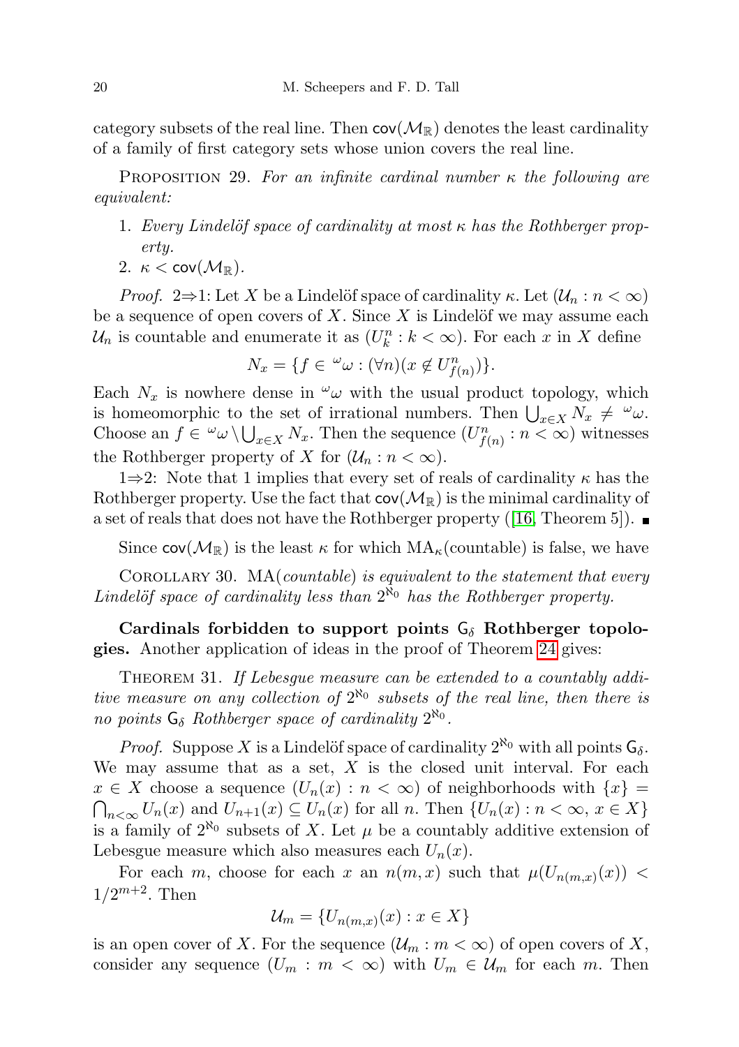category subsets of the real line. Then $\mathsf{cov}(\mathcal{M}_{\mathbb{R}})$ denotes the least cardinality of a family of first category sets whose union covers the real line.

Proposition 29. *For an infinite cardinal number $\kappa$ the following are equivalent:*

1. *Every Lindelöf space of cardinality at most $\kappa$ has the Rothberger property.*
2. *$\kappa < \mathsf{cov}(\mathcal{M}_{\mathbb{R}})$.*

*Proof.* 2⇒1: Let $X$ be a Lindelöf space of cardinality $\kappa$. Let $(\mathcal{U}_n : n < \infty)$ be a sequence of open covers of $X$. Since $X$ is Lindelöf we may assume each $\mathcal{U}_n$ is countable and enumerate it as $(U^n_k : k < \infty)$. For each $x$ in $X$ define

$$N_x = \{f \in {}^{\omega}\omega : (\forall n)(x \notin U^n_{f(n)})\}.$$

Each $N_x$ is nowhere dense in ${}^{\omega}\omega$ with the usual product topology, which is homeomorphic to the set of irrational numbers. Then $\bigcup_{x\in X} N_x \neq {}^{\omega}\omega$. Choose an $f \in {}^{\omega}\omega \setminus \bigcup_{x\in X} N_x$. Then the sequence $(U^n_{f(n)} : n < \infty)$ witnesses the Rothberger property of $X$ for $(\mathcal{U}_n : n < \infty)$.

1⇒2: Note that 1 implies that every set of reals of cardinality $\kappa$ has the Rothberger property. Use the fact that $\mathsf{cov}(\mathcal{M}_{\mathbb{R}})$ is the minimal cardinality of a set of reals that does not have the Rothberger property ([16, Theorem 5]). ∎

Since $\mathsf{cov}(\mathcal{M}_{\mathbb{R}})$ is the least $\kappa$ for which $\mathrm{MA}_\kappa$(countable) is false, we have

Corollary 30. *MA(countable) is equivalent to the statement that every Lindelöf space of cardinality less than $2^{\aleph_0}$ has the Rothberger property.*

**Cardinals forbidden to support points $\mathsf{G}_\delta$ Rothberger topologies.** Another application of ideas in the proof of Theorem 24 gives:

Theorem 31. *If Lebesgue measure can be extended to a countably additive measure on any collection of $2^{\aleph_0}$ subsets of the real line, then there is no points $\mathsf{G}_\delta$ Rothberger space of cardinality $2^{\aleph_0}$.*

*Proof.* Suppose $X$ is a Lindelöf space of cardinality $2^{\aleph_0}$ with all points $\mathsf{G}_\delta$. We may assume that as a set, $X$ is the closed unit interval. For each $x \in X$ choose a sequence $(U_n(x) : n < \infty)$ of neighborhoods with $\{x\} = \bigcap_{n<\infty} U_n(x)$ and $U_{n+1}(x) \subseteq U_n(x)$ for all $n$. Then $\{U_n(x) : n < \infty,\, x \in X\}$ is a family of $2^{\aleph_0}$ subsets of $X$. Let $\mu$ be a countably additive extension of Lebesgue measure which also measures each $U_n(x)$.

For each $m$, choose for each $x$ an $n(m,x)$ such that $\mu(U_{n(m,x)}(x)) < 1/2^{m+2}$. Then

$$\mathcal{U}_m = \{U_{n(m,x)}(x) : x \in X\}$$

is an open cover of $X$. For the sequence $(\mathcal{U}_m : m < \infty)$ of open covers of $X$, consider any sequence $(U_m : m < \infty)$ with $U_m \in \mathcal{U}_m$ for each $m$. Then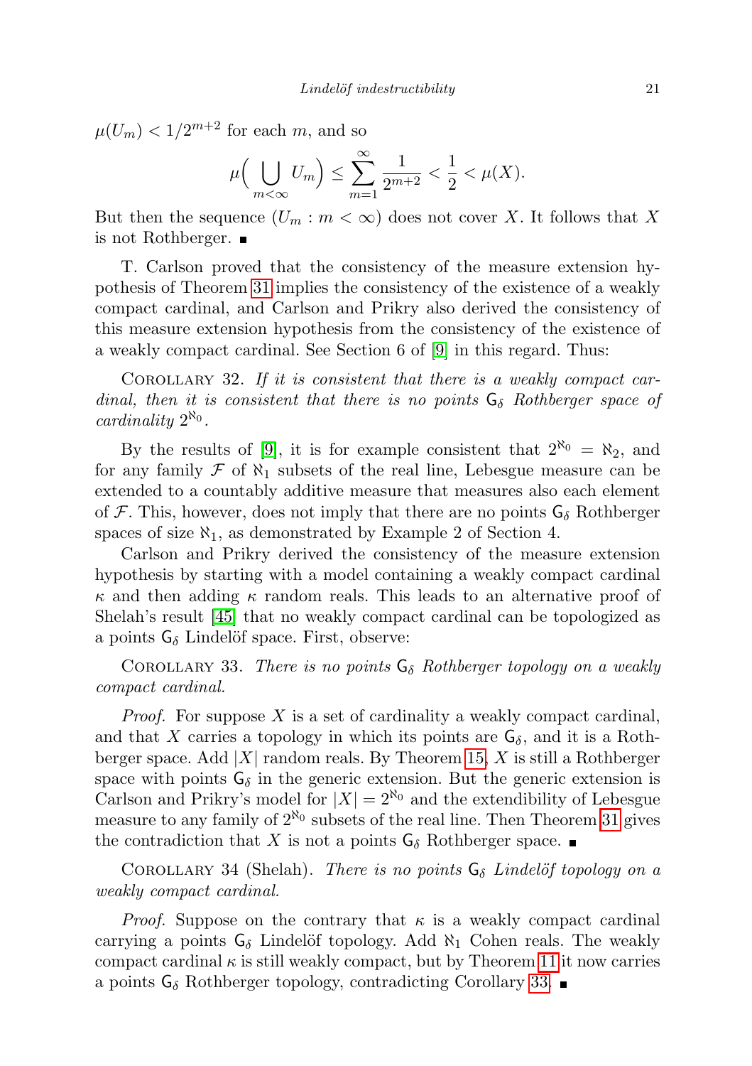$\mu(U_m) < 1/2^{m+2}$ for each $m$, and so

$$\mu\Big(\bigcup_{m<\infty} U_m\Big) \leq \sum_{m=1}^{\infty} \frac{1}{2^{m+2}} < \frac{1}{2} < \mu(X).$$

But then the sequence $(U_m : m < \infty)$ does not cover $X$. It follows that $X$ is not Rothberger. ∎

T. Carlson proved that the consistency of the measure extension hypothesis of Theorem 31 implies the consistency of the existence of a weakly compact cardinal, and Carlson and Prikry also derived the consistency of this measure extension hypothesis from the consistency of the existence of a weakly compact cardinal. See Section 6 of [9] in this regard. Thus:

Corollary 32. *If it is consistent that there is a weakly compact cardinal, then it is consistent that there is no points $\mathsf{G}_\delta$ Rothberger space of cardinality $2^{\aleph_0}$.*

By the results of [9], it is for example consistent that $2^{\aleph_0} = \aleph_2$, and for any family $\mathcal{F}$ of $\aleph_1$ subsets of the real line, Lebesgue measure can be extended to a countably additive measure that measures also each element of $\mathcal{F}$. This, however, does not imply that there are no points $\mathsf{G}_\delta$ Rothberger spaces of size $\aleph_1$, as demonstrated by Example 2 of Section 4.

Carlson and Prikry derived the consistency of the measure extension hypothesis by starting with a model containing a weakly compact cardinal $\kappa$ and then adding $\kappa$ random reals. This leads to an alternative proof of Shelah's result [45] that no weakly compact cardinal can be topologized as a points $\mathsf{G}_\delta$ Lindelöf space. First, observe:

Corollary 33. *There is no points $\mathsf{G}_\delta$ Rothberger topology on a weakly compact cardinal.*

*Proof.* For suppose $X$ is a set of cardinality a weakly compact cardinal, and that $X$ carries a topology in which its points are $\mathsf{G}_\delta$, and it is a Rothberger space. Add $|X|$ random reals. By Theorem 15, $X$ is still a Rothberger space with points $\mathsf{G}_\delta$ in the generic extension. But the generic extension is Carlson and Prikry's model for $|X| = 2^{\aleph_0}$ and the extendibility of Lebesgue measure to any family of $2^{\aleph_0}$ subsets of the real line. Then Theorem 31 gives the contradiction that $X$ is not a points $\mathsf{G}_\delta$ Rothberger space. ∎

Corollary 34 (Shelah). *There is no points $\mathsf{G}_\delta$ Lindelöf topology on a weakly compact cardinal.*

*Proof.* Suppose on the contrary that $\kappa$ is a weakly compact cardinal carrying a points $\mathsf{G}_\delta$ Lindelöf topology. Add $\aleph_1$ Cohen reals. The weakly compact cardinal $\kappa$ is still weakly compact, but by Theorem 11 it now carries a points $\mathsf{G}_\delta$ Rothberger topology, contradicting Corollary 33. ∎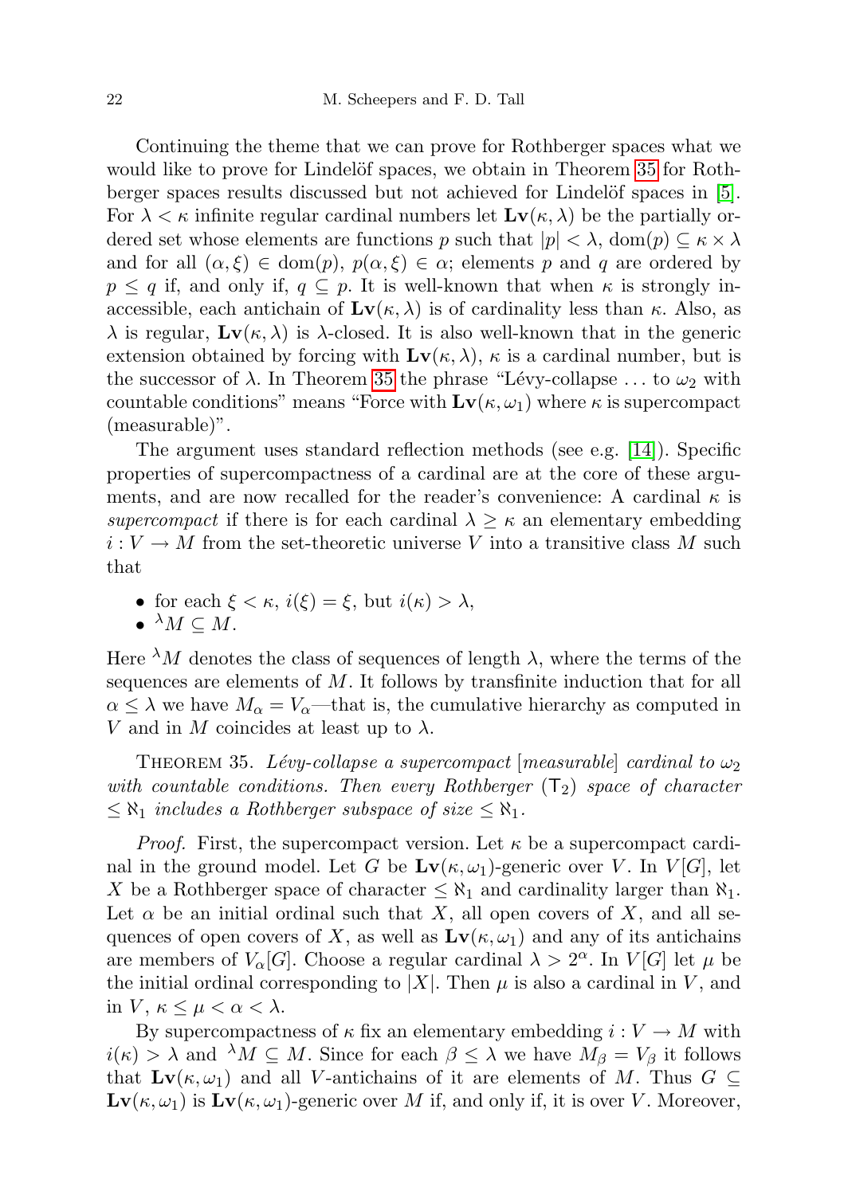Continuing the theme that we can prove for Rothberger spaces what we would like to prove for Lindelöf spaces, we obtain in Theorem 35 for Rothberger spaces results discussed but not achieved for Lindelöf spaces in [5]. For $\lambda < \kappa$ infinite regular cardinal numbers let $\mathbf{Lv}(\kappa, \lambda)$ be the partially ordered set whose elements are functions $p$ such that $|p| < \lambda$, $\mathrm{dom}(p) \subseteq \kappa \times \lambda$ and for all $(\alpha, \xi) \in \mathrm{dom}(p)$, $p(\alpha, \xi) \in \alpha$; elements $p$ and $q$ are ordered by $p \le q$ if, and only if, $q \subseteq p$. It is well-known that when $\kappa$ is strongly inaccessible, each antichain of $\mathbf{Lv}(\kappa, \lambda)$ is of cardinality less than $\kappa$. Also, as $\lambda$ is regular, $\mathbf{Lv}(\kappa, \lambda)$ is $\lambda$-closed. It is also well-known that in the generic extension obtained by forcing with $\mathbf{Lv}(\kappa, \lambda)$, $\kappa$ is a cardinal number, but is the successor of $\lambda$. In Theorem 35 the phrase "Lévy-collapse ... to $\omega_2$ with countable conditions" means "Force with $\mathbf{Lv}(\kappa, \omega_1)$ where $\kappa$ is supercompact (measurable)".

The argument uses standard reflection methods (see e.g. [14]). Specific properties of supercompactness of a cardinal are at the core of these arguments, and are now recalled for the reader's convenience: A cardinal $\kappa$ is *supercompact* if there is for each cardinal $\lambda \ge \kappa$ an elementary embedding $i : V \to M$ from the set-theoretic universe $V$ into a transitive class $M$ such that

- for each $\xi < \kappa$, $i(\xi) = \xi$, but $i(\kappa) > \lambda$,
- ${}^{\lambda}M \subseteq M$.

Here ${}^{\lambda}M$ denotes the class of sequences of length $\lambda$, where the terms of the sequences are elements of $M$. It follows by transfinite induction that for all $\alpha \le \lambda$ we have $M_\alpha = V_\alpha$—that is, the cumulative hierarchy as computed in $V$ and in $M$ coincides at least up to $\lambda$.

THEOREM 35. *Lévy-collapse a supercompact* [*measurable*] *cardinal to* $\omega_2$ *with countable conditions. Then every Rothberger* ($\mathsf{T}_2$) *space of character* $\le \aleph_1$ *includes a Rothberger subspace of size* $\le \aleph_1$.

*Proof.* First, the supercompact version. Let $\kappa$ be a supercompact cardinal in the ground model. Let $G$ be $\mathbf{Lv}(\kappa, \omega_1)$-generic over $V$. In $V[G]$, let $X$ be a Rothberger space of character $\le \aleph_1$ and cardinality larger than $\aleph_1$. Let $\alpha$ be an initial ordinal such that $X$, all open covers of $X$, and all sequences of open covers of $X$, as well as $\mathbf{Lv}(\kappa, \omega_1)$ and any of its antichains are members of $V_\alpha[G]$. Choose a regular cardinal $\lambda > 2^\alpha$. In $V[G]$ let $\mu$ be the initial ordinal corresponding to $|X|$. Then $\mu$ is also a cardinal in $V$, and in $V$, $\kappa \le \mu < \alpha < \lambda$.

By supercompactness of $\kappa$ fix an elementary embedding $i : V \to M$ with $i(\kappa) > \lambda$ and ${}^{\lambda}M \subseteq M$. Since for each $\beta \le \lambda$ we have $M_\beta = V_\beta$ it follows that $\mathbf{Lv}(\kappa, \omega_1)$ and all $V$-antichains of it are elements of $M$. Thus $G \subseteq \mathbf{Lv}(\kappa, \omega_1)$ is $\mathbf{Lv}(\kappa, \omega_1)$-generic over $M$ if, and only if, it is over $V$. Moreover,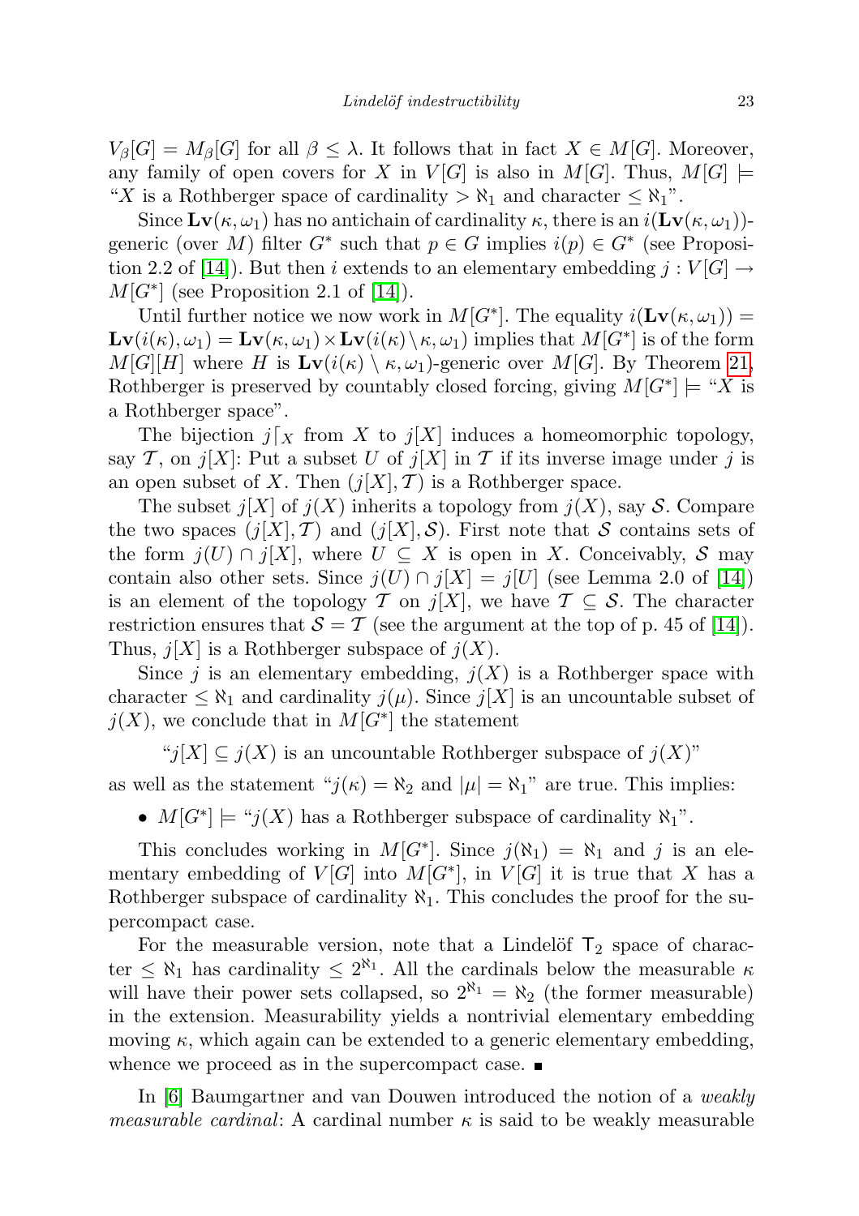$V_\beta[G] = M_\beta[G]$ for all $\beta \leq \lambda$. It follows that in fact $X \in M[G]$. Moreover, any family of open covers for $X$ in $V[G]$ is also in $M[G]$. Thus, $M[G] \models$ "$X$ is a Rothberger space of cardinality $> \aleph_1$ and character $\leq \aleph_1$".

Since $\mathbf{Lv}(\kappa, \omega_1)$ has no antichain of cardinality $\kappa$, there is an $i(\mathbf{Lv}(\kappa, \omega_1))$-generic (over $M$) filter $G^*$ such that $p \in G$ implies $i(p) \in G^*$ (see Proposition 2.2 of [14]). But then $i$ extends to an elementary embedding $j : V[G] \to M[G^*]$ (see Proposition 2.1 of [14]).

Until further notice we now work in $M[G^*]$. The equality $i(\mathbf{Lv}(\kappa, \omega_1)) = \mathbf{Lv}(i(\kappa), \omega_1) = \mathbf{Lv}(\kappa, \omega_1) \times \mathbf{Lv}(i(\kappa) \setminus \kappa, \omega_1)$ implies that $M[G^*]$ is of the form $M[G][H]$ where $H$ is $\mathbf{Lv}(i(\kappa) \setminus \kappa, \omega_1)$-generic over $M[G]$. By Theorem 21, Rothberger is preserved by countably closed forcing, giving $M[G^*] \models$ "$X$ is a Rothberger space".

The bijection $j\lceil_X$ from $X$ to $j[X]$ induces a homeomorphic topology, say $\mathcal{T}$, on $j[X]$: Put a subset $U$ of $j[X]$ in $\mathcal{T}$ if its inverse image under $j$ is an open subset of $X$. Then $(j[X], \mathcal{T})$ is a Rothberger space.

The subset $j[X]$ of $j(X)$ inherits a topology from $j(X)$, say $\mathcal{S}$. Compare the two spaces $(j[X], \mathcal{T})$ and $(j[X], \mathcal{S})$. First note that $\mathcal{S}$ contains sets of the form $j(U) \cap j[X]$, where $U \subseteq X$ is open in $X$. Conceivably, $\mathcal{S}$ may contain also other sets. Since $j(U) \cap j[X] = j[U]$ (see Lemma 2.0 of [14]) is an element of the topology $\mathcal{T}$ on $j[X]$, we have $\mathcal{T} \subseteq \mathcal{S}$. The character restriction ensures that $\mathcal{S} = \mathcal{T}$ (see the argument at the top of p. 45 of [14]). Thus, $j[X]$ is a Rothberger subspace of $j(X)$.

Since $j$ is an elementary embedding, $j(X)$ is a Rothberger space with character $\leq \aleph_1$ and cardinality $j(\mu)$. Since $j[X]$ is an uncountable subset of $j(X)$, we conclude that in $M[G^*]$ the statement

"$j[X] \subseteq j(X)$ is an uncountable Rothberger subspace of $j(X)$"

as well as the statement "$j(\kappa) = \aleph_2$ and $|\mu| = \aleph_1$" are true. This implies:

- $M[G^*] \models$ "$j(X)$ has a Rothberger subspace of cardinality $\aleph_1$".

This concludes working in $M[G^*]$. Since $j(\aleph_1) = \aleph_1$ and $j$ is an elementary embedding of $V[G]$ into $M[G^*]$, in $V[G]$ it is true that $X$ has a Rothberger subspace of cardinality $\aleph_1$. This concludes the proof for the supercompact case.

For the measurable version, note that a Lindelöf $\mathsf{T}_2$ space of character $\leq \aleph_1$ has cardinality $\leq 2^{\aleph_1}$. All the cardinals below the measurable $\kappa$ will have their power sets collapsed, so $2^{\aleph_1} = \aleph_2$ (the former measurable) in the extension. Measurability yields a nontrivial elementary embedding moving $\kappa$, which again can be extended to a generic elementary embedding, whence we proceed as in the supercompact case. ∎

In [6] Baumgartner and van Douwen introduced the notion of a *weakly measurable cardinal*: A cardinal number $\kappa$ is said to be weakly measurable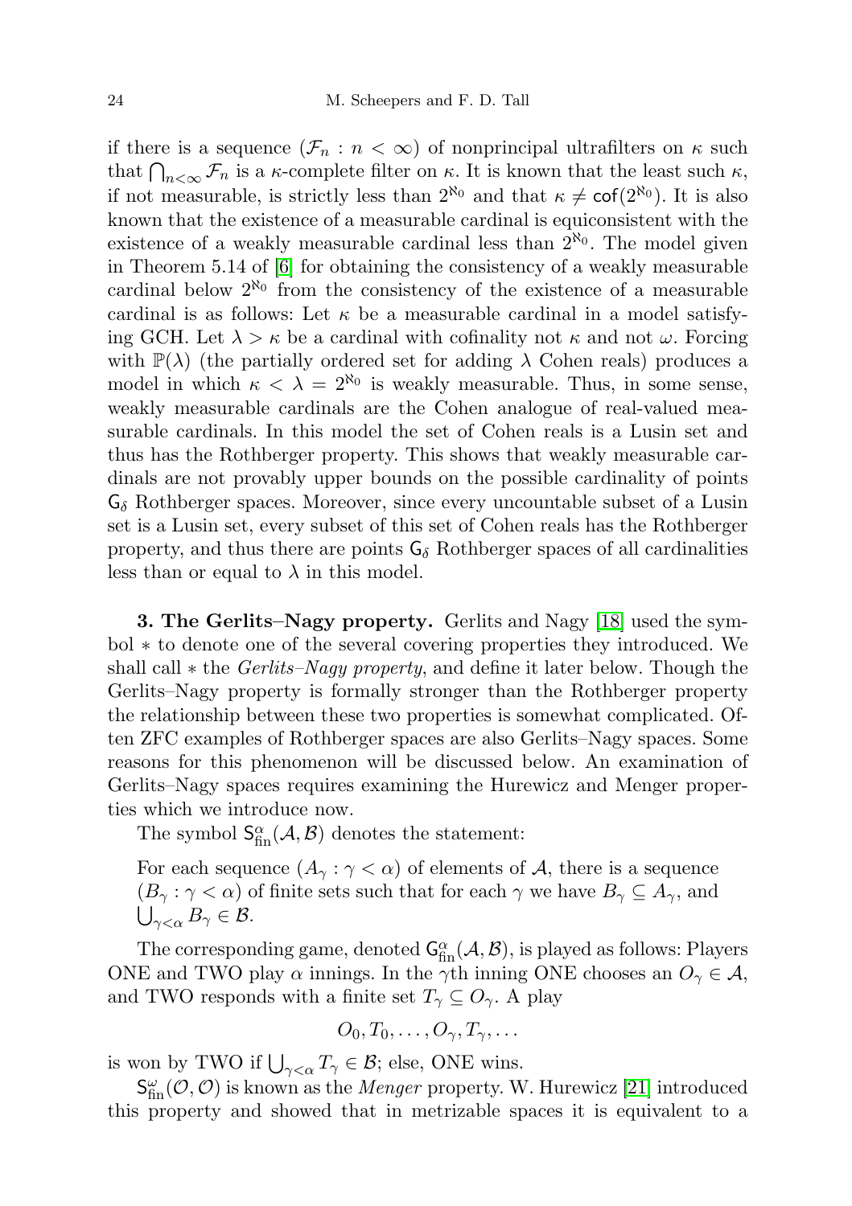if there is a sequence $(\mathcal{F}_n : n < \infty)$ of nonprincipal ultrafilters on $\kappa$ such that $\bigcap_{n<\infty} \mathcal{F}_n$ is a $\kappa$-complete filter on $\kappa$. It is known that the least such $\kappa$, if not measurable, is strictly less than $2^{\aleph_0}$ and that $\kappa \neq \mathsf{cof}(2^{\aleph_0})$. It is also known that the existence of a measurable cardinal is equiconsistent with the existence of a weakly measurable cardinal less than $2^{\aleph_0}$. The model given in Theorem 5.14 of [6] for obtaining the consistency of a weakly measurable cardinal below $2^{\aleph_0}$ from the consistency of the existence of a measurable cardinal is as follows: Let $\kappa$ be a measurable cardinal in a model satisfying GCH. Let $\lambda > \kappa$ be a cardinal with cofinality not $\kappa$ and not $\omega$. Forcing with $\mathbb{P}(\lambda)$ (the partially ordered set for adding $\lambda$ Cohen reals) produces a model in which $\kappa < \lambda = 2^{\aleph_0}$ is weakly measurable. Thus, in some sense, weakly measurable cardinals are the Cohen analogue of real-valued measurable cardinals. In this model the set of Cohen reals is a Lusin set and thus has the Rothberger property. This shows that weakly measurable cardinals are not provably upper bounds on the possible cardinality of points $\mathsf{G}_\delta$ Rothberger spaces. Moreover, since every uncountable subset of a Lusin set is a Lusin set, every subset of this set of Cohen reals has the Rothberger property, and thus there are points $\mathsf{G}_\delta$ Rothberger spaces of all cardinalities less than or equal to $\lambda$ in this model.

**3. The Gerlits–Nagy property.** Gerlits and Nagy [18] used the symbol $*$ to denote one of the several covering properties they introduced. We shall call $*$ the *Gerlits–Nagy property*, and define it later below. Though the Gerlits–Nagy property is formally stronger than the Rothberger property the relationship between these two properties is somewhat complicated. Often ZFC examples of Rothberger spaces are also Gerlits–Nagy spaces. Some reasons for this phenomenon will be discussed below. An examination of Gerlits–Nagy spaces requires examining the Hurewicz and Menger properties which we introduce now.

The symbol $\mathsf{S}^{\alpha}_{\text{fin}}(\mathcal{A}, \mathcal{B})$ denotes the statement:

For each sequence $(A_\gamma : \gamma < \alpha)$ of elements of $\mathcal{A}$, there is a sequence $(B_\gamma : \gamma < \alpha)$ of finite sets such that for each $\gamma$ we have $B_\gamma \subseteq A_\gamma$, and $\bigcup_{\gamma<\alpha} B_\gamma \in \mathcal{B}$.

The corresponding game, denoted $\mathsf{G}^{\alpha}_{\text{fin}}(\mathcal{A}, \mathcal{B})$, is played as follows: Players ONE and TWO play $\alpha$ innings. In the $\gamma$th inning ONE chooses an $O_\gamma \in \mathcal{A}$, and TWO responds with a finite set $T_\gamma \subseteq O_\gamma$. A play

$$O_0, T_0, \ldots, O_\gamma, T_\gamma, \ldots$$

is won by TWO if $\bigcup_{\gamma<\alpha} T_\gamma \in \mathcal{B}$; else, ONE wins.

$\mathsf{S}^{\omega}_{\text{fin}}(\mathcal{O}, \mathcal{O})$ is known as the *Menger* property. W. Hurewicz [21] introduced this property and showed that in metrizable spaces it is equivalent to a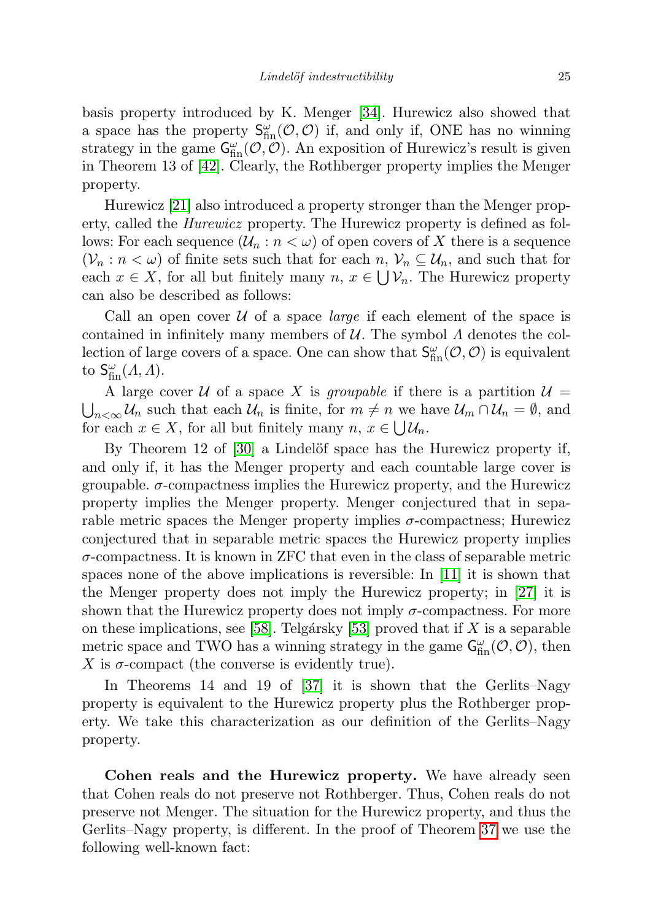basis property introduced by K. Menger [34]. Hurewicz also showed that a space has the property $\mathsf{S}_{\rm fin}^{\omega}(\mathcal{O},\mathcal{O})$ if, and only if, ONE has no winning strategy in the game $\mathsf{G}_{\rm fin}^{\omega}(\mathcal{O},\mathcal{O})$. An exposition of Hurewicz's result is given in Theorem 13 of [42]. Clearly, the Rothberger property implies the Menger property.

Hurewicz [21] also introduced a property stronger than the Menger property, called the *Hurewicz* property. The Hurewicz property is defined as follows: For each sequence $(\mathcal{U}_n : n < \omega)$ of open covers of $X$ there is a sequence $(\mathcal{V}_n : n < \omega)$ of finite sets such that for each $n$, $\mathcal{V}_n \subseteq \mathcal{U}_n$, and such that for each $x \in X$, for all but finitely many $n$, $x \in \bigcup \mathcal{V}_n$. The Hurewicz property can also be described as follows:

Call an open cover $\mathcal{U}$ of a space *large* if each element of the space is contained in infinitely many members of $\mathcal{U}$. The symbol $\Lambda$ denotes the collection of large covers of a space. One can show that $\mathsf{S}_{\rm fin}^{\omega}(\mathcal{O},\mathcal{O})$ is equivalent to $\mathsf{S}_{\rm fin}^{\omega}(\Lambda,\Lambda)$.

A large cover $\mathcal{U}$ of a space $X$ is *groupable* if there is a partition $\mathcal{U} = \bigcup_{n<\infty} \mathcal{U}_n$ such that each $\mathcal{U}_n$ is finite, for $m \neq n$ we have $\mathcal{U}_m \cap \mathcal{U}_n = \emptyset$, and for each $x \in X$, for all but finitely many $n$, $x \in \bigcup \mathcal{U}_n$.

By Theorem 12 of [30] a Lindelöf space has the Hurewicz property if, and only if, it has the Menger property and each countable large cover is groupable. $\sigma$-compactness implies the Hurewicz property, and the Hurewicz property implies the Menger property. Menger conjectured that in separable metric spaces the Menger property implies $\sigma$-compactness; Hurewicz conjectured that in separable metric spaces the Hurewicz property implies $\sigma$-compactness. It is known in ZFC that even in the class of separable metric spaces none of the above implications is reversible: In [11] it is shown that the Menger property does not imply the Hurewicz property; in [27] it is shown that the Hurewicz property does not imply $\sigma$-compactness. For more on these implications, see [58]. Telgársky [53] proved that if $X$ is a separable metric space and TWO has a winning strategy in the game $\mathsf{G}_{\rm fin}^{\omega}(\mathcal{O},\mathcal{O})$, then $X$ is $\sigma$-compact (the converse is evidently true).

In Theorems 14 and 19 of [37] it is shown that the Gerlits–Nagy property is equivalent to the Hurewicz property plus the Rothberger property. We take this characterization as our definition of the Gerlits–Nagy property.

**Cohen reals and the Hurewicz property.** We have already seen that Cohen reals do not preserve not Rothberger. Thus, Cohen reals do not preserve not Menger. The situation for the Hurewicz property, and thus the Gerlits–Nagy property, is different. In the proof of Theorem 37 we use the following well-known fact: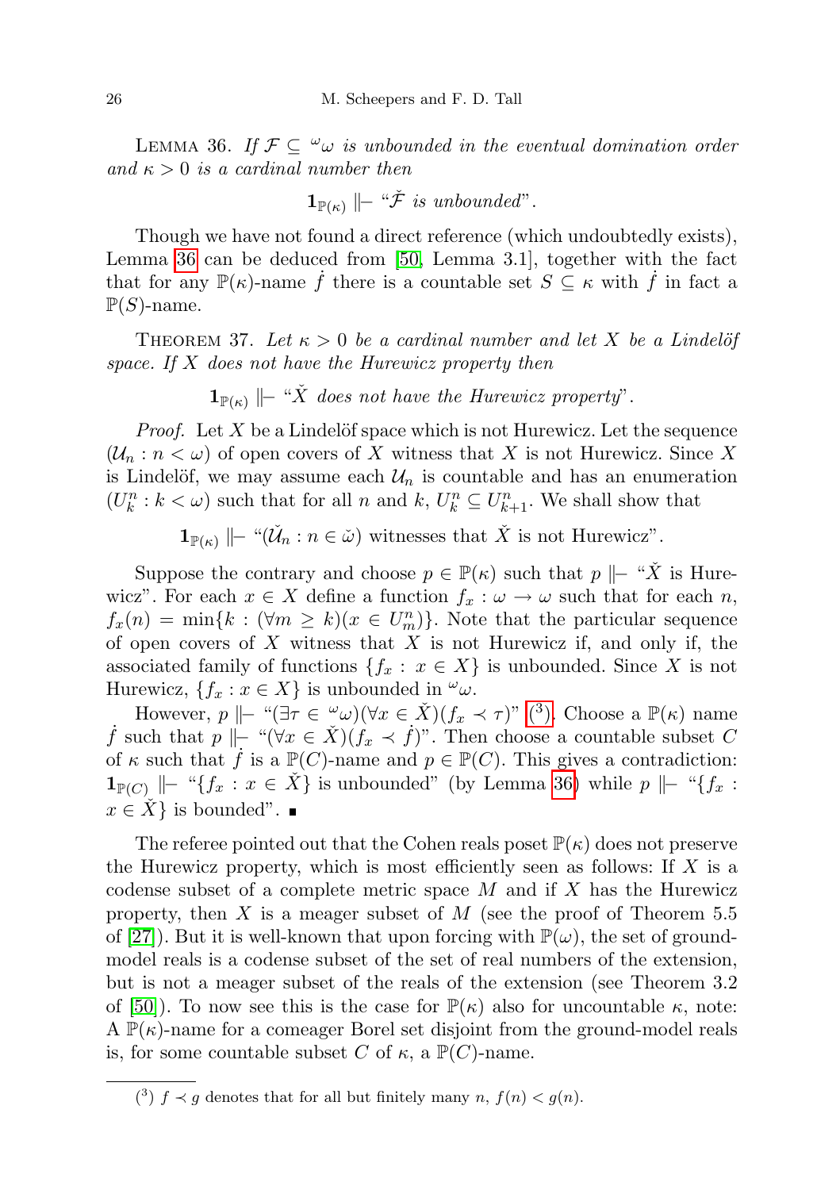Lemma 36. *If $\mathcal{F} \subseteq {}^{\omega}\omega$ is unbounded in the eventual domination order and $\kappa > 0$ is a cardinal number then*

$$\mathbf{1}_{\mathbb{P}(\kappa)} \Vdash \text{“}\check{\mathcal{F}} \text{ is unbounded”}.$$

Though we have not found a direct reference (which undoubtedly exists), Lemma 36 can be deduced from [50, Lemma 3.1], together with the fact that for any $\mathbb{P}(\kappa)$-name $\dot{f}$ there is a countable set $S \subseteq \kappa$ with $\dot{f}$ in fact a $\mathbb{P}(S)$-name.

Theorem 37. *Let $\kappa > 0$ be a cardinal number and let $X$ be a Lindelöf space. If $X$ does not have the Hurewicz property then*

$$\mathbf{1}_{\mathbb{P}(\kappa)} \Vdash \text{“}\check{X} \text{ does not have the Hurewicz property”}.$$

*Proof.* Let $X$ be a Lindelöf space which is not Hurewicz. Let the sequence $(\mathcal{U}_n : n < \omega)$ of open covers of $X$ witness that $X$ is not Hurewicz. Since $X$ is Lindelöf, we may assume each $\mathcal{U}_n$ is countable and has an enumeration $(U^n_k : k < \omega)$ such that for all $n$ and $k$, $U^n_k \subseteq U^n_{k+1}$. We shall show that

$$\mathbf{1}_{\mathbb{P}(\kappa)} \Vdash \text{“}(\check{\mathcal{U}}_n : n \in \check{\omega}) \text{ witnesses that } \check{X} \text{ is not Hurewicz”}.$$

Suppose the contrary and choose $p \in \mathbb{P}(\kappa)$ such that $p \Vdash$ “$\check{X}$ is Hurewicz”. For each $x \in X$ define a function $f_x : \omega \to \omega$ such that for each $n$, $f_x(n) = \min\{k : (\forall m \geq k)(x \in U^n_m)\}$. Note that the particular sequence of open covers of $X$ witness that $X$ is not Hurewicz if, and only if, the associated family of functions $\{f_x : x \in X\}$ is unbounded. Since $X$ is not Hurewicz, $\{f_x : x \in X\}$ is unbounded in ${}^{\omega}\omega$.

However, $p \Vdash$ “$(\exists \tau \in {}^{\omega}\omega)(\forall x \in \check{X})(f_x \prec \tau)$” ([3]). Choose a $\mathbb{P}(\kappa)$ name $\dot{f}$ such that $p \Vdash$ “$(\forall x \in \check{X})(f_x \prec \dot{f})$”. Then choose a countable subset $C$ of $\kappa$ such that $\dot{f}$ is a $\mathbb{P}(C)$-name and $p \in \mathbb{P}(C)$. This gives a contradiction: $\mathbf{1}_{\mathbb{P}(C)} \Vdash$ “$\{f_x : x \in \check{X}\}$ is unbounded” (by Lemma 36) while $p \Vdash$ “$\{f_x : x \in \check{X}\}$ is bounded”. ∎

The referee pointed out that the Cohen reals poset $\mathbb{P}(\kappa)$ does not preserve the Hurewicz property, which is most efficiently seen as follows: If $X$ is a codense subset of a complete metric space $M$ and if $X$ has the Hurewicz property, then $X$ is a meager subset of $M$ (see the proof of Theorem 5.5 of [27]). But it is well-known that upon forcing with $\mathbb{P}(\omega)$, the set of ground-model reals is a codense subset of the set of real numbers of the extension, but is not a meager subset of the reals of the extension (see Theorem 3.2 of [50]). To now see this is the case for $\mathbb{P}(\kappa)$ also for uncountable $\kappa$, note: A $\mathbb{P}(\kappa)$-name for a comeager Borel set disjoint from the ground-model reals is, for some countable subset $C$ of $\kappa$, a $\mathbb{P}(C)$-name.

---

([3]) $f \prec g$ denotes that for all but finitely many $n$, $f(n) < g(n)$.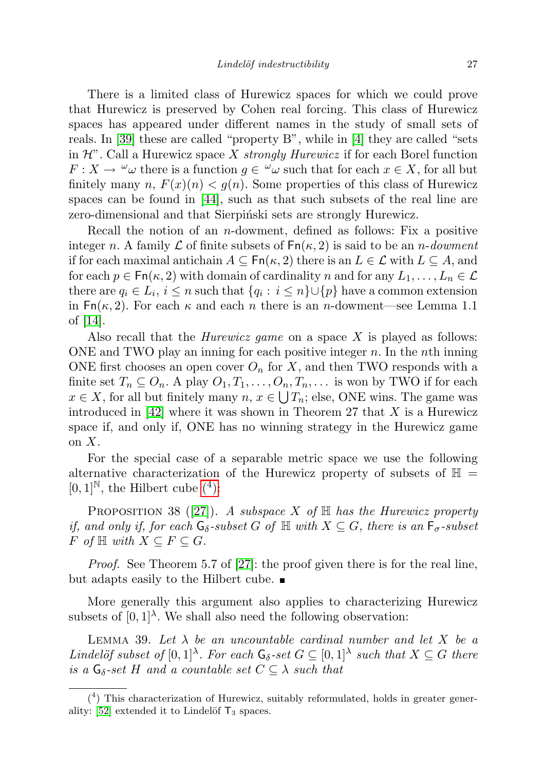There is a limited class of Hurewicz spaces for which we could prove that Hurewicz is preserved by Cohen real forcing. This class of Hurewicz spaces has appeared under different names in the study of small sets of reals. In [39] these are called "property B", while in [4] they are called "sets in $\mathcal{H}$". Call a Hurewicz space $X$ *strongly Hurewicz* if for each Borel function $F : X \to {}^{\omega}\omega$ there is a function $g \in {}^{\omega}\omega$ such that for each $x \in X$, for all but finitely many $n$, $F(x)(n) < g(n)$. Some properties of this class of Hurewicz spaces can be found in [44], such as that such subsets of the real line are zero-dimensional and that Sierpiński sets are strongly Hurewicz.

Recall the notion of an $n$-dowment, defined as follows: Fix a positive integer $n$. A family $\mathcal{L}$ of finite subsets of $\mathsf{Fn}(\kappa, 2)$ is said to be an *$n$-dowment* if for each maximal antichain $A \subseteq \mathsf{Fn}(\kappa, 2)$ there is an $L \in \mathcal{L}$ with $L \subseteq A$, and for each $p \in \mathsf{Fn}(\kappa, 2)$ with domain of cardinality $n$ and for any $L_1, \ldots, L_n \in \mathcal{L}$ there are $q_i \in L_i$, $i \leq n$ such that $\{q_i : i \leq n\} \cup \{p\}$ have a common extension in $\mathsf{Fn}(\kappa, 2)$. For each $\kappa$ and each $n$ there is an $n$-dowment—see Lemma 1.1 of [14].

Also recall that the *Hurewicz game* on a space $X$ is played as follows: ONE and TWO play an inning for each positive integer $n$. In the $n$th inning ONE first chooses an open cover $O_n$ for $X$, and then TWO responds with a finite set $T_n \subseteq O_n$. A play $O_1, T_1, \ldots, O_n, T_n, \ldots$ is won by TWO if for each $x \in X$, for all but finitely many $n$, $x \in \bigcup T_n$; else, ONE wins. The game was introduced in [42] where it was shown in Theorem 27 that $X$ is a Hurewicz space if, and only if, ONE has no winning strategy in the Hurewicz game on $X$.

For the special case of a separable metric space we use the following alternative characterization of the Hurewicz property of subsets of $\mathbb{H} = [0,1]^{\mathbb{N}}$, the Hilbert cube [(4)]:

PROPOSITION 38 ([27]). *A subspace $X$ of $\mathbb{H}$ has the Hurewicz property if, and only if, for each $\mathsf{G}_\delta$-subset $G$ of $\mathbb{H}$ with $X \subseteq G$, there is an $\mathsf{F}_\sigma$-subset $F$ of $\mathbb{H}$ with $X \subseteq F \subseteq G$.*

*Proof.* See Theorem 5.7 of [27]: the proof given there is for the real line, but adapts easily to the Hilbert cube. ∎

More generally this argument also applies to characterizing Hurewicz subsets of $[0,1]^\lambda$. We shall also need the following observation:

LEMMA 39. *Let $\lambda$ be an uncountable cardinal number and let $X$ be a Lindelöf subset of $[0,1]^\lambda$. For each $\mathsf{G}_\delta$-set $G \subseteq [0,1]^\lambda$ such that $X \subseteq G$ there is a $\mathsf{G}_\delta$-set $H$ and a countable set $C \subseteq \lambda$ such that*

---

(4) This characterization of Hurewicz, suitably reformulated, holds in greater generality: [52] extended it to Lindelöf $\mathsf{T}_3$ spaces.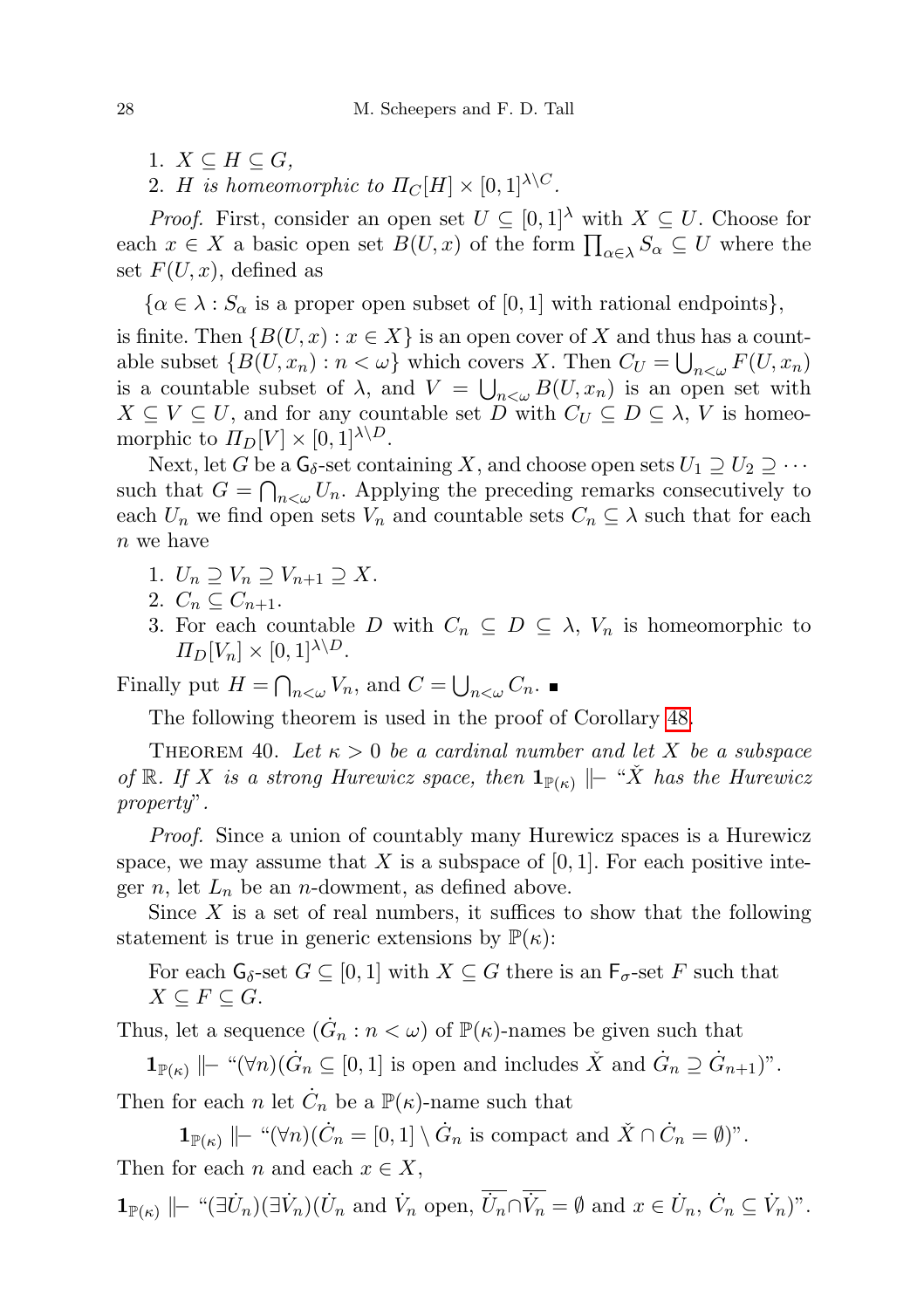1. $X \subseteq H \subseteq G$,
2. $H$ *is homeomorphic to* $\Pi_C[H] \times [0,1]^{\lambda \setminus C}$.

*Proof.* First, consider an open set $U \subseteq [0,1]^\lambda$ with $X \subseteq U$. Choose for each $x \in X$ a basic open set $B(U,x)$ of the form $\prod_{\alpha \in \lambda} S_\alpha \subseteq U$ where the set $F(U,x)$, defined as

$\{\alpha \in \lambda : S_\alpha$ is a proper open subset of $[0,1]$ with rational endpoints$\}$,

is finite. Then $\{B(U,x) : x \in X\}$ is an open cover of $X$ and thus has a countable subset $\{B(U,x_n) : n < \omega\}$ which covers $X$. Then $C_U = \bigcup_{n<\omega} F(U,x_n)$ is a countable subset of $\lambda$, and $V = \bigcup_{n<\omega} B(U,x_n)$ is an open set with $X \subseteq V \subseteq U$, and for any countable set $D$ with $C_U \subseteq D \subseteq \lambda$, $V$ is homeomorphic to $\Pi_D[V] \times [0,1]^{\lambda \setminus D}$.

Next, let $G$ be a $\mathsf{G}_\delta$-set containing $X$, and choose open sets $U_1 \supseteq U_2 \supseteq \cdots$ such that $G = \bigcap_{n<\omega} U_n$. Applying the preceding remarks consecutively to each $U_n$ we find open sets $V_n$ and countable sets $C_n \subseteq \lambda$ such that for each $n$ we have

1. $U_n \supseteq V_n \supseteq V_{n+1} \supseteq X$.
2. $C_n \subseteq C_{n+1}$.
3. For each countable $D$ with $C_n \subseteq D \subseteq \lambda$, $V_n$ is homeomorphic to $\Pi_D[V_n] \times [0,1]^{\lambda \setminus D}$.

Finally put $H = \bigcap_{n<\omega} V_n$, and $C = \bigcup_{n<\omega} C_n$. ∎

The following theorem is used in the proof of Corollary 48.

Theorem 40. *Let $\kappa > 0$ be a cardinal number and let $X$ be a subspace of $\mathbb{R}$. If $X$ is a strong Hurewicz space, then $\mathbf{1}_{\mathbb{P}(\kappa)} \Vdash$ "$\check{X}$ has the Hurewicz property".*

*Proof.* Since a union of countably many Hurewicz spaces is a Hurewicz space, we may assume that $X$ is a subspace of $[0,1]$. For each positive integer $n$, let $L_n$ be an $n$-dowment, as defined above.

Since $X$ is a set of real numbers, it suffices to show that the following statement is true in generic extensions by $\mathbb{P}(\kappa)$:

For each $\mathsf{G}_\delta$-set $G \subseteq [0,1]$ with $X \subseteq G$ there is an $\mathsf{F}_\sigma$-set $F$ such that $X \subseteq F \subseteq G$.

Thus, let a sequence $(\dot{G}_n : n < \omega)$ of $\mathbb{P}(\kappa)$-names be given such that

$$\mathbf{1}_{\mathbb{P}(\kappa)} \Vdash \text{"}(\forall n)(\dot{G}_n \subseteq [0,1] \text{ is open and includes } \check{X} \text{ and } \dot{G}_n \supseteq \dot{G}_{n+1})\text{"}.$$

Then for each $n$ let $\dot{C}_n$ be a $\mathbb{P}(\kappa)$-name such that

$$\mathbf{1}_{\mathbb{P}(\kappa)} \Vdash \text{"}(\forall n)(\dot{C}_n = [0,1] \setminus \dot{G}_n \text{ is compact and } \check{X} \cap \dot{C}_n = \emptyset)\text{"}.$$

Then for each $n$ and each $x \in X$,

$$\mathbf{1}_{\mathbb{P}(\kappa)} \Vdash \text{"}(\exists \dot{U}_n)(\exists \dot{V}_n)(\dot{U}_n \text{ and } \dot{V}_n \text{ open, } \overline{\dot{U}_n} \cap \overline{\dot{V}_n} = \emptyset \text{ and } x \in \dot{U}_n,\ \dot{C}_n \subseteq \dot{V}_n)\text{"}.$$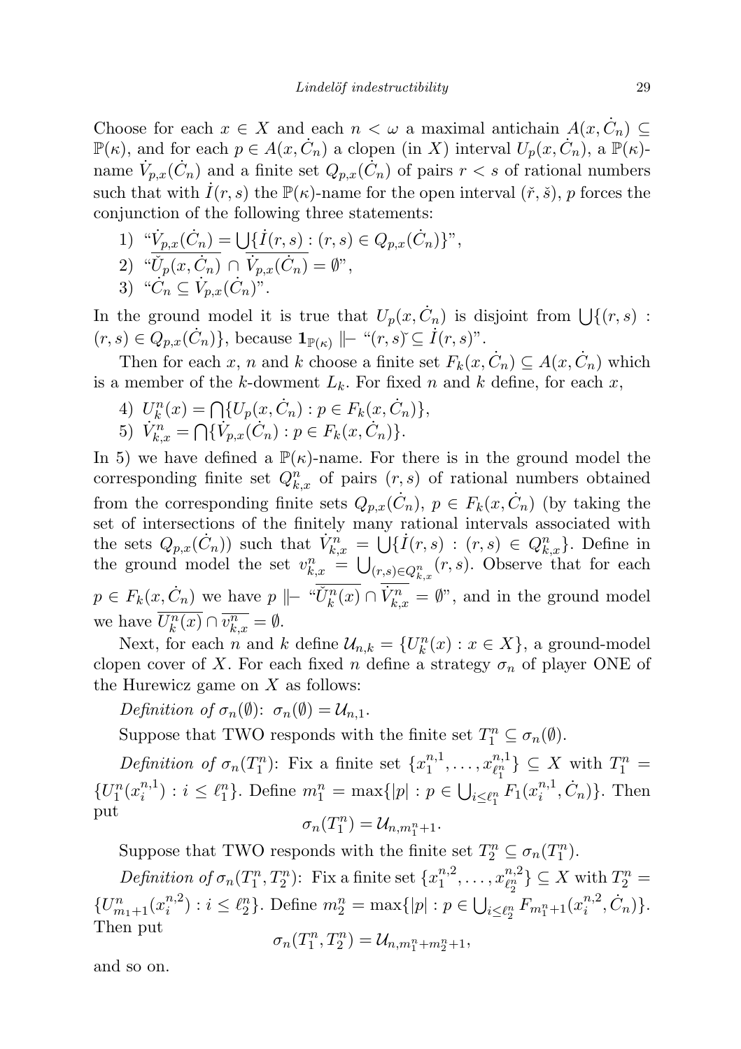Choose for each $x \in X$ and each $n < \omega$ a maximal antichain $A(x, \dot{C}_n) \subseteq \mathbb{P}(\kappa)$, and for each $p \in A(x, \dot{C}_n)$ a clopen (in $X$) interval $U_p(x, \dot{C}_n)$, a $\mathbb{P}(\kappa)$-name $\dot{V}_{p,x}(\dot{C}_n)$ and a finite set $Q_{p,x}(\dot{C}_n)$ of pairs $r < s$ of rational numbers such that with $\dot{I}(r,s)$ the $\mathbb{P}(\kappa)$-name for the open interval $(\check{r}, \check{s})$, $p$ forces the conjunction of the following three statements:

1) "$\overline{\dot{V}_{p,x}(\dot{C}_n)} = \overline{\bigcup\{\dot{I}(r,s) : (r,s) \in Q_{p,x}(\dot{C}_n)\}}$",
2) "$\overline{\check{U}_p(x, \dot{C}_n)} \cap \overline{\dot{V}_{p,x}(\dot{C}_n)} = \emptyset$",
3) "$\dot{C}_n \subseteq \dot{V}_{p,x}(\dot{C}_n)$".

In the ground model it is true that $U_p(x, \dot{C}_n)$ is disjoint from $\bigcup\{(r,s) : (r,s) \in Q_{p,x}(\dot{C}_n)\}$, because $\mathbf{1}_{\mathbb{P}(\kappa)} \Vdash$ "$(r,s)\check{} \subseteq \dot{I}(r,s)$".

Then for each $x$, $n$ and $k$ choose a finite set $F_k(x, \dot{C}_n) \subseteq A(x, \dot{C}_n)$ which is a member of the $k$-dowment $L_k$. For fixed $n$ and $k$ define, for each $x$,

4) $U_k^n(x) = \bigcap\{U_p(x, \dot{C}_n) : p \in F_k(x, \dot{C}_n)\}$,
5) $\dot{V}_{k,x}^n = \bigcap\{\dot{V}_{p,x}(\dot{C}_n) : p \in F_k(x, \dot{C}_n)\}$.

In 5) we have defined a $\mathbb{P}(\kappa)$-name. For there is in the ground model the corresponding finite set $Q_{k,x}^n$ of pairs $(r,s)$ of rational numbers obtained from the corresponding finite sets $Q_{p,x}(\dot{C}_n)$, $p \in F_k(x, \dot{C}_n)$ (by taking the set of intersections of the finitely many rational intervals associated with the sets $Q_{p,x}(\dot{C}_n)$) such that $\dot{V}_{k,x}^n = \bigcup\{\dot{I}(r,s) : (r,s) \in Q_{k,x}^n\}$. Define in the ground model the set $v_{k,x}^n = \bigcup_{(r,s) \in Q_{k,x}^n}(r,s)$. Observe that for each $p \in F_k(x, \dot{C}_n)$ we have $p \Vdash$ "$\overline{\check{U}_k^n(x)} \cap \overline{\dot{V}_{k,x}^n} = \emptyset$", and in the ground model we have $\overline{U_k^n(x)} \cap \overline{v_{k,x}^n} = \emptyset$.

Next, for each $n$ and $k$ define $\mathcal{U}_{n,k} = \{U_k^n(x) : x \in X\}$, a ground-model clopen cover of $X$. For each fixed $n$ define a strategy $\sigma_n$ of player ONE of the Hurewicz game on $X$ as follows:

*Definition of* $\sigma_n(\emptyset)$: $\sigma_n(\emptyset) = \mathcal{U}_{n,1}$.

Suppose that TWO responds with the finite set $T_1^n \subseteq \sigma_n(\emptyset)$.

*Definition of* $\sigma_n(T_1^n)$: Fix a finite set $\{x_1^{n,1}, \ldots, x_{\ell_1^n}^{n,1}\} \subseteq X$ with $T_1^n = \{U_1^n(x_i^{n,1}) : i \leq \ell_1^n\}$. Define $m_1^n = \max\{|p| : p \in \bigcup_{i \leq \ell_1^n} F_1(x_i^{n,1}, \dot{C}_n)\}$. Then put

$$\sigma_n(T_1^n) = \mathcal{U}_{n, m_1^n + 1}.$$

Suppose that TWO responds with the finite set $T_2^n \subseteq \sigma_n(T_1^n)$.

*Definition of* $\sigma_n(T_1^n, T_2^n)$: Fix a finite set $\{x_1^{n,2}, \ldots, x_{\ell_2^n}^{n,2}\} \subseteq X$ with $T_2^n = \{U_{m_1+1}^n(x_i^{n,2}) : i \leq \ell_2^n\}$. Define $m_2^n = \max\{|p| : p \in \bigcup_{i \leq \ell_2^n} F_{m_1^n+1}(x_i^{n,2}, \dot{C}_n)\}$. Then put

$$\sigma_n(T_1^n, T_2^n) = \mathcal{U}_{n, m_1^n + m_2^n + 1},$$

and so on.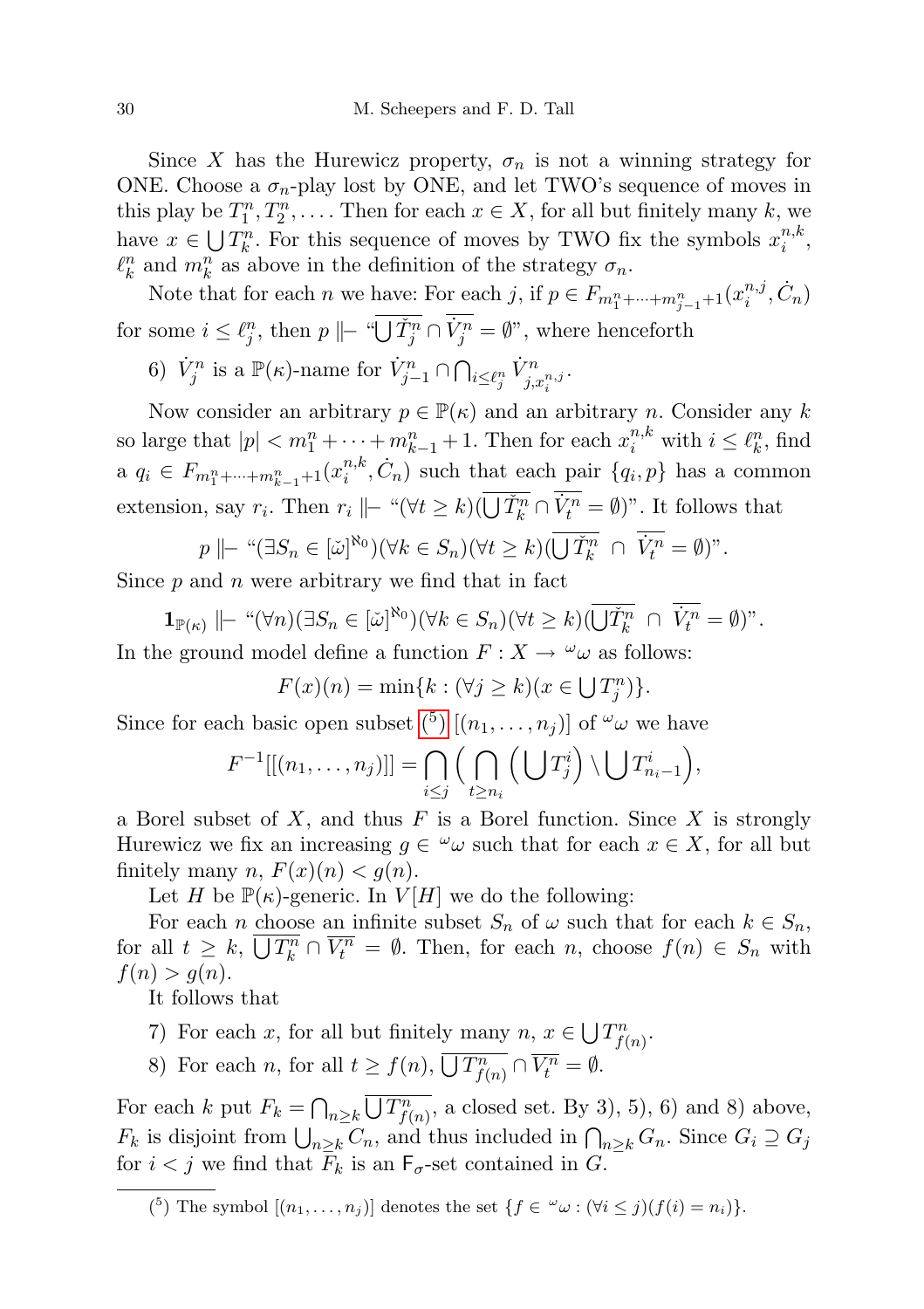Since $X$ has the Hurewicz property, $\sigma_n$ is not a winning strategy for ONE. Choose a $\sigma_n$-play lost by ONE, and let TWO's sequence of moves in this play be $T_1^n, T_2^n, \dots$. Then for each $x \in X$, for all but finitely many $k$, we have $x \in \bigcup T_k^n$. For this sequence of moves by TWO fix the symbols $x_i^{n,k}$, $\ell_k^n$ and $m_k^n$ as above in the definition of the strategy $\sigma_n$.

Note that for each $n$ we have: For each $j$, if $p \in F_{m_1^n+\dots+m_{j-1}^n+1}(x_i^{n,j}, \dot{C}_n)$ for some $i \leq \ell_j^n$, then $p \Vdash$ "$\overline{\bigcup \check{T}_j^n} \cap \overline{\dot{V}_j^n} = \emptyset$", where henceforth

6) $\dot{V}_j^n$ is a $\mathbb{P}(\kappa)$-name for $\dot{V}_{j-1}^n \cap \bigcap_{i \leq \ell_j^n} \dot{V}^n_{j,x_i^{n,j}}$.

Now consider an arbitrary $p \in \mathbb{P}(\kappa)$ and an arbitrary $n$. Consider any $k$ so large that $|p| < m_1^n + \dots + m_{k-1}^n + 1$. Then for each $x_i^{n,k}$ with $i \leq \ell_k^n$, find a $q_i \in F_{m_1^n+\dots+m_{k-1}^n+1}(x_i^{n,k}, \dot{C}_n)$ such that each pair $\{q_i, p\}$ has a common extension, say $r_i$. Then $r_i \Vdash$ "$(\forall t \geq k)(\overline{\bigcup \check{T}_k^n} \cap \overline{\dot{V}_t^n} = \emptyset)$". It follows that

$$p \Vdash \text{“}(\exists S_n \in [\check{\omega}]^{\aleph_0})(\forall k \in S_n)(\forall t \geq k)(\overline{\bigcup \check{T}_k^n} \ \cap \ \overline{\dot{V}_t^n} = \emptyset)\text{”}.$$

Since $p$ and $n$ were arbitrary we find that in fact

$$\mathbf{1}_{\mathbb{P}(\kappa)} \Vdash \text{“}(\forall n)(\exists S_n \in [\check{\omega}]^{\aleph_0})(\forall k \in S_n)(\forall t \geq k)(\overline{\bigcup \check{T}_k^n} \ \cap \ \overline{\dot{V}_t^n} = \emptyset)\text{”}.$$

In the ground model define a function $F : X \to {}^{\omega}\omega$ as follows:

$$F(x)(n) = \min\{k : (\forall j \geq k)(x \in \bigcup T_j^n)\}.$$

Since for each basic open subset ([5]) $[(n_1, \dots, n_j)]$ of ${}^{\omega}\omega$ we have

$$F^{-1}[[(n_1, \dots, n_j)]] = \bigcap_{i \leq j} \Big( \bigcap_{t \geq n_i} \Big( \bigcup T_j^i \Big) \setminus \bigcup T_{n_i - 1}^i \Big),$$

a Borel subset of $X$, and thus $F$ is a Borel function. Since $X$ is strongly Hurewicz we fix an increasing $g \in {}^{\omega}\omega$ such that for each $x \in X$, for all but finitely many $n$, $F(x)(n) < g(n)$.

Let $H$ be $\mathbb{P}(\kappa)$-generic. In $V[H]$ we do the following:

For each $n$ choose an infinite subset $S_n$ of $\omega$ such that for each $k \in S_n$, for all $t \geq k$, $\overline{\bigcup T_k^n} \cap \overline{V_t^n} = \emptyset$. Then, for each $n$, choose $f(n) \in S_n$ with $f(n) > g(n)$.

It follows that

7) For each $x$, for all but finitely many $n$, $x \in \bigcup T_{f(n)}^n$.

8) For each $n$, for all $t \geq f(n)$, $\overline{\bigcup T_{f(n)}^n} \cap \overline{V_t^n} = \emptyset$.

For each $k$ put $F_k = \bigcap_{n \geq k} \overline{\bigcup T_{f(n)}^n}$, a closed set. By 3), 5), 6) and 8) above, $F_k$ is disjoint from $\bigcup_{n \geq k} C_n$, and thus included in $\bigcap_{n \geq k} G_n$. Since $G_i \supseteq G_j$ for $i < j$ we find that $F_k$ is an $\mathsf{F}_\sigma$-set contained in $G$.

---

([5]) The symbol $[(n_1, \dots, n_j)]$ denotes the set $\{f \in {}^{\omega}\omega : (\forall i \leq j)(f(i) = n_i)\}$.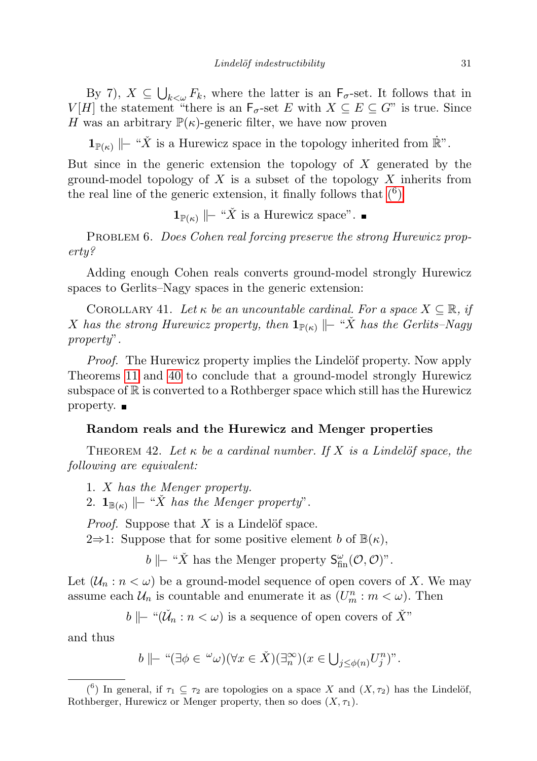By 7), $X \subseteq \bigcup_{k<\omega} F_k$, where the latter is an $\mathsf{F}_\sigma$-set. It follows that in $V[H]$ the statement "there is an $\mathsf{F}_\sigma$-set $E$ with $X \subseteq E \subseteq G$" is true. Since $H$ was an arbitrary $\mathbb{P}(\kappa)$-generic filter, we have now proven

$$\mathbf{1}_{\mathbb{P}(\kappa)} \Vdash \text{“}\check{X} \text{ is a Hurewicz space in the topology inherited from } \dot{\mathbb{R}}\text{”}.$$

But since in the generic extension the topology of $X$ generated by the ground-model topology of $X$ is a subset of the topology $X$ inherits from the real line of the generic extension, it finally follows that ([6])

$$\mathbf{1}_{\mathbb{P}(\kappa)} \Vdash \text{“}\check{X} \text{ is a Hurewicz space”}. \blacksquare$$

Problem 6. *Does Cohen real forcing preserve the strong Hurewicz property?*

Adding enough Cohen reals converts ground-model strongly Hurewicz spaces to Gerlits–Nagy spaces in the generic extension:

Corollary 41. *Let $\kappa$ be an uncountable cardinal. For a space $X \subseteq \mathbb{R}$, if $X$ has the strong Hurewicz property, then $\mathbf{1}_{\mathbb{P}(\kappa)} \Vdash$ “$\check{X}$ has the Gerlits–Nagy property”.*

*Proof.* The Hurewicz property implies the Lindelöf property. Now apply Theorems 11 and 40 to conclude that a ground-model strongly Hurewicz subspace of $\mathbb{R}$ is converted to a Rothberger space which still has the Hurewicz property. $\blacksquare$

### Random reals and the Hurewicz and Menger properties

Theorem 42. *Let $\kappa$ be a cardinal number. If $X$ is a Lindelöf space, the following are equivalent:*

1. *$X$ has the Menger property.*
2. *$\mathbf{1}_{\mathbb{B}(\kappa)} \Vdash$ “$\check{X}$ has the Menger property”.*

*Proof.* Suppose that $X$ is a Lindelöf space.

2⇒1: Suppose that for some positive element $b$ of $\mathbb{B}(\kappa)$,

$$b \Vdash \text{“}\check{X} \text{ has the Menger property } \mathsf{S}^{\omega}_{\rm fin}(\mathcal{O},\mathcal{O})\text{”}.$$

Let $(\mathcal{U}_n : n < \omega)$ be a ground-model sequence of open covers of $X$. We may assume each $\mathcal{U}_n$ is countable and enumerate it as $(U^n_m : m < \omega)$. Then

$$b \Vdash \text{“}(\check{\mathcal{U}}_n : n < \omega) \text{ is a sequence of open covers of } \check{X}\text{”}$$

and thus

$$b \Vdash \text{“}(\exists \phi \in {}^{\omega}\omega)(\forall x \in \check{X})(\exists^{\infty}_{n})(x \in \textstyle\bigcup_{j \le \phi(n)} U^n_j)\text{”}.$$

---

([6]) In general, if $\tau_1 \subseteq \tau_2$ are topologies on a space $X$ and $(X, \tau_2)$ has the Lindelöf, Rothberger, Hurewicz or Menger property, then so does $(X, \tau_1)$.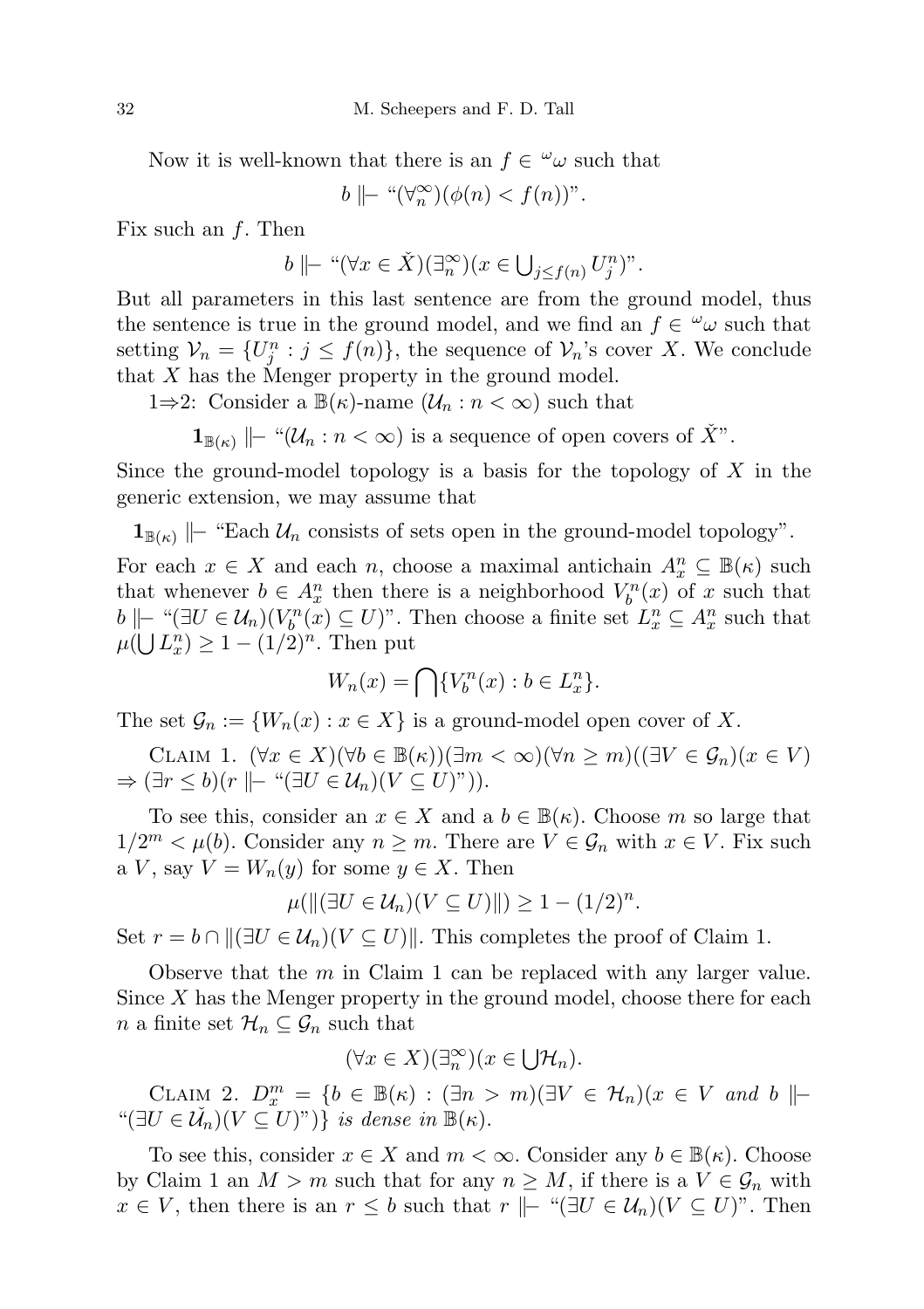Now it is well-known that there is an $f \in {}^\omega\omega$ such that

$$b \Vdash \text{“}(\forall_n^\infty)(\phi(n) < f(n))\text{”}.$$

Fix such an $f$. Then

$$b \Vdash \text{“}(\forall x \in \check{X})(\exists_n^\infty)(x \in \bigcup_{j \le f(n)} U_j^n)\text{”}.$$

But all parameters in this last sentence are from the ground model, thus the sentence is true in the ground model, and we find an $f \in {}^\omega\omega$ such that setting $\mathcal{V}_n = \{U_j^n : j \le f(n)\}$, the sequence of $\mathcal{V}_n$'s cover $X$. We conclude that $X$ has the Menger property in the ground model.

1⇒2: Consider a $\mathbb{B}(\kappa)$-name $(\mathcal{U}_n : n < \infty)$ such that

$$\mathbf{1}_{\mathbb{B}(\kappa)} \Vdash \text{“}(\mathcal{U}_n : n < \infty) \text{ is a sequence of open covers of } \check{X}\text{”}.$$

Since the ground-model topology is a basis for the topology of $X$ in the generic extension, we may assume that

$$\mathbf{1}_{\mathbb{B}(\kappa)} \Vdash \text{“Each } \mathcal{U}_n \text{ consists of sets open in the ground-model topology”}.$$

For each $x \in X$ and each $n$, choose a maximal antichain $A_x^n \subseteq \mathbb{B}(\kappa)$ such that whenever $b \in A_x^n$ then there is a neighborhood $V_b^n(x)$ of $x$ such that $b \Vdash \text{“}(\exists U \in \mathcal{U}_n)(V_b^n(x) \subseteq U)\text{”}$. Then choose a finite set $L_x^n \subseteq A_x^n$ such that $\mu(\bigcup L_x^n) \ge 1 - (1/2)^n$. Then put

$$W_n(x) = \bigcap\{V_b^n(x) : b \in L_x^n\}.$$

The set $\mathcal{G}_n := \{W_n(x) : x \in X\}$ is a ground-model open cover of $X$.

Claim 1. *$(\forall x \in X)(\forall b \in \mathbb{B}(\kappa))(\exists m < \infty)(\forall n \ge m)((\exists V \in \mathcal{G}_n)(x \in V) \Rightarrow (\exists r \le b)(r \Vdash \text{“}(\exists U \in \mathcal{U}_n)(V \subseteq U)\text{”}))$.*

To see this, consider an $x \in X$ and a $b \in \mathbb{B}(\kappa)$. Choose $m$ so large that $1/2^m < \mu(b)$. Consider any $n \ge m$. There are $V \in \mathcal{G}_n$ with $x \in V$. Fix such a $V$, say $V = W_n(y)$ for some $y \in X$. Then

$$\mu(\|(\exists U \in \mathcal{U}_n)(V \subseteq U)\|) \ge 1 - (1/2)^n.$$

Set $r = b \cap \|(\exists U \in \mathcal{U}_n)(V \subseteq U)\|$. This completes the proof of Claim 1.

Observe that the $m$ in Claim 1 can be replaced with any larger value. Since $X$ has the Menger property in the ground model, choose there for each $n$ a finite set $\mathcal{H}_n \subseteq \mathcal{G}_n$ such that

$$(\forall x \in X)(\exists_n^\infty)(x \in \bigcup \mathcal{H}_n).$$

Claim 2. *$D_x^m = \{b \in \mathbb{B}(\kappa) : (\exists n > m)(\exists V \in \mathcal{H}_n)(x \in V$ and $b \Vdash \text{“}(\exists U \in \check{\mathcal{U}}_n)(V \subseteq U)\text{”})\}$ is dense in $\mathbb{B}(\kappa)$.*

To see this, consider $x \in X$ and $m < \infty$. Consider any $b \in \mathbb{B}(\kappa)$. Choose by Claim 1 an $M > m$ such that for any $n \ge M$, if there is a $V \in \mathcal{G}_n$ with $x \in V$, then there is an $r \le b$ such that $r \Vdash \text{“}(\exists U \in \mathcal{U}_n)(V \subseteq U)\text{”}$. Then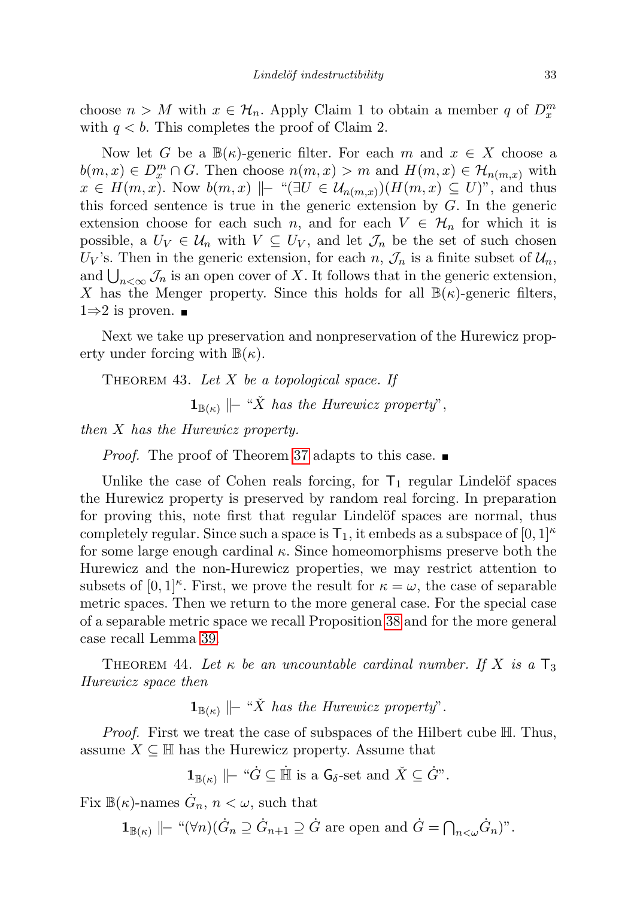choose $n > M$ with $x \in \mathcal{H}_n$. Apply Claim 1 to obtain a member $q$ of $D^m_x$ with $q < b$. This completes the proof of Claim 2.

Now let $G$ be a $\mathbb{B}(\kappa)$-generic filter. For each $m$ and $x \in X$ choose a $b(m,x) \in D^m_x \cap G$. Then choose $n(m,x) > m$ and $H(m,x) \in \mathcal{H}_{n(m,x)}$ with $x \in H(m,x)$. Now $b(m,x) \Vdash$ "$(\exists U \in \mathcal{U}_{n(m,x)})(H(m,x) \subseteq U)$", and thus this forced sentence is true in the generic extension by $G$. In the generic extension choose for each such $n$, and for each $V \in \mathcal{H}_n$ for which it is possible, a $U_V \in \mathcal{U}_n$ with $V \subseteq U_V$, and let $\mathcal{J}_n$ be the set of such chosen $U_V$'s. Then in the generic extension, for each $n$, $\mathcal{J}_n$ is a finite subset of $\mathcal{U}_n$, and $\bigcup_{n<\infty} \mathcal{J}_n$ is an open cover of $X$. It follows that in the generic extension, $X$ has the Menger property. Since this holds for all $\mathbb{B}(\kappa)$-generic filters, 1⇒2 is proven. ∎

Next we take up preservation and nonpreservation of the Hurewicz property under forcing with $\mathbb{B}(\kappa)$.

Theorem 43. *Let $X$ be a topological space. If*

$$\mathbf{1}_{\mathbb{B}(\kappa)} \Vdash \text{“}\check{X} \text{ has the Hurewicz property”},$$

*then $X$ has the Hurewicz property.*

*Proof.* The proof of Theorem 37 adapts to this case. ∎

Unlike the case of Cohen reals forcing, for $\mathsf{T}_1$ regular Lindelöf spaces the Hurewicz property is preserved by random real forcing. In preparation for proving this, note first that regular Lindelöf spaces are normal, thus completely regular. Since such a space is $\mathsf{T}_1$, it embeds as a subspace of $[0,1]^\kappa$ for some large enough cardinal $\kappa$. Since homeomorphisms preserve both the Hurewicz and the non-Hurewicz properties, we may restrict attention to subsets of $[0,1]^\kappa$. First, we prove the result for $\kappa = \omega$, the case of separable metric spaces. Then we return to the more general case. For the special case of a separable metric space we recall Proposition 38 and for the more general case recall Lemma 39.

Theorem 44. *Let $\kappa$ be an uncountable cardinal number. If $X$ is a $\mathsf{T}_3$ Hurewicz space then*

$$\mathbf{1}_{\mathbb{B}(\kappa)} \Vdash \text{“}\check{X} \text{ has the Hurewicz property”}.$$

*Proof.* First we treat the case of subspaces of the Hilbert cube $\mathbb{H}$. Thus, assume $X \subseteq \mathbb{H}$ has the Hurewicz property. Assume that

$$\mathbf{1}_{\mathbb{B}(\kappa)} \Vdash \text{“}\dot{G} \subseteq \dot{\mathbb{H}} \text{ is a } \mathsf{G}_\delta\text{-set and } \check{X} \subseteq \dot{G}\text{”}.$$

Fix $\mathbb{B}(\kappa)$-names $\dot{G}_n$, $n < \omega$, such that

$$\mathbf{1}_{\mathbb{B}(\kappa)} \Vdash \text{“}(\forall n)(\dot{G}_n \supseteq \dot{G}_{n+1} \supseteq \dot{G} \text{ are open and } \dot{G} = \textstyle\bigcap_{n<\omega} \dot{G}_n)\text{”}.$$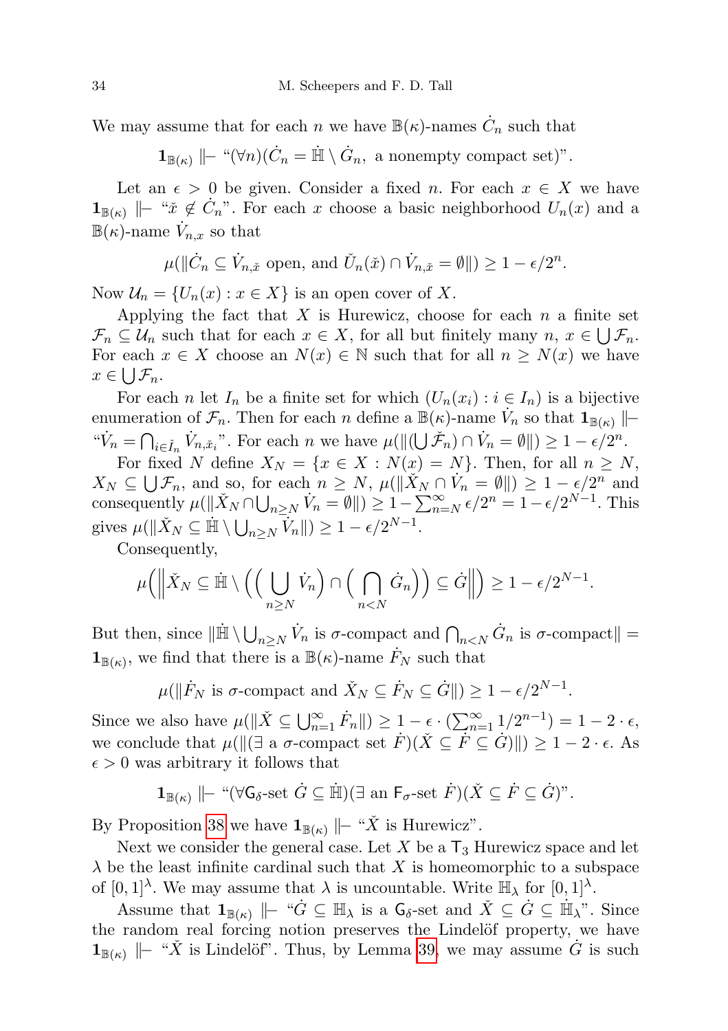We may assume that for each $n$ we have $\mathbb{B}(\kappa)$-names $\dot{C}_n$ such that

$$\mathbf{1}_{\mathbb{B}(\kappa)} \Vdash \text{“}(\forall n)(\dot{C}_n = \dot{\mathbb{H}} \setminus \dot{G}_n, \text{ a nonempty compact set})\text{”}.$$

Let an $\epsilon > 0$ be given. Consider a fixed $n$. For each $x \in X$ we have $\mathbf{1}_{\mathbb{B}(\kappa)} \Vdash$ “$\check{x} \notin \dot{C}_n$”. For each $x$ choose a basic neighborhood $U_n(x)$ and a $\mathbb{B}(\kappa)$-name $\dot{V}_{n,x}$ so that

$$\mu(\|\dot{C}_n \subseteq \dot{V}_{n,\check{x}} \text{ open, and } \check{U}_n(\check{x}) \cap \dot{V}_{n,\check{x}} = \emptyset\|) \geq 1 - \epsilon/2^n.$$

Now $\mathcal{U}_n = \{U_n(x) : x \in X\}$ is an open cover of $X$.

Applying the fact that $X$ is Hurewicz, choose for each $n$ a finite set $\mathcal{F}_n \subseteq \mathcal{U}_n$ such that for each $x \in X$, for all but finitely many $n$, $x \in \bigcup \mathcal{F}_n$. For each $x \in X$ choose an $N(x) \in \mathbb{N}$ such that for all $n \geq N(x)$ we have $x \in \bigcup \mathcal{F}_n$.

For each $n$ let $I_n$ be a finite set for which $(U_n(x_i) : i \in I_n)$ is a bijective enumeration of $\mathcal{F}_n$. Then for each $n$ define a $\mathbb{B}(\kappa)$-name $\dot{V}_n$ so that $\mathbf{1}_{\mathbb{B}(\kappa)} \Vdash$ “$\dot{V}_n = \bigcap_{i \in \check{I}_n} \dot{V}_{n,\check{x}_i}$”. For each $n$ we have $\mu(\|(\bigcup \check{\mathcal{F}}_n) \cap \dot{V}_n = \emptyset\|) \geq 1 - \epsilon/2^n$.

For fixed $N$ define $X_N = \{x \in X : N(x) = N\}$. Then, for all $n \geq N$, $X_N \subseteq \bigcup \mathcal{F}_n$, and so, for each $n \geq N$, $\mu(\|\check{X}_N \cap \dot{V}_n = \emptyset\|) \geq 1 - \epsilon/2^n$ and consequently $\mu(\|\check{X}_N \cap \bigcup_{n \geq N} \dot{V}_n = \emptyset\|) \geq 1 - \sum_{n=N}^{\infty} \epsilon/2^n = 1 - \epsilon/2^{N-1}$. This gives $\mu(\|\check{X}_N \subseteq \dot{\mathbb{H}} \setminus \bigcup_{n \geq N} \dot{V}_n\|) \geq 1 - \epsilon/2^{N-1}$.

Consequently,

$$\mu\Big(\Big\|\check{X}_N \subseteq \dot{\mathbb{H}} \setminus \Big(\Big(\bigcup_{n \geq N} \dot{V}_n\Big) \cap \Big(\bigcap_{n < N} \dot{G}_n\Big)\Big) \subseteq \dot{G}\Big\|\Big) \geq 1 - \epsilon/2^{N-1}.$$

But then, since $\|\dot{\mathbb{H}} \setminus \bigcup_{n \geq N} \dot{V}_n$ is $\sigma$-compact and $\bigcap_{n<N} \dot{G}_n$ is $\sigma$-compact$\| = \mathbf{1}_{\mathbb{B}(\kappa)}$, we find that there is a $\mathbb{B}(\kappa)$-name $\dot{F}_N$ such that

$$\mu(\|\dot{F}_N \text{ is } \sigma\text{-compact and } \check{X}_N \subseteq \dot{F}_N \subseteq \dot{G}\|) \geq 1 - \epsilon/2^{N-1}.$$

Since we also have $\mu(\|\check{X} \subseteq \bigcup_{n=1}^{\infty} \dot{F}_n\|) \geq 1 - \epsilon \cdot (\sum_{n=1}^{\infty} 1/2^{n-1}) = 1 - 2 \cdot \epsilon$, we conclude that $\mu(\|(\exists \text{ a } \sigma\text{-compact set } \dot{F})(\check{X} \subseteq \dot{F} \subseteq \dot{G})\|) \geq 1 - 2 \cdot \epsilon$. As $\epsilon > 0$ was arbitrary it follows that

$$\mathbf{1}_{\mathbb{B}(\kappa)} \Vdash \text{“}(\forall \mathsf{G}_\delta\text{-set } \dot{G} \subseteq \dot{\mathbb{H}})(\exists \text{ an } \mathsf{F}_\sigma\text{-set } \dot{F})(\check{X} \subseteq \dot{F} \subseteq \dot{G})\text{”}.$$

By Proposition 38 we have $\mathbf{1}_{\mathbb{B}(\kappa)} \Vdash$ “$\check{X}$ is Hurewicz”.

Next we consider the general case. Let $X$ be a $\mathsf{T}_3$ Hurewicz space and let $\lambda$ be the least infinite cardinal such that $X$ is homeomorphic to a subspace of $[0,1]^\lambda$. We may assume that $\lambda$ is uncountable. Write $\mathbb{H}_\lambda$ for $[0,1]^\lambda$.

Assume that $\mathbf{1}_{\mathbb{B}(\kappa)} \Vdash$ “$\dot{G} \subseteq \mathbb{H}_\lambda$ is a $\mathsf{G}_\delta$-set and $\check{X} \subseteq \dot{G} \subseteq \dot{\mathbb{H}}_\lambda$”. Since the random real forcing notion preserves the Lindelöf property, we have $\mathbf{1}_{\mathbb{B}(\kappa)} \Vdash$ “$\check{X}$ is Lindelöf”. Thus, by Lemma 39, we may assume $\dot{G}$ is such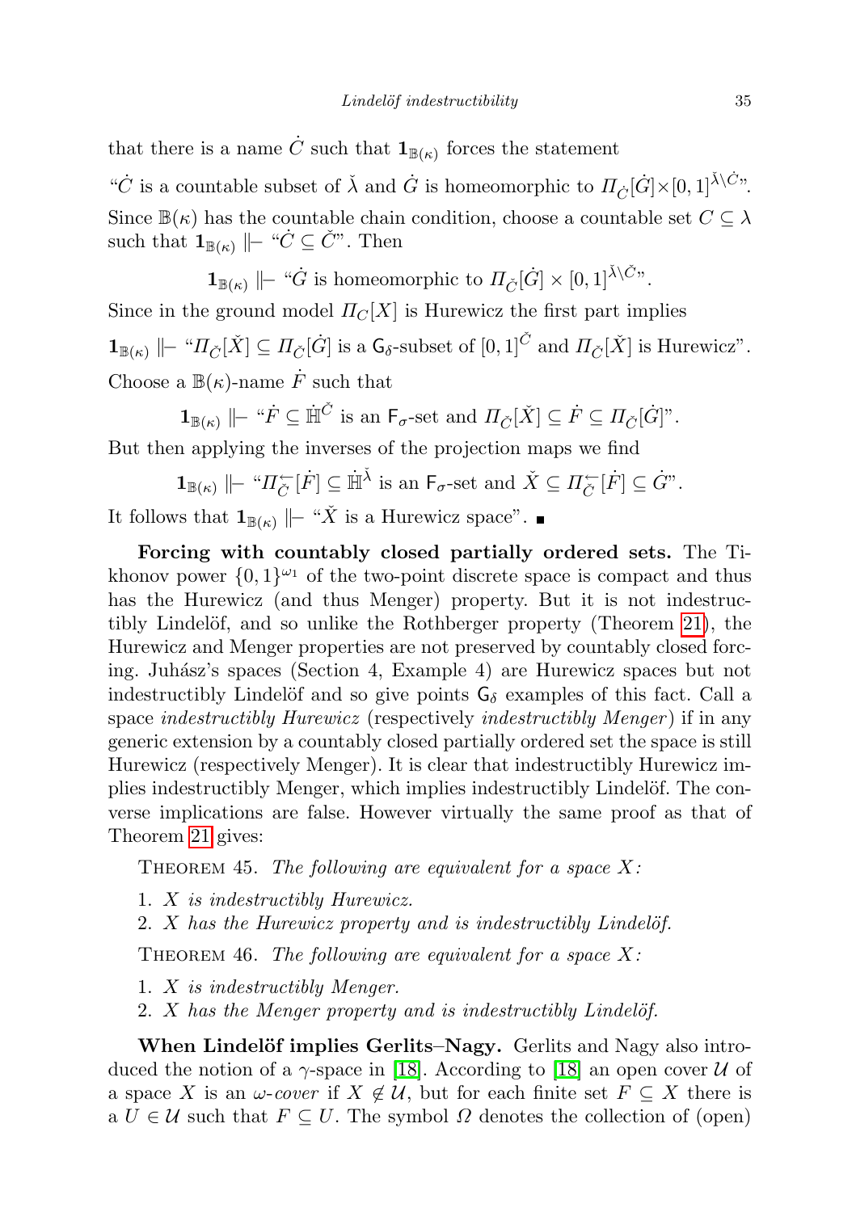that there is a name $\dot{C}$ such that $\mathbf{1}_{\mathbb{B}(\kappa)}$ forces the statement

"$\dot{C}$ is a countable subset of $\check{\lambda}$ and $\dot{G}$ is homeomorphic to $\Pi_{\dot{C}}[\dot{G}]\times[0,1]^{\check{\lambda}\setminus\dot{C}}$".

Since $\mathbb{B}(\kappa)$ has the countable chain condition, choose a countable set $C\subseteq\lambda$ such that $\mathbf{1}_{\mathbb{B}(\kappa)} \Vdash$ "$\dot{C}\subseteq\check{C}$". Then

$$\mathbf{1}_{\mathbb{B}(\kappa)} \Vdash \text{"}\dot{G} \text{ is homeomorphic to } \Pi_{\check{C}}[\dot{G}]\times[0,1]^{\check{\lambda}\setminus\check{C}}\text{"}.$$

Since in the ground model $\Pi_C[X]$ is Hurewicz the first part implies

$\mathbf{1}_{\mathbb{B}(\kappa)} \Vdash$ "$\Pi_{\check{C}}[\check{X}]\subseteq\Pi_{\check{C}}[\dot{G}]$ is a $\mathsf{G}_\delta$-subset of $[0,1]^{\check{C}}$ and $\Pi_{\check{C}}[\check{X}]$ is Hurewicz".

Choose a $\mathbb{B}(\kappa)$-name $\dot{F}$ such that

$$\mathbf{1}_{\mathbb{B}(\kappa)} \Vdash \text{"}\dot{F}\subseteq\dot{\mathbb{H}}^{\check{C}} \text{ is an } \mathsf{F}_\sigma\text{-set and } \Pi_{\check{C}}[\check{X}]\subseteq\dot{F}\subseteq\Pi_{\check{C}}[\dot{G}]\text{"}.$$

But then applying the inverses of the projection maps we find

$$\mathbf{1}_{\mathbb{B}(\kappa)} \Vdash \text{"}\Pi^{\leftarrow}_{\check{C}}[\dot{F}]\subseteq\dot{\mathbb{H}}^{\check{\lambda}} \text{ is an } \mathsf{F}_\sigma\text{-set and } \check{X}\subseteq\Pi^{\leftarrow}_{\check{C}}[\dot{F}]\subseteq\dot{G}\text{"}.$$

It follows that $\mathbf{1}_{\mathbb{B}(\kappa)} \Vdash$ "$\check{X}$ is a Hurewicz space". ∎

**Forcing with countably closed partially ordered sets.** The Tikhonov power $\{0,1\}^{\omega_1}$ of the two-point discrete space is compact and thus has the Hurewicz (and thus Menger) property. But it is not indestructibly Lindelöf, and so unlike the Rothberger property (Theorem 21), the Hurewicz and Menger properties are not preserved by countably closed forcing. Juhász's spaces (Section 4, Example 4) are Hurewicz spaces but not indestructibly Lindelöf and so give points $\mathsf{G}_\delta$ examples of this fact. Call a space *indestructibly Hurewicz* (respectively *indestructibly Menger*) if in any generic extension by a countably closed partially ordered set the space is still Hurewicz (respectively Menger). It is clear that indestructibly Hurewicz implies indestructibly Menger, which implies indestructibly Lindelöf. The converse implications are false. However virtually the same proof as that of Theorem 21 gives:

Theorem 45. *The following are equivalent for a space $X$:*

1. *$X$ is indestructibly Hurewicz.*
2. *$X$ has the Hurewicz property and is indestructibly Lindelöf.*

Theorem 46. *The following are equivalent for a space $X$:*

1. *$X$ is indestructibly Menger.*
2. *$X$ has the Menger property and is indestructibly Lindelöf.*

**When Lindelöf implies Gerlits–Nagy.** Gerlits and Nagy also introduced the notion of a $\gamma$-space in [18]. According to [18] an open cover $\mathcal{U}$ of a space $X$ is an *$\omega$-cover* if $X\notin\mathcal{U}$, but for each finite set $F\subseteq X$ there is a $U\in\mathcal{U}$ such that $F\subseteq U$. The symbol $\Omega$ denotes the collection of (open)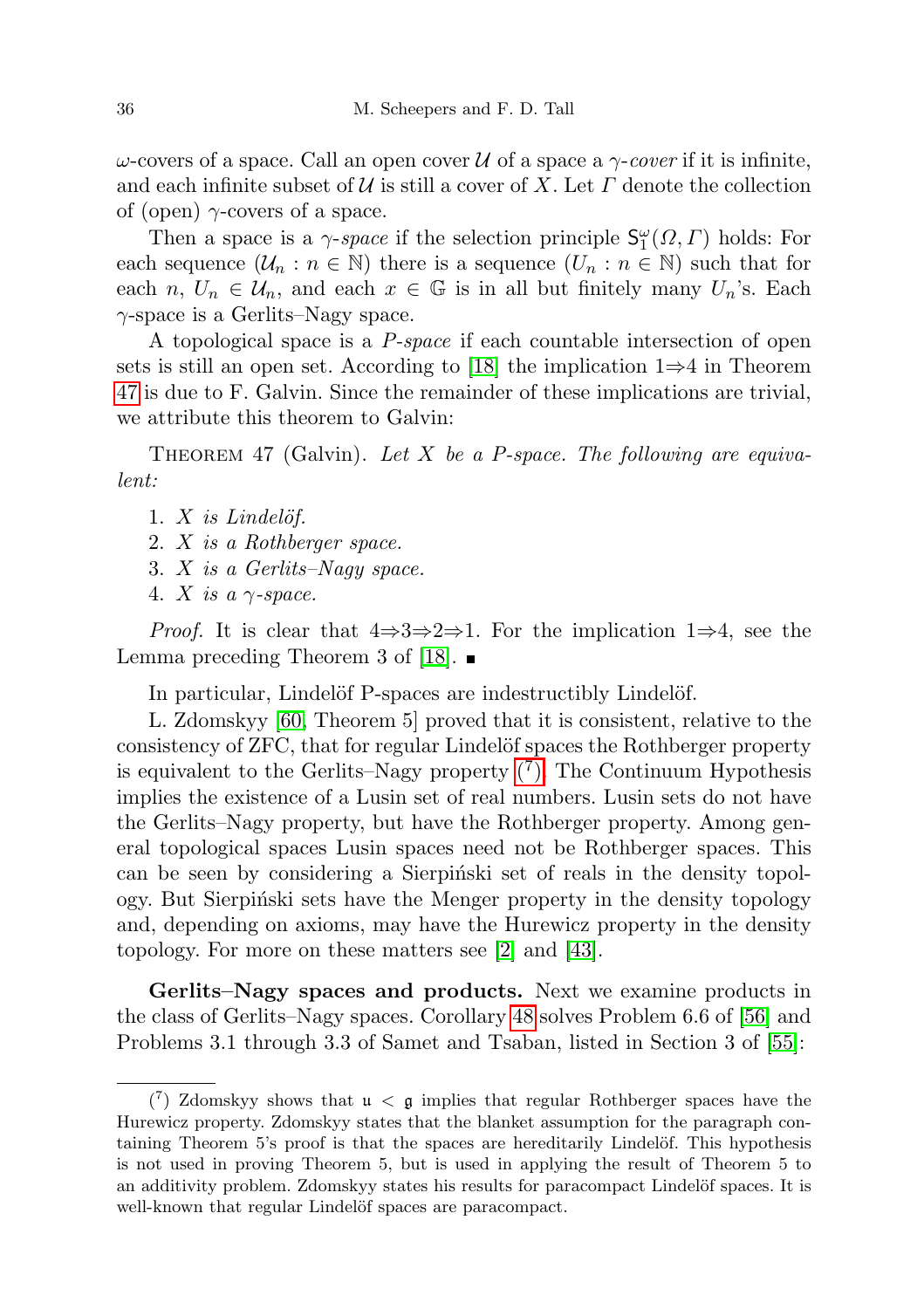$\omega$-covers of a space. Call an open cover $\mathcal{U}$ of a space a *$\gamma$-cover* if it is infinite, and each infinite subset of $\mathcal{U}$ is still a cover of $X$. Let $\Gamma$ denote the collection of (open) $\gamma$-covers of a space.

Then a space is a *$\gamma$-space* if the selection principle $\mathsf{S}_1^\omega(\Omega, \Gamma)$ holds: For each sequence $(\mathcal{U}_n : n \in \mathbb{N})$ there is a sequence $(U_n : n \in \mathbb{N})$ such that for each $n$, $U_n \in \mathcal{U}_n$, and each $x \in \mathbb{G}$ is in all but finitely many $U_n$'s. Each $\gamma$-space is a Gerlits–Nagy space.

A topological space is a *P-space* if each countable intersection of open sets is still an open set. According to [18] the implication 1⇒4 in Theorem 47 is due to F. Galvin. Since the remainder of these implications are trivial, we attribute this theorem to Galvin:

Theorem 47 (Galvin). *Let $X$ be a P-space. The following are equivalent:*

1. *$X$ is Lindelöf.*
2. *$X$ is a Rothberger space.*
3. *$X$ is a Gerlits–Nagy space.*
4. *$X$ is a $\gamma$-space.*

*Proof.* It is clear that 4⇒3⇒2⇒1. For the implication 1⇒4, see the Lemma preceding Theorem 3 of [18]. ∎

In particular, Lindelöf P-spaces are indestructibly Lindelöf.

L. Zdomskyy [60, Theorem 5] proved that it is consistent, relative to the consistency of ZFC, that for regular Lindelöf spaces the Rothberger property is equivalent to the Gerlits–Nagy property (7). The Continuum Hypothesis implies the existence of a Lusin set of real numbers. Lusin sets do not have the Gerlits–Nagy property, but have the Rothberger property. Among general topological spaces Lusin spaces need not be Rothberger spaces. This can be seen by considering a Sierpiński set of reals in the density topology. But Sierpiński sets have the Menger property in the density topology and, depending on axioms, may have the Hurewicz property in the density topology. For more on these matters see [2] and [43].

**Gerlits–Nagy spaces and products.** Next we examine products in the class of Gerlits–Nagy spaces. Corollary 48 solves Problem 6.6 of [56] and Problems 3.1 through 3.3 of Samet and Tsaban, listed in Section 3 of [55]:

---

(7) Zdomskyy shows that $\mathfrak{u} < \mathfrak{g}$ implies that regular Rothberger spaces have the Hurewicz property. Zdomskyy states that the blanket assumption for the paragraph containing Theorem 5's proof is that the spaces are hereditarily Lindelöf. This hypothesis is not used in proving Theorem 5, but is used in applying the result of Theorem 5 to an additivity problem. Zdomskyy states his results for paracompact Lindelöf spaces. It is well-known that regular Lindelöf spaces are paracompact.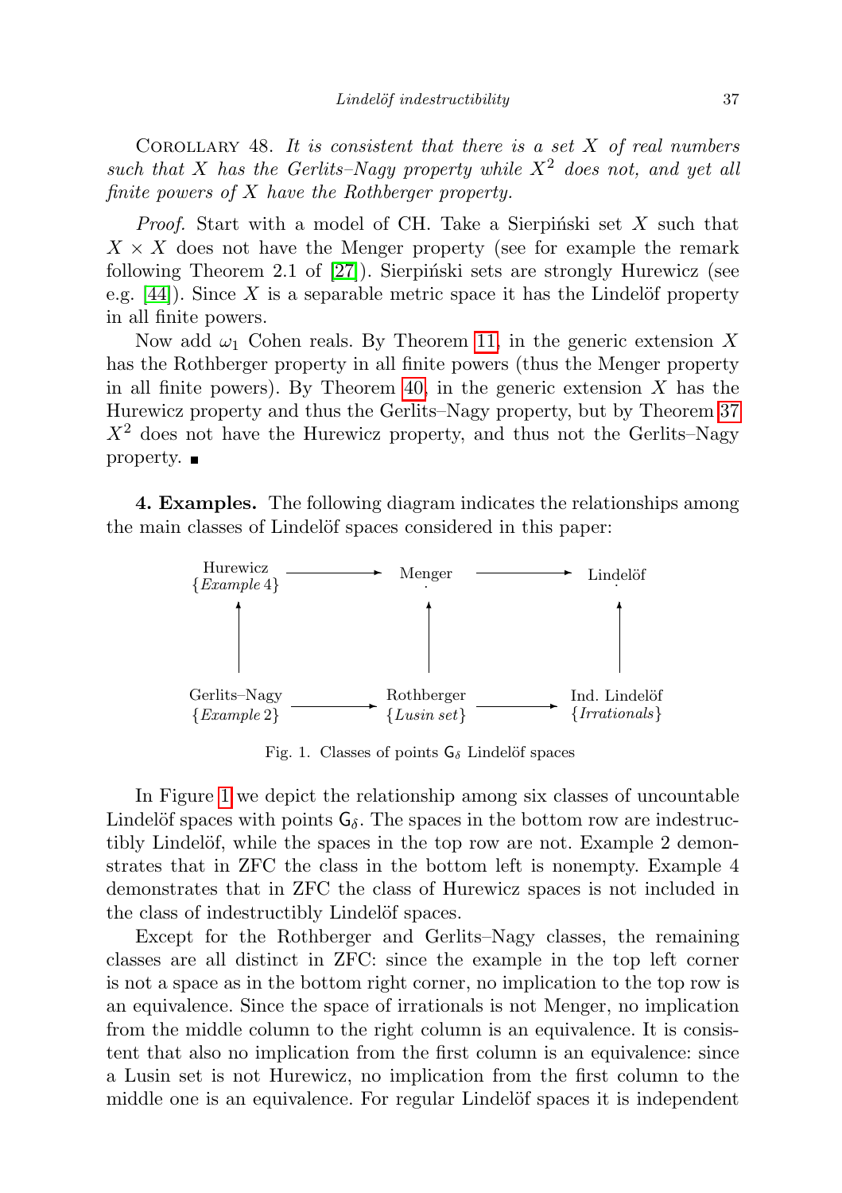COROLLARY 48. *It is consistent that there is a set $X$ of real numbers such that $X$ has the Gerlits–Nagy property while $X^2$ does not, and yet all finite powers of $X$ have the Rothberger property.*

*Proof.* Start with a model of CH. Take a Sierpiński set $X$ such that $X \times X$ does not have the Menger property (see for example the remark following Theorem 2.1 of [27]). Sierpiński sets are strongly Hurewicz (see e.g. [44]). Since $X$ is a separable metric space it has the Lindelöf property in all finite powers.

Now add $\omega_1$ Cohen reals. By Theorem 11, in the generic extension $X$ has the Rothberger property in all finite powers (thus the Menger property in all finite powers). By Theorem 40, in the generic extension $X$ has the Hurewicz property and thus the Gerlits–Nagy property, but by Theorem 37 $X^2$ does not have the Hurewicz property, and thus not the Gerlits–Nagy property. ■

**4. Examples.** The following diagram indicates the relationships among the main classes of Lindelöf spaces considered in this paper:

| Hurewicz {*Example* 4} | → | Menger | → | Lindelöf |
|---|---|---|---|---|
| ↑ | | ↑ | | ↑ |
| Gerlits–Nagy {*Example* 2} | → | Rothberger {*Lusin set*} | → | Ind. Lindelöf {*Irrationals*} |

Fig. 1. Classes of points $\mathsf{G}_\delta$ Lindelöf spaces

In Figure 1 we depict the relationship among six classes of uncountable Lindelöf spaces with points $\mathsf{G}_\delta$. The spaces in the bottom row are indestructibly Lindelöf, while the spaces in the top row are not. Example 2 demonstrates that in ZFC the class in the bottom left is nonempty. Example 4 demonstrates that in ZFC the class of Hurewicz spaces is not included in the class of indestructibly Lindelöf spaces.

Except for the Rothberger and Gerlits–Nagy classes, the remaining classes are all distinct in ZFC: since the example in the top left corner is not a space as in the bottom right corner, no implication to the top row is an equivalence. Since the space of irrationals is not Menger, no implication from the middle column to the right column is an equivalence. It is consistent that also no implication from the first column is an equivalence: since a Lusin set is not Hurewicz, no implication from the first column to the middle one is an equivalence. For regular Lindelöf spaces it is independent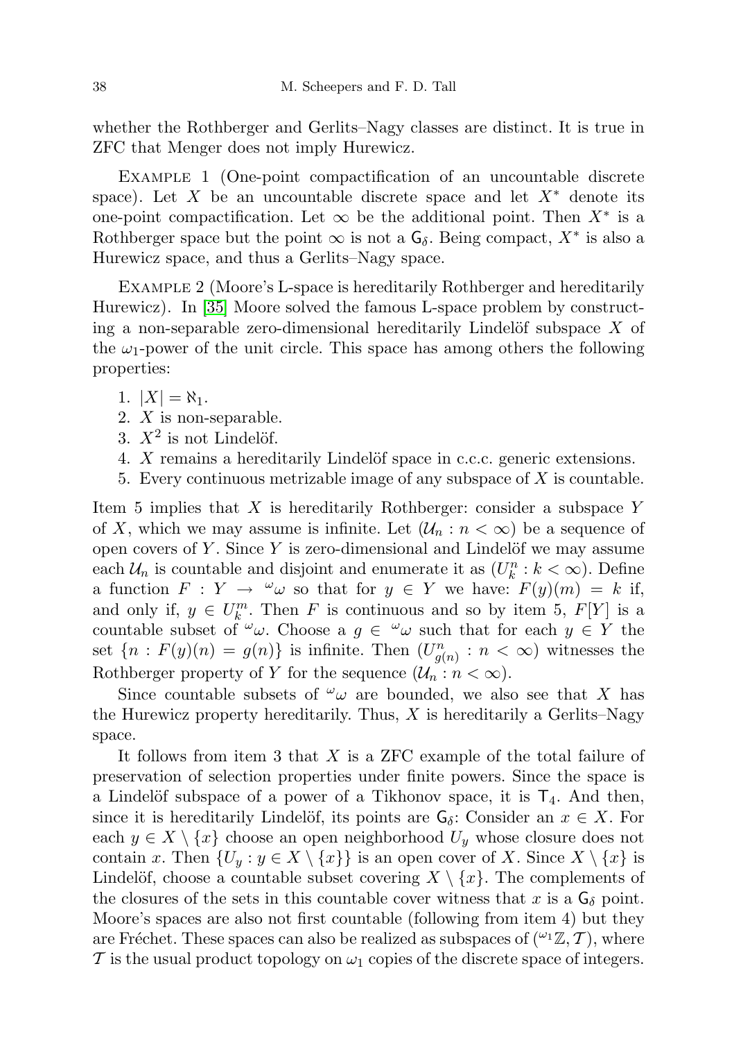whether the Rothberger and Gerlits–Nagy classes are distinct. It is true in ZFC that Menger does not imply Hurewicz.

Example 1 (One-point compactification of an uncountable discrete space). Let $X$ be an uncountable discrete space and let $X^*$ denote its one-point compactification. Let $\infty$ be the additional point. Then $X^*$ is a Rothberger space but the point $\infty$ is not a $\mathsf{G}_\delta$. Being compact, $X^*$ is also a Hurewicz space, and thus a Gerlits–Nagy space.

Example 2 (Moore's L-space is hereditarily Rothberger and hereditarily Hurewicz). In [35] Moore solved the famous L-space problem by constructing a non-separable zero-dimensional hereditarily Lindelöf subspace $X$ of the $\omega_1$-power of the unit circle. This space has among others the following properties:

1. $|X| = \aleph_1$.
2. $X$ is non-separable.
3. $X^2$ is not Lindelöf.
4. $X$ remains a hereditarily Lindelöf space in c.c.c. generic extensions.
5. Every continuous metrizable image of any subspace of $X$ is countable.

Item 5 implies that $X$ is hereditarily Rothberger: consider a subspace $Y$ of $X$, which we may assume is infinite. Let $(\mathcal{U}_n : n < \infty)$ be a sequence of open covers of $Y$. Since $Y$ is zero-dimensional and Lindelöf we may assume each $\mathcal{U}_n$ is countable and disjoint and enumerate it as $(U^n_k : k < \infty)$. Define a function $F : Y \to {}^\omega\omega$ so that for $y \in Y$ we have: $F(y)(m) = k$ if, and only if, $y \in U^m_k$. Then $F$ is continuous and so by item 5, $F[Y]$ is a countable subset of ${}^\omega\omega$. Choose a $g \in {}^\omega\omega$ such that for each $y \in Y$ the set $\{n : F(y)(n) = g(n)\}$ is infinite. Then $(U^n_{g(n)} : n < \infty)$ witnesses the Rothberger property of $Y$ for the sequence $(\mathcal{U}_n : n < \infty)$.

Since countable subsets of ${}^\omega\omega$ are bounded, we also see that $X$ has the Hurewicz property hereditarily. Thus, $X$ is hereditarily a Gerlits–Nagy space.

It follows from item 3 that $X$ is a ZFC example of the total failure of preservation of selection properties under finite powers. Since the space is a Lindelöf subspace of a power of a Tikhonov space, it is $\mathsf{T}_4$. And then, since it is hereditarily Lindelöf, its points are $\mathsf{G}_\delta$: Consider an $x \in X$. For each $y \in X \setminus \{x\}$ choose an open neighborhood $U_y$ whose closure does not contain $x$. Then $\{U_y : y \in X \setminus \{x\}\}$ is an open cover of $X$. Since $X \setminus \{x\}$ is Lindelöf, choose a countable subset covering $X \setminus \{x\}$. The complements of the closures of the sets in this countable cover witness that $x$ is a $\mathsf{G}_\delta$ point. Moore's spaces are also not first countable (following from item 4) but they are Fréchet. These spaces can also be realized as subspaces of $({}^{\omega_1}\mathbb{Z}, \mathcal{T})$, where $\mathcal{T}$ is the usual product topology on $\omega_1$ copies of the discrete space of integers.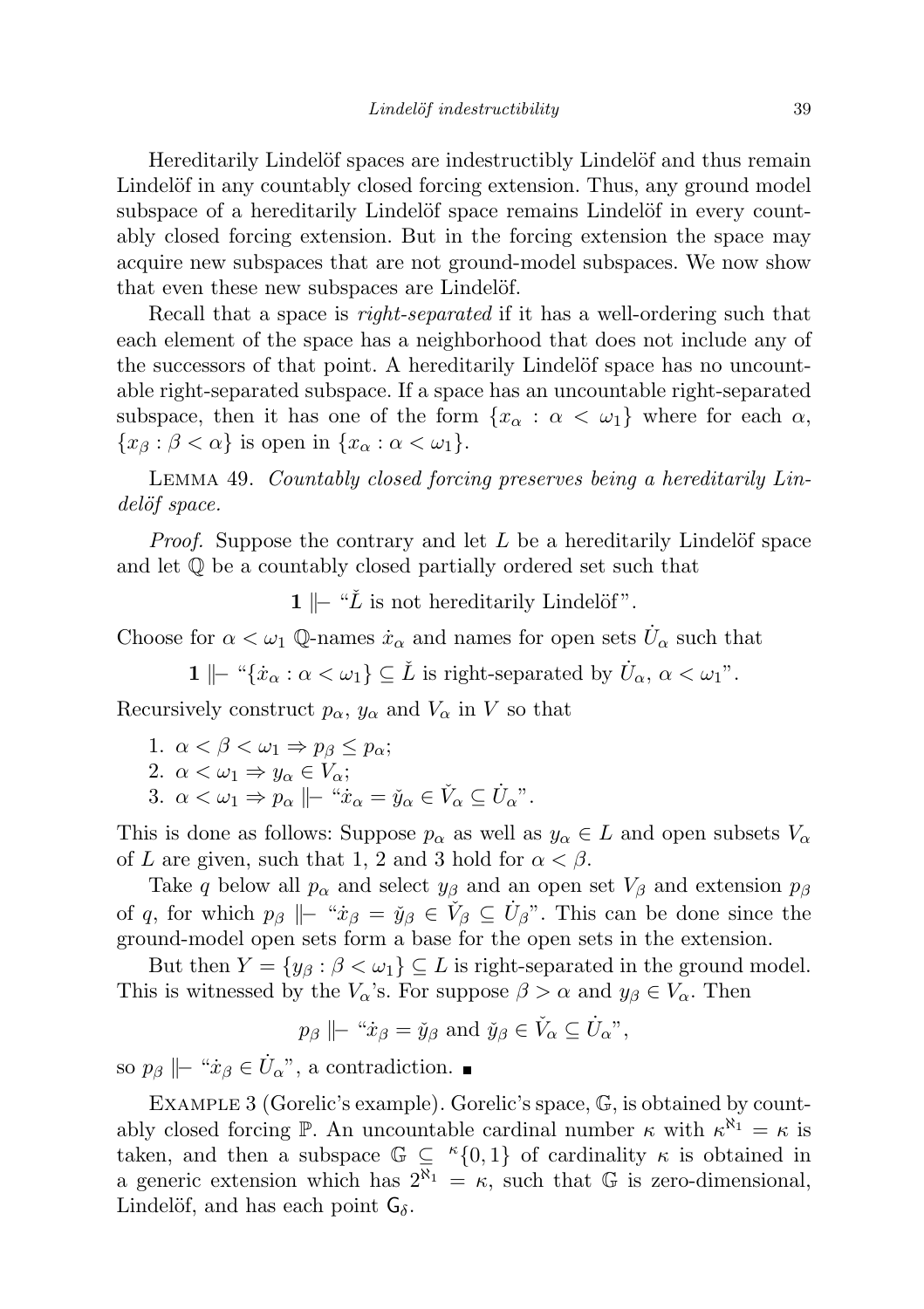Hereditarily Lindelöf spaces are indestructibly Lindelöf and thus remain Lindelöf in any countably closed forcing extension. Thus, any ground model subspace of a hereditarily Lindelöf space remains Lindelöf in every countably closed forcing extension. But in the forcing extension the space may acquire new subspaces that are not ground-model subspaces. We now show that even these new subspaces are Lindelöf.

Recall that a space is *right-separated* if it has a well-ordering such that each element of the space has a neighborhood that does not include any of the successors of that point. A hereditarily Lindelöf space has no uncountable right-separated subspace. If a space has an uncountable right-separated subspace, then it has one of the form $\{x_\alpha : \alpha < \omega_1\}$ where for each $\alpha$, $\{x_\beta : \beta < \alpha\}$ is open in $\{x_\alpha : \alpha < \omega_1\}$.

Lemma 49. *Countably closed forcing preserves being a hereditarily Lindelöf space.*

*Proof.* Suppose the contrary and let $L$ be a hereditarily Lindelöf space and let $\mathbb{Q}$ be a countably closed partially ordered set such that

$$\mathbf{1} \Vdash \text{“}\check{L} \text{ is not hereditarily Lindelöf”}.$$

Choose for $\alpha < \omega_1$ $\mathbb{Q}$-names $\dot{x}_\alpha$ and names for open sets $\dot{U}_\alpha$ such that

$$\mathbf{1} \Vdash \text{“}\{\dot{x}_\alpha : \alpha < \omega_1\} \subseteq \check{L} \text{ is right-separated by } \dot{U}_\alpha,\ \alpha < \omega_1\text{”}.$$

Recursively construct $p_\alpha$, $y_\alpha$ and $V_\alpha$ in $V$ so that

1. $\alpha < \beta < \omega_1 \Rightarrow p_\beta \leq p_\alpha$;
2. $\alpha < \omega_1 \Rightarrow y_\alpha \in V_\alpha$;
3. $\alpha < \omega_1 \Rightarrow p_\alpha \Vdash \text{“}\dot{x}_\alpha = \check{y}_\alpha \in \check{V}_\alpha \subseteq \dot{U}_\alpha\text{”}$.

This is done as follows: Suppose $p_\alpha$ as well as $y_\alpha \in L$ and open subsets $V_\alpha$ of $L$ are given, such that 1, 2 and 3 hold for $\alpha < \beta$.

Take $q$ below all $p_\alpha$ and select $y_\beta$ and an open set $V_\beta$ and extension $p_\beta$ of $q$, for which $p_\beta \Vdash \text{“}\dot{x}_\beta = \check{y}_\beta \in \check{V}_\beta \subseteq \dot{U}_\beta\text{”}$. This can be done since the ground-model open sets form a base for the open sets in the extension.

But then $Y = \{y_\beta : \beta < \omega_1\} \subseteq L$ is right-separated in the ground model. This is witnessed by the $V_\alpha$'s. For suppose $\beta > \alpha$ and $y_\beta \in V_\alpha$. Then

$$p_\beta \Vdash \text{“}\dot{x}_\beta = \check{y}_\beta \text{ and } \check{y}_\beta \in \check{V}_\alpha \subseteq \dot{U}_\alpha\text{”},$$

so $p_\beta \Vdash \text{“}\dot{x}_\beta \in \dot{U}_\alpha\text{”}$, a contradiction. ∎

Example 3 (Gorelic's example). Gorelic's space, $\mathbb{G}$, is obtained by countably closed forcing $\mathbb{P}$. An uncountable cardinal number $\kappa$ with $\kappa^{\aleph_1} = \kappa$ is taken, and then a subspace $\mathbb{G} \subseteq {}^{\kappa}\{0,1\}$ of cardinality $\kappa$ is obtained in a generic extension which has $2^{\aleph_1} = \kappa$, such that $\mathbb{G}$ is zero-dimensional, Lindelöf, and has each point $\mathsf{G}_\delta$.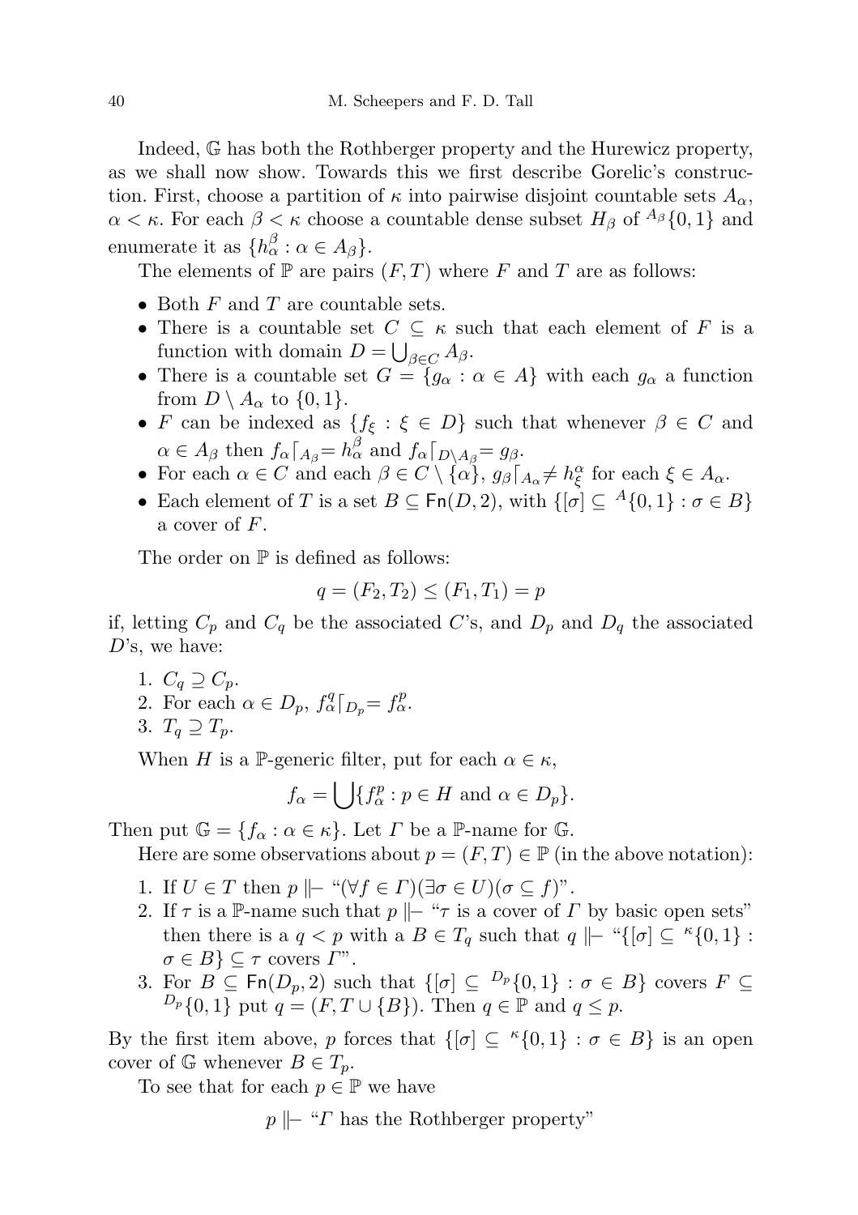Indeed, $\mathbb{G}$ has both the Rothberger property and the Hurewicz property, as we shall now show. Towards this we first describe Gorelic's construction. First, choose a partition of $\kappa$ into pairwise disjoint countable sets $A_\alpha$, $\alpha < \kappa$. For each $\beta < \kappa$ choose a countable dense subset $H_\beta$ of ${}^{A_\beta}\{0,1\}$ and enumerate it as $\{h^\beta_\alpha : \alpha \in A_\beta\}$.

The elements of $\mathbb{P}$ are pairs $(F, T)$ where $F$ and $T$ are as follows:

- Both $F$ and $T$ are countable sets.
- There is a countable set $C \subseteq \kappa$ such that each element of $F$ is a function with domain $D = \bigcup_{\beta \in C} A_\beta$.
- There is a countable set $G = \{g_\alpha : \alpha \in A\}$ with each $g_\alpha$ a function from $D \setminus A_\alpha$ to $\{0,1\}$.
- $F$ can be indexed as $\{f_\xi : \xi \in D\}$ such that whenever $\beta \in C$ and $\alpha \in A_\beta$ then $f_\alpha\lceil_{A_\beta} = h^\beta_\alpha$ and $f_\alpha\lceil_{D\setminus A_\beta} = g_\beta$.
- For each $\alpha \in C$ and each $\beta \in C \setminus \{\alpha\}$, $g_\beta\lceil_{A_\alpha} \neq h^\alpha_\xi$ for each $\xi \in A_\alpha$.
- Each element of $T$ is a set $B \subseteq \mathsf{Fn}(D, 2)$, with $\{[\sigma] \subseteq {}^A\{0,1\} : \sigma \in B\}$ a cover of $F$.

The order on $\mathbb{P}$ is defined as follows:

$$q = (F_2, T_2) \leq (F_1, T_1) = p$$

if, letting $C_p$ and $C_q$ be the associated $C$'s, and $D_p$ and $D_q$ the associated $D$'s, we have:

1. $C_q \supseteq C_p$.
2. For each $\alpha \in D_p$, $f^q_\alpha\lceil_{D_p} = f^p_\alpha$.
3. $T_q \supseteq T_p$.

When $H$ is a $\mathbb{P}$-generic filter, put for each $\alpha \in \kappa$,

$$f_\alpha = \bigcup\{f^p_\alpha : p \in H \text{ and } \alpha \in D_p\}.$$

Then put $\mathbb{G} = \{f_\alpha : \alpha \in \kappa\}$. Let $\Gamma$ be a $\mathbb{P}$-name for $\mathbb{G}$.

Here are some observations about $p = (F, T) \in \mathbb{P}$ (in the above notation):

1. If $U \in T$ then $p \Vdash$ "$(\forall f \in \Gamma)(\exists \sigma \in U)(\sigma \subseteq f)$".
2. If $\tau$ is a $\mathbb{P}$-name such that $p \Vdash$ "$\tau$ is a cover of $\Gamma$ by basic open sets" then there is a $q < p$ with a $B \in T_q$ such that $q \Vdash$ "$\{[\sigma] \subseteq {}^\kappa\{0,1\} : \sigma \in B\} \subseteq \tau$ covers $\Gamma$".
3. For $B \subseteq \mathsf{Fn}(D_p, 2)$ such that $\{[\sigma] \subseteq {}^{D_p}\{0,1\} : \sigma \in B\}$ covers $F \subseteq {}^{D_p}\{0,1\}$ put $q = (F, T \cup \{B\})$. Then $q \in \mathbb{P}$ and $q \leq p$.

By the first item above, $p$ forces that $\{[\sigma] \subseteq {}^\kappa\{0,1\} : \sigma \in B\}$ is an open cover of $\mathbb{G}$ whenever $B \in T_p$.

To see that for each $p \in \mathbb{P}$ we have

$$p \Vdash \text{"}\Gamma \text{ has the Rothberger property"}$$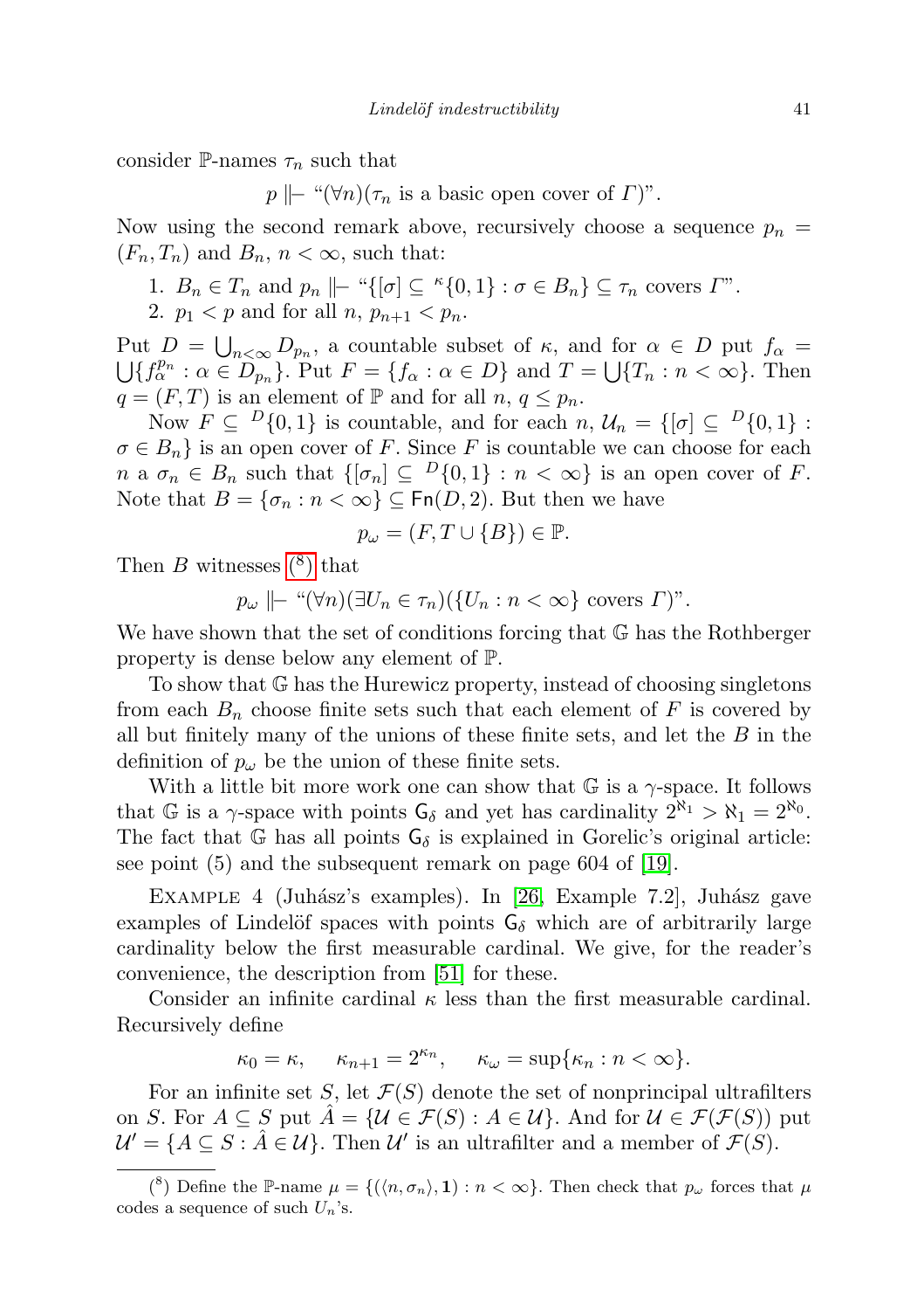consider $\mathbb{P}$-names $\tau_n$ such that

$$p \Vdash \text{“}(\forall n)(\tau_n \text{ is a basic open cover of } \Gamma)\text{”}.$$

Now using the second remark above, recursively choose a sequence $p_n = (F_n, T_n)$ and $B_n$, $n < \infty$, such that:

1. $B_n \in T_n$ and $p_n \Vdash$ “$\{[\sigma] \subseteq {}^{\kappa}\{0,1\} : \sigma \in B_n\} \subseteq \tau_n$ covers $\Gamma$”.
2. $p_1 < p$ and for all $n$, $p_{n+1} < p_n$.

Put $D = \bigcup_{n<\infty} D_{p_n}$, a countable subset of $\kappa$, and for $\alpha \in D$ put $f_\alpha = \bigcup\{f_\alpha^{p_n} : \alpha \in D_{p_n}\}$. Put $F = \{f_\alpha : \alpha \in D\}$ and $T = \bigcup\{T_n : n < \infty\}$. Then $q = (F, T)$ is an element of $\mathbb{P}$ and for all $n$, $q \leq p_n$.

Now $F \subseteq {}^{D}\{0,1\}$ is countable, and for each $n$, $\mathcal{U}_n = \{[\sigma] \subseteq {}^{D}\{0,1\} : \sigma \in B_n\}$ is an open cover of $F$. Since $F$ is countable we can choose for each $n$ a $\sigma_n \in B_n$ such that $\{[\sigma_n] \subseteq {}^{D}\{0,1\} : n < \infty\}$ is an open cover of $F$. Note that $B = \{\sigma_n : n < \infty\} \subseteq \mathsf{Fn}(D, 2)$. But then we have

$$p_\omega = (F, T \cup \{B\}) \in \mathbb{P}.$$

Then $B$ witnesses ([8]) that

$$p_\omega \Vdash \text{“}(\forall n)(\exists U_n \in \tau_n)(\{U_n : n < \infty\} \text{ covers } \Gamma)\text{”}.$$

We have shown that the set of conditions forcing that $\mathbb{G}$ has the Rothberger property is dense below any element of $\mathbb{P}$.

To show that $\mathbb{G}$ has the Hurewicz property, instead of choosing singletons from each $B_n$ choose finite sets such that each element of $F$ is covered by all but finitely many of the unions of these finite sets, and let the $B$ in the definition of $p_\omega$ be the union of these finite sets.

With a little bit more work one can show that $\mathbb{G}$ is a $\gamma$-space. It follows that $\mathbb{G}$ is a $\gamma$-space with points $\mathsf{G}_\delta$ and yet has cardinality $2^{\aleph_1} > \aleph_1 = 2^{\aleph_0}$. The fact that $\mathbb{G}$ has all points $\mathsf{G}_\delta$ is explained in Gorelic's original article: see point (5) and the subsequent remark on page 604 of [19].

Example 4 (Juhász's examples). In [26, Example 7.2], Juhász gave examples of Lindelöf spaces with points $\mathsf{G}_\delta$ which are of arbitrarily large cardinality below the first measurable cardinal. We give, for the reader's convenience, the description from [51] for these.

Consider an infinite cardinal $\kappa$ less than the first measurable cardinal. Recursively define

$$\kappa_0 = \kappa, \qquad \kappa_{n+1} = 2^{\kappa_n}, \qquad \kappa_\omega = \sup\{\kappa_n : n < \infty\}.$$

For an infinite set $S$, let $\mathcal{F}(S)$ denote the set of nonprincipal ultrafilters on $S$. For $A \subseteq S$ put $\hat{A} = \{\mathcal{U} \in \mathcal{F}(S) : A \in \mathcal{U}\}$. And for $\mathcal{U} \in \mathcal{F}(\mathcal{F}(S))$ put $\mathcal{U}' = \{A \subseteq S : \hat{A} \in \mathcal{U}\}$. Then $\mathcal{U}'$ is an ultrafilter and a member of $\mathcal{F}(S)$.

([8]) Define the $\mathbb{P}$-name $\mu = \{(\langle n, \sigma_n\rangle, \mathbf{1}) : n < \infty\}$. Then check that $p_\omega$ forces that $\mu$ codes a sequence of such $U_n$'s.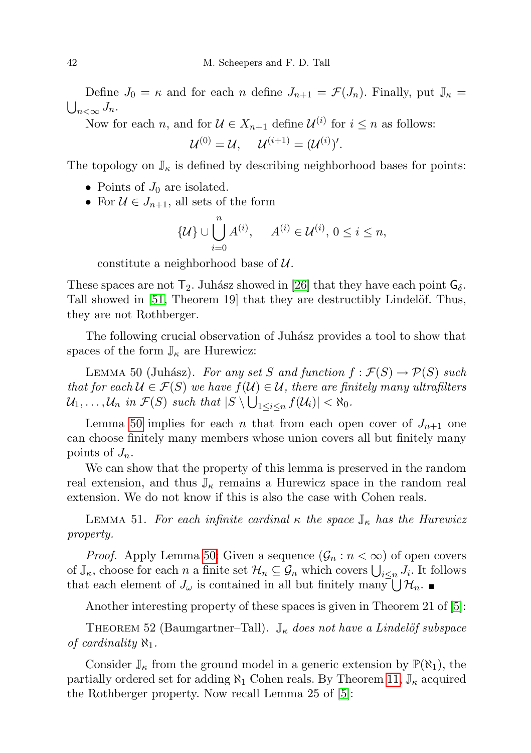Define $J_0 = \kappa$ and for each $n$ define $J_{n+1} = \mathcal{F}(J_n)$. Finally, put $\mathbb{J}_\kappa = \bigcup_{n<\infty} J_n$.

Now for each $n$, and for $\mathcal{U} \in X_{n+1}$ define $\mathcal{U}^{(i)}$ for $i \leq n$ as follows:

$$\mathcal{U}^{(0)} = \mathcal{U}, \quad \mathcal{U}^{(i+1)} = (\mathcal{U}^{(i)})'.$$

The topology on $\mathbb{J}_\kappa$ is defined by describing neighborhood bases for points:

- Points of $J_0$ are isolated.
- For $\mathcal{U} \in J_{n+1}$, all sets of the form

$$\{\mathcal{U}\} \cup \bigcup_{i=0}^{n} A^{(i)}, \quad A^{(i)} \in \mathcal{U}^{(i)},\ 0 \leq i \leq n,$$

  constitute a neighborhood base of $\mathcal{U}$.

These spaces are not $\mathsf{T}_2$. Juhász showed in [26] that they have each point $\mathsf{G}_\delta$. Tall showed in [51, Theorem 19] that they are destructibly Lindelöf. Thus, they are not Rothberger.

The following crucial observation of Juhász provides a tool to show that spaces of the form $\mathbb{J}_\kappa$ are Hurewicz:

Lemma 50 (Juhász). *For any set $S$ and function $f : \mathcal{F}(S) \to \mathcal{P}(S)$ such that for each $\mathcal{U} \in \mathcal{F}(S)$ we have $f(\mathcal{U}) \in \mathcal{U}$, there are finitely many ultrafilters $\mathcal{U}_1, \ldots, \mathcal{U}_n$ in $\mathcal{F}(S)$ such that $|S \setminus \bigcup_{1\leq i\leq n} f(\mathcal{U}_i)| < \aleph_0$.*

Lemma 50 implies for each $n$ that from each open cover of $J_{n+1}$ one can choose finitely many members whose union covers all but finitely many points of $J_n$.

We can show that the property of this lemma is preserved in the random real extension, and thus $\mathbb{J}_\kappa$ remains a Hurewicz space in the random real extension. We do not know if this is also the case with Cohen reals.

Lemma 51. *For each infinite cardinal $\kappa$ the space $\mathbb{J}_\kappa$ has the Hurewicz property.*

*Proof.* Apply Lemma 50: Given a sequence $(\mathcal{G}_n : n < \infty)$ of open covers of $\mathbb{J}_\kappa$, choose for each $n$ a finite set $\mathcal{H}_n \subseteq \mathcal{G}_n$ which covers $\bigcup_{i\leq n} J_i$. It follows that each element of $J_\omega$ is contained in all but finitely many $\bigcup \mathcal{H}_n$. ∎

Another interesting property of these spaces is given in Theorem 21 of [5]:

Theorem 52 (Baumgartner–Tall). *$\mathbb{J}_\kappa$ does not have a Lindelöf subspace of cardinality $\aleph_1$.*

Consider $\mathbb{J}_\kappa$ from the ground model in a generic extension by $\mathbb{P}(\aleph_1)$, the partially ordered set for adding $\aleph_1$ Cohen reals. By Theorem 11, $\mathbb{J}_\kappa$ acquired the Rothberger property. Now recall Lemma 25 of [5]: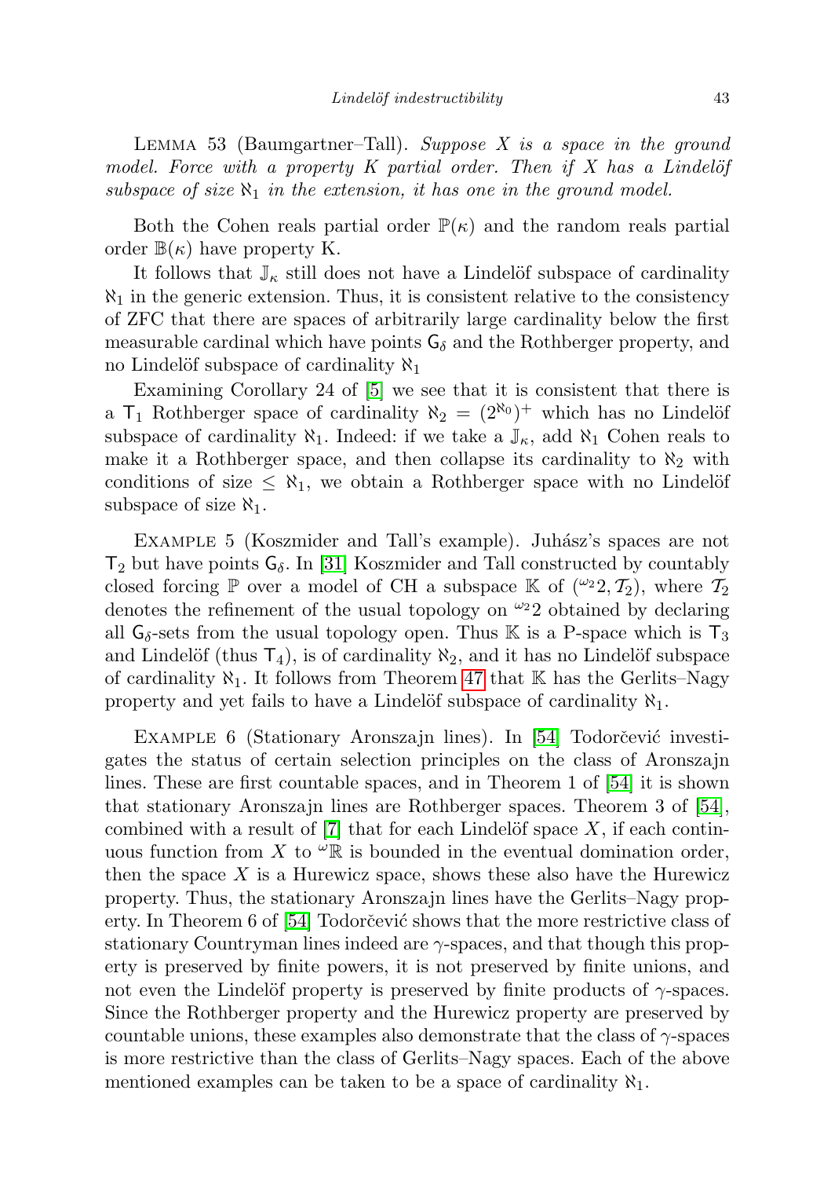LEMMA 53 (Baumgartner–Tall). *Suppose $X$ is a space in the ground model. Force with a property K partial order. Then if $X$ has a Lindelöf subspace of size $\aleph_1$ in the extension, it has one in the ground model.*

Both the Cohen reals partial order $\mathbb{P}(\kappa)$ and the random reals partial order $\mathbb{B}(\kappa)$ have property K.

It follows that $\mathbb{J}_\kappa$ still does not have a Lindelöf subspace of cardinality $\aleph_1$ in the generic extension. Thus, it is consistent relative to the consistency of ZFC that there are spaces of arbitrarily large cardinality below the first measurable cardinal which have points $\mathsf{G}_\delta$ and the Rothberger property, and no Lindelöf subspace of cardinality $\aleph_1$

Examining Corollary 24 of [5] we see that it is consistent that there is a $\mathsf{T}_1$ Rothberger space of cardinality $\aleph_2 = (2^{\aleph_0})^+$ which has no Lindelöf subspace of cardinality $\aleph_1$. Indeed: if we take a $\mathbb{J}_\kappa$, add $\aleph_1$ Cohen reals to make it a Rothberger space, and then collapse its cardinality to $\aleph_2$ with conditions of size $\leq \aleph_1$, we obtain a Rothberger space with no Lindelöf subspace of size $\aleph_1$.

EXAMPLE 5 (Koszmider and Tall's example). Juhász's spaces are not $\mathsf{T}_2$ but have points $\mathsf{G}_\delta$. In [31] Koszmider and Tall constructed by countably closed forcing $\mathbb{P}$ over a model of CH a subspace $\mathbb{K}$ of $({}^{\omega_2}2, \mathcal{T}_2)$, where $\mathcal{T}_2$ denotes the refinement of the usual topology on ${}^{\omega_2}2$ obtained by declaring all $\mathsf{G}_\delta$-sets from the usual topology open. Thus $\mathbb{K}$ is a P-space which is $\mathsf{T}_3$ and Lindelöf (thus $\mathsf{T}_4$), is of cardinality $\aleph_2$, and it has no Lindelöf subspace of cardinality $\aleph_1$. It follows from Theorem 47 that $\mathbb{K}$ has the Gerlits–Nagy property and yet fails to have a Lindelöf subspace of cardinality $\aleph_1$.

EXAMPLE 6 (Stationary Aronszajn lines). In [54] Todorčević investigates the status of certain selection principles on the class of Aronszajn lines. These are first countable spaces, and in Theorem 1 of [54] it is shown that stationary Aronszajn lines are Rothberger spaces. Theorem 3 of [54], combined with a result of [7] that for each Lindelöf space $X$, if each continuous function from $X$ to ${}^{\omega}\mathbb{R}$ is bounded in the eventual domination order, then the space $X$ is a Hurewicz space, shows these also have the Hurewicz property. Thus, the stationary Aronszajn lines have the Gerlits–Nagy property. In Theorem 6 of [54] Todorčević shows that the more restrictive class of stationary Countryman lines indeed are $\gamma$-spaces, and that though this property is preserved by finite powers, it is not preserved by finite unions, and not even the Lindelöf property is preserved by finite products of $\gamma$-spaces. Since the Rothberger property and the Hurewicz property are preserved by countable unions, these examples also demonstrate that the class of $\gamma$-spaces is more restrictive than the class of Gerlits–Nagy spaces. Each of the above mentioned examples can be taken to be a space of cardinality $\aleph_1$.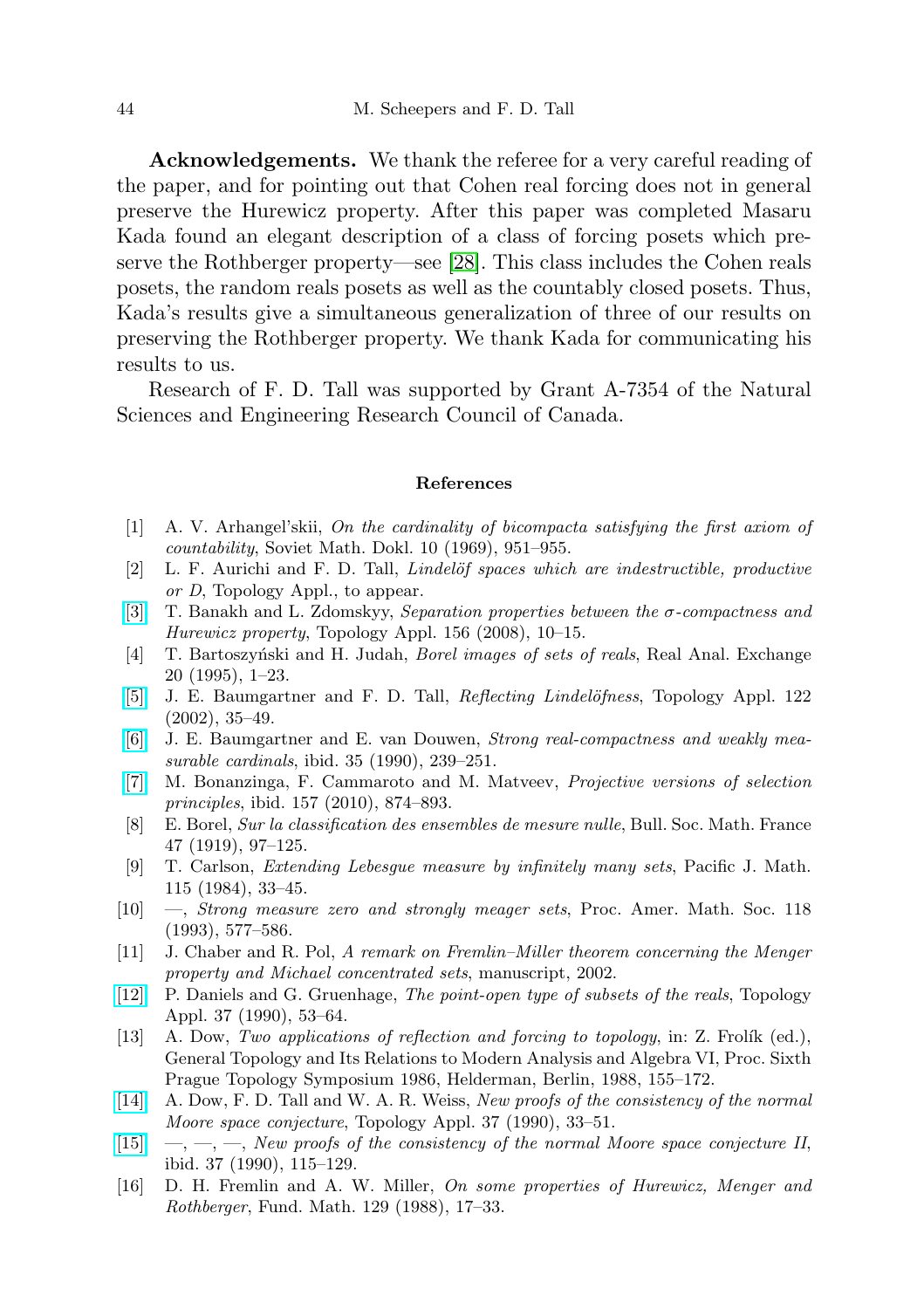**Acknowledgements.** We thank the referee for a very careful reading of the paper, and for pointing out that Cohen real forcing does not in general preserve the Hurewicz property. After this paper was completed Masaru Kada found an elegant description of a class of forcing posets which preserve the Rothberger property—see [28]. This class includes the Cohen reals posets, the random reals posets as well as the countably closed posets. Thus, Kada's results give a simultaneous generalization of three of our results on preserving the Rothberger property. We thank Kada for communicating his results to us.

Research of F. D. Tall was supported by Grant A-7354 of the Natural Sciences and Engineering Research Council of Canada.

## References

[1] A. V. Arhangel'skii, *On the cardinality of bicompacta satisfying the first axiom of countability*, Soviet Math. Dokl. 10 (1969), 951–955.

[2] L. F. Aurichi and F. D. Tall, *Lindelöf spaces which are indestructible, productive or D*, Topology Appl., to appear.

[3] T. Banakh and L. Zdomskyy, *Separation properties between the σ-compactness and Hurewicz property*, Topology Appl. 156 (2008), 10–15.

[4] T. Bartoszyński and H. Judah, *Borel images of sets of reals*, Real Anal. Exchange 20 (1995), 1–23.

[5] J. E. Baumgartner and F. D. Tall, *Reflecting Lindelöfness*, Topology Appl. 122 (2002), 35–49.

[6] J. E. Baumgartner and E. van Douwen, *Strong real-compactness and weakly measurable cardinals*, ibid. 35 (1990), 239–251.

[7] M. Bonanzinga, F. Cammaroto and M. Matveev, *Projective versions of selection principles*, ibid. 157 (2010), 874–893.

[8] E. Borel, *Sur la classification des ensembles de mesure nulle*, Bull. Soc. Math. France 47 (1919), 97–125.

[9] T. Carlson, *Extending Lebesgue measure by infinitely many sets*, Pacific J. Math. 115 (1984), 33–45.

[10] —, *Strong measure zero and strongly meager sets*, Proc. Amer. Math. Soc. 118 (1993), 577–586.

[11] J. Chaber and R. Pol, *A remark on Fremlin–Miller theorem concerning the Menger property and Michael concentrated sets*, manuscript, 2002.

[12] P. Daniels and G. Gruenhage, *The point-open type of subsets of the reals*, Topology Appl. 37 (1990), 53–64.

[13] A. Dow, *Two applications of reflection and forcing to topology*, in: Z. Frolík (ed.), General Topology and Its Relations to Modern Analysis and Algebra VI, Proc. Sixth Prague Topology Symposium 1986, Helderman, Berlin, 1988, 155–172.

[14] A. Dow, F. D. Tall and W. A. R. Weiss, *New proofs of the consistency of the normal Moore space conjecture*, Topology Appl. 37 (1990), 33–51.

[15] —, —, —, *New proofs of the consistency of the normal Moore space conjecture II*, ibid. 37 (1990), 115–129.

[16] D. H. Fremlin and A. W. Miller, *On some properties of Hurewicz, Menger and Rothberger*, Fund. Math. 129 (1988), 17–33.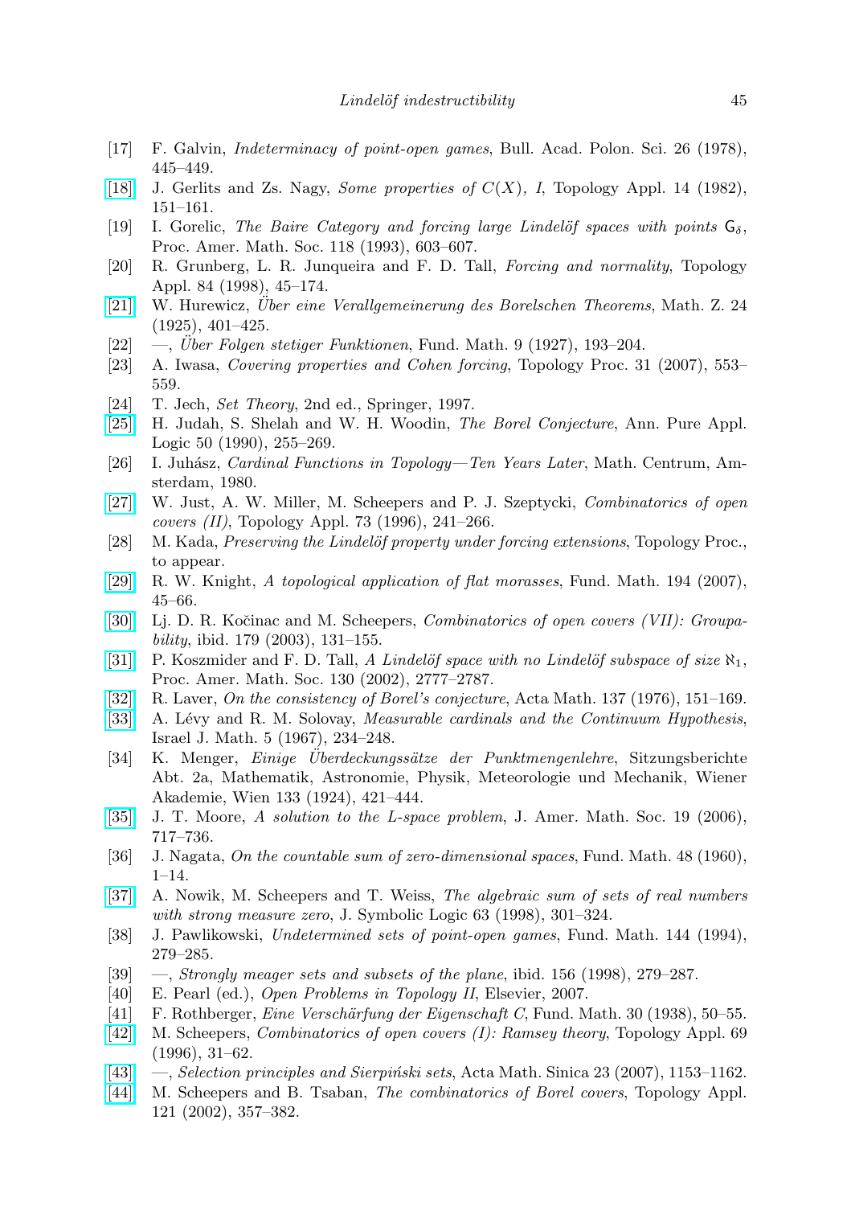[17] F. Galvin, *Indeterminacy of point-open games*, Bull. Acad. Polon. Sci. 26 (1978), 445–449.

[18] J. Gerlits and Zs. Nagy, *Some properties of $C(X)$, I*, Topology Appl. 14 (1982), 151–161.

[19] I. Gorelic, *The Baire Category and forcing large Lindelöf spaces with points $G_\delta$*, Proc. Amer. Math. Soc. 118 (1993), 603–607.

[20] R. Grunberg, L. R. Junqueira and F. D. Tall, *Forcing and normality*, Topology Appl. 84 (1998), 45–174.

[21] W. Hurewicz, *Über eine Verallgemeinerung des Borelschen Theorems*, Math. Z. 24 (1925), 401–425.

[22] —, *Über Folgen stetiger Funktionen*, Fund. Math. 9 (1927), 193–204.

[23] A. Iwasa, *Covering properties and Cohen forcing*, Topology Proc. 31 (2007), 553–559.

[24] T. Jech, *Set Theory*, 2nd ed., Springer, 1997.

[25] H. Judah, S. Shelah and W. H. Woodin, *The Borel Conjecture*, Ann. Pure Appl. Logic 50 (1990), 255–269.

[26] I. Juhász, *Cardinal Functions in Topology—Ten Years Later*, Math. Centrum, Amsterdam, 1980.

[27] W. Just, A. W. Miller, M. Scheepers and P. J. Szeptycki, *Combinatorics of open covers (II)*, Topology Appl. 73 (1996), 241–266.

[28] M. Kada, *Preserving the Lindelöf property under forcing extensions*, Topology Proc., to appear.

[29] R. W. Knight, *A topological application of flat morasses*, Fund. Math. 194 (2007), 45–66.

[30] Lj. D. R. Kočinac and M. Scheepers, *Combinatorics of open covers (VII): Groupability*, ibid. 179 (2003), 131–155.

[31] P. Koszmider and F. D. Tall, *A Lindelöf space with no Lindelöf subspace of size $\aleph_1$*, Proc. Amer. Math. Soc. 130 (2002), 2777–2787.

[32] R. Laver, *On the consistency of Borel's conjecture*, Acta Math. 137 (1976), 151–169.

[33] A. Lévy and R. M. Solovay, *Measurable cardinals and the Continuum Hypothesis*, Israel J. Math. 5 (1967), 234–248.

[34] K. Menger, *Einige Überdeckungssätze der Punktmengenlehre*, Sitzungsberichte Abt. 2a, Mathematik, Astronomie, Physik, Meteorologie und Mechanik, Wiener Akademie, Wien 133 (1924), 421–444.

[35] J. T. Moore, *A solution to the L-space problem*, J. Amer. Math. Soc. 19 (2006), 717–736.

[36] J. Nagata, *On the countable sum of zero-dimensional spaces*, Fund. Math. 48 (1960), 1–14.

[37] A. Nowik, M. Scheepers and T. Weiss, *The algebraic sum of sets of real numbers with strong measure zero*, J. Symbolic Logic 63 (1998), 301–324.

[38] J. Pawlikowski, *Undetermined sets of point-open games*, Fund. Math. 144 (1994), 279–285.

[39] —, *Strongly meager sets and subsets of the plane*, ibid. 156 (1998), 279–287.

[40] E. Pearl (ed.), *Open Problems in Topology II*, Elsevier, 2007.

[41] F. Rothberger, *Eine Verschärfung der Eigenschaft C*, Fund. Math. 30 (1938), 50–55.

[42] M. Scheepers, *Combinatorics of open covers (I): Ramsey theory*, Topology Appl. 69 (1996), 31–62.

[43] —, *Selection principles and Sierpiński sets*, Acta Math. Sinica 23 (2007), 1153–1162.

[44] M. Scheepers and B. Tsaban, *The combinatorics of Borel covers*, Topology Appl. 121 (2002), 357–382.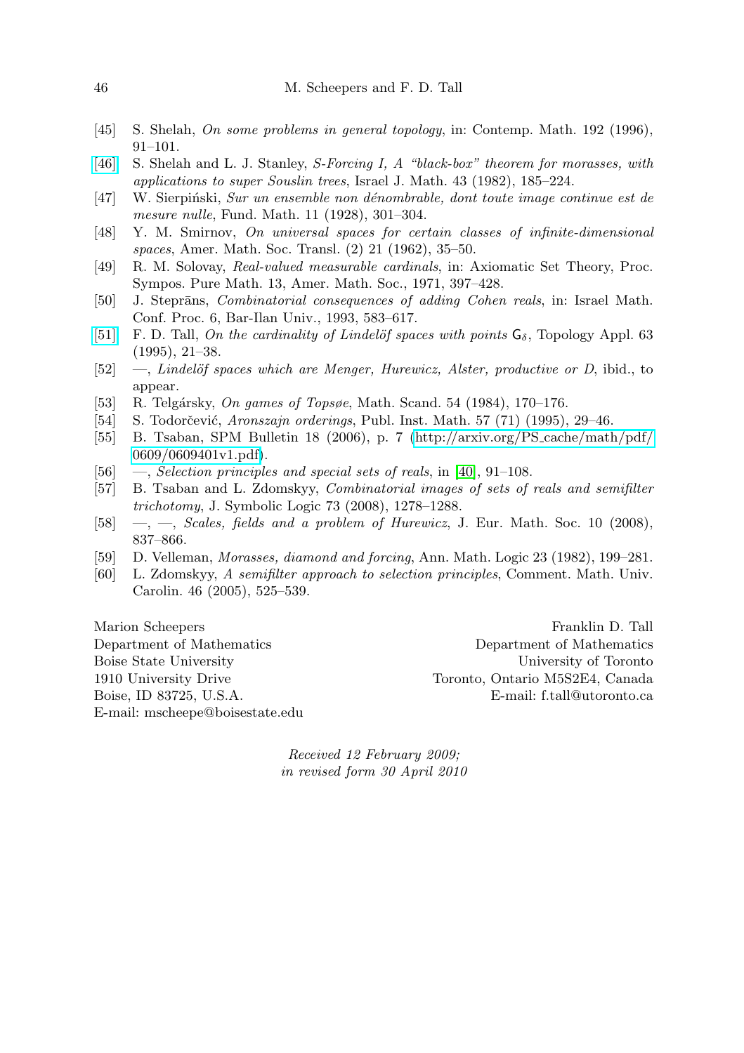[45] S. Shelah, *On some problems in general topology*, in: Contemp. Math. 192 (1996), 91–101.

[46] S. Shelah and L. J. Stanley, *S-Forcing I, A "black-box" theorem for morasses, with applications to super Souslin trees*, Israel J. Math. 43 (1982), 185–224.

[47] W. Sierpiński, *Sur un ensemble non dénombrable, dont toute image continue est de mesure nulle*, Fund. Math. 11 (1928), 301–304.

[48] Y. M. Smirnov, *On universal spaces for certain classes of infinite-dimensional spaces*, Amer. Math. Soc. Transl. (2) 21 (1962), 35–50.

[49] R. M. Solovay, *Real-valued measurable cardinals*, in: Axiomatic Set Theory, Proc. Sympos. Pure Math. 13, Amer. Math. Soc., 1971, 397–428.

[50] J. Steprāns, *Combinatorial consequences of adding Cohen reals*, in: Israel Math. Conf. Proc. 6, Bar-Ilan Univ., 1993, 583–617.

[51] F. D. Tall, *On the cardinality of Lindelöf spaces with points $\mathsf{G}_\delta$*, Topology Appl. 63 (1995), 21–38.

[52] —, *Lindelöf spaces which are Menger, Hurewicz, Alster, productive or D*, ibid., to appear.

[53] R. Telgársky, *On games of Topsøe*, Math. Scand. 54 (1984), 170–176.

[54] S. Todorčević, *Aronszajn orderings*, Publ. Inst. Math. 57 (71) (1995), 29–46.

[55] B. Tsaban, SPM Bulletin 18 (2006), p. 7 (http://arxiv.org/PS_cache/math/pdf/0609/0609401v1.pdf).

[56] —, *Selection principles and special sets of reals*, in [40], 91–108.

[57] B. Tsaban and L. Zdomskyy, *Combinatorial images of sets of reals and semifilter trichotomy*, J. Symbolic Logic 73 (2008), 1278–1288.

[58] —, —, *Scales, fields and a problem of Hurewicz*, J. Eur. Math. Soc. 10 (2008), 837–866.

[59] D. Velleman, *Morasses, diamond and forcing*, Ann. Math. Logic 23 (1982), 199–281.

[60] L. Zdomskyy, *A semifilter approach to selection principles*, Comment. Math. Univ. Carolin. 46 (2005), 525–539.

Marion Scheepers
Department of Mathematics
Boise State University
1910 University Drive
Boise, ID 83725, U.S.A.
E-mail: mscheepe@boisestate.edu

Franklin D. Tall
Department of Mathematics
University of Toronto
Toronto, Ontario M5S2E4, Canada
E-mail: f.tall@utoronto.ca

*Received 12 February 2009;*
*in revised form 30 April 2010*